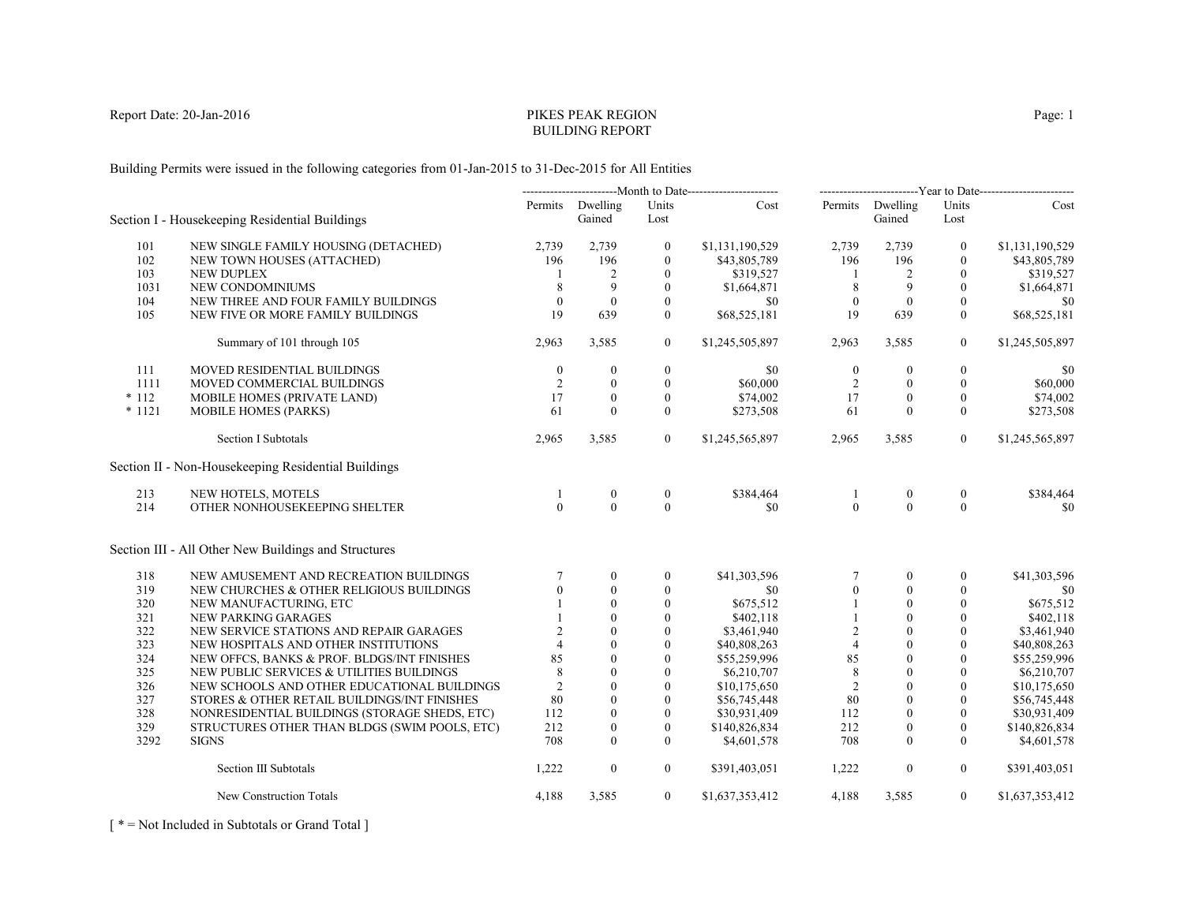Report Date: 20-Jan-2016

# PIKES PEAK REGION
# BUILDING REPORT

Building Permits were issued in the following categories from 01-Jan-2015 to 31-Dec-2015 for All Entities

| | | Month to Date | | | | Year to Date | | | |
|---|---|---|---|---|---|---|---|---|---|
| | **Section I - Housekeeping Residential Buildings** | Permits | Dwelling Gained | Units Lost | Cost | Permits | Dwelling Gained | Units Lost | Cost |
| 101 | NEW SINGLE FAMILY HOUSING (DETACHED) | 2,739 | 2,739 | 0 | $1,131,190,529 | 2,739 | 2,739 | 0 | $1,131,190,529 |
| 102 | NEW TOWN HOUSES (ATTACHED) | 196 | 196 | 0 | $43,805,789 | 196 | 196 | 0 | $43,805,789 |
| 103 | NEW DUPLEX | 1 | 2 | 0 | $319,527 | 1 | 2 | 0 | $319,527 |
| 1031 | NEW CONDOMINIUMS | 8 | 9 | 0 | $1,664,871 | 8 | 9 | 0 | $1,664,871 |
| 104 | NEW THREE AND FOUR FAMILY BUILDINGS | 0 | 0 | 0 | $0 | 0 | 0 | 0 | $0 |
| 105 | NEW FIVE OR MORE FAMILY BUILDINGS | 19 | 639 | 0 | $68,525,181 | 19 | 639 | 0 | $68,525,181 |
| | Summary of 101 through 105 | 2,963 | 3,585 | 0 | $1,245,505,897 | 2,963 | 3,585 | 0 | $1,245,505,897 |
| 111 | MOVED RESIDENTIAL BUILDINGS | 0 | 0 | 0 | $0 | 0 | 0 | 0 | $0 |
| 1111 | MOVED COMMERCIAL BUILDINGS | 2 | 0 | 0 | $60,000 | 2 | 0 | 0 | $60,000 |
| * 112 | MOBILE HOMES (PRIVATE LAND) | 17 | 0 | 0 | $74,002 | 17 | 0 | 0 | $74,002 |
| * 1121 | MOBILE HOMES (PARKS) | 61 | 0 | 0 | $273,508 | 61 | 0 | 0 | $273,508 |
| | Section I Subtotals | 2,965 | 3,585 | 0 | $1,245,565,897 | 2,965 | 3,585 | 0 | $1,245,565,897 |
| | **Section II - Non-Housekeeping Residential Buildings** | | | | | | | | |
| 213 | NEW HOTELS, MOTELS | 1 | 0 | 0 | $384,464 | 1 | 0 | 0 | $384,464 |
| 214 | OTHER NONHOUSEKEEPING SHELTER | 0 | 0 | 0 | $0 | 0 | 0 | 0 | $0 |
| | **Section III - All Other New Buildings and Structures** | | | | | | | | |
| 318 | NEW AMUSEMENT AND RECREATION BUILDINGS | 7 | 0 | 0 | $41,303,596 | 7 | 0 | 0 | $41,303,596 |
| 319 | NEW CHURCHES & OTHER RELIGIOUS BUILDINGS | 0 | 0 | 0 | $0 | 0 | 0 | 0 | $0 |
| 320 | NEW MANUFACTURING, ETC | 1 | 0 | 0 | $675,512 | 1 | 0 | 0 | $675,512 |
| 321 | NEW PARKING GARAGES | 1 | 0 | 0 | $402,118 | 1 | 0 | 0 | $402,118 |
| 322 | NEW SERVICE STATIONS AND REPAIR GARAGES | 2 | 0 | 0 | $3,461,940 | 2 | 0 | 0 | $3,461,940 |
| 323 | NEW HOSPITALS AND OTHER INSTITUTIONS | 4 | 0 | 0 | $40,808,263 | 4 | 0 | 0 | $40,808,263 |
| 324 | NEW OFFCS, BANKS & PROF. BLDGS/INT FINISHES | 85 | 0 | 0 | $55,259,996 | 85 | 0 | 0 | $55,259,996 |
| 325 | NEW PUBLIC SERVICES & UTILITIES BUILDINGS | 8 | 0 | 0 | $6,210,707 | 8 | 0 | 0 | $6,210,707 |
| 326 | NEW SCHOOLS AND OTHER EDUCATIONAL BUILDINGS | 2 | 0 | 0 | $10,175,650 | 2 | 0 | 0 | $10,175,650 |
| 327 | STORES & OTHER RETAIL BUILDINGS/INT FINISHES | 80 | 0 | 0 | $56,745,448 | 80 | 0 | 0 | $56,745,448 |
| 328 | NONRESIDENTIAL BUILDINGS (STORAGE SHEDS, ETC) | 112 | 0 | 0 | $30,931,409 | 112 | 0 | 0 | $30,931,409 |
| 329 | STRUCTURES OTHER THAN BLDGS (SWIM POOLS, ETC) | 212 | 0 | 0 | $140,826,834 | 212 | 0 | 0 | $140,826,834 |
| 3292 | SIGNS | 708 | 0 | 0 | $4,601,578 | 708 | 0 | 0 | $4,601,578 |
| | Section III Subtotals | 1,222 | 0 | 0 | $391,403,051 | 1,222 | 0 | 0 | $391,403,051 |
| | New Construction Totals | 4,188 | 3,585 | 0 | $1,637,353,412 | 4,188 | 3,585 | 0 | $1,637,353,412 |

[ * = Not Included in Subtotals or Grand Total ]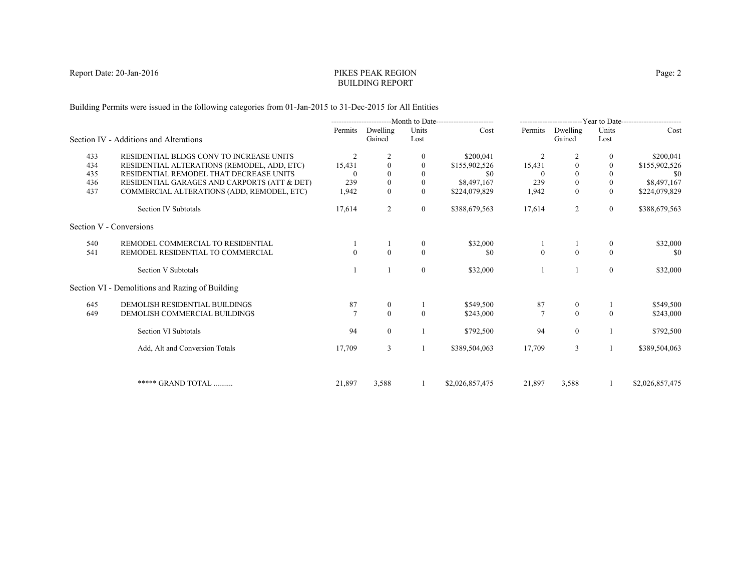Report Date: 20-Jan-2016

# PIKES PEAK REGION
# BUILDING REPORT

Building Permits were issued in the following categories from 01-Jan-2015 to 31-Dec-2015 for All Entities

| | | Month to Date | | | | Year to Date | | | |
|---|---|---|---|---|---|---|---|---|---|
| | **Section IV - Additions and Alterations** | Permits | Dwelling Gained | Units Lost | Cost | Permits | Dwelling Gained | Units Lost | Cost |
| 433 | RESIDENTIAL BLDGS CONV TO INCREASE UNITS | 2 | 2 | 0 | $200,041 | 2 | 2 | 0 | $200,041 |
| 434 | RESIDENTIAL ALTERATIONS (REMODEL, ADD, ETC) | 15,431 | 0 | 0 | $155,902,526 | 15,431 | 0 | 0 | $155,902,526 |
| 435 | RESIDENTIAL REMODEL THAT DECREASE UNITS | 0 | 0 | 0 | $0 | 0 | 0 | 0 | $0 |
| 436 | RESIDENTIAL GARAGES AND CARPORTS (ATT & DET) | 239 | 0 | 0 | $8,497,167 | 239 | 0 | 0 | $8,497,167 |
| 437 | COMMERCIAL ALTERATIONS (ADD, REMODEL, ETC) | 1,942 | 0 | 0 | $224,079,829 | 1,942 | 0 | 0 | $224,079,829 |
| | Section IV Subtotals | 17,614 | 2 | 0 | $388,679,563 | 17,614 | 2 | 0 | $388,679,563 |
| | **Section V - Conversions** | | | | | | | | |
| 540 | REMODEL COMMERCIAL TO RESIDENTIAL | 1 | 1 | 0 | $32,000 | 1 | 1 | 0 | $32,000 |
| 541 | REMODEL RESIDENTIAL TO COMMERCIAL | 0 | 0 | 0 | $0 | 0 | 0 | 0 | $0 |
| | Section V Subtotals | 1 | 1 | 0 | $32,000 | 1 | 1 | 0 | $32,000 |
| | **Section VI - Demolitions and Razing of Building** | | | | | | | | |
| 645 | DEMOLISH RESIDENTIAL BUILDINGS | 87 | 0 | 1 | $549,500 | 87 | 0 | 1 | $549,500 |
| 649 | DEMOLISH COMMERCIAL BUILDINGS | 7 | 0 | 0 | $243,000 | 7 | 0 | 0 | $243,000 |
| | Section VI Subtotals | 94 | 0 | 1 | $792,500 | 94 | 0 | 1 | $792,500 |
| | Add, Alt and Conversion Totals | 17,709 | 3 | 1 | $389,504,063 | 17,709 | 3 | 1 | $389,504,063 |
| | ***** GRAND TOTAL .......... | 21,897 | 3,588 | 1 | $2,026,857,475 | 21,897 | 3,588 | 1 | $2,026,857,475 |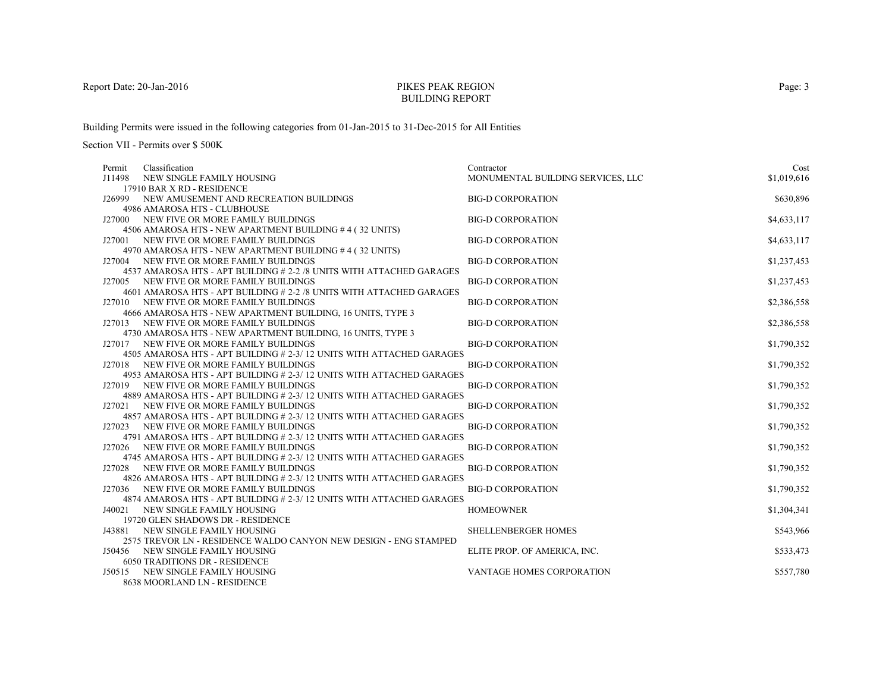# PIKES PEAK REGION
## BUILDING REPORT

Building Permits were issued in the following categories from 01-Jan-2015 to 31-Dec-2015 for All Entities

Section VII - Permits over $ 500K

| Permit | Classification | Contractor | Cost |
|---|---|---|---|
| J11498 | NEW SINGLE FAMILY HOUSING<br>17910 BAR X RD - RESIDENCE | MONUMENTAL BUILDING SERVICES, LLC | $1,019,616 |
| J26999 | NEW AMUSEMENT AND RECREATION BUILDINGS<br>4986 AMAROSA HTS - CLUBHOUSE | BIG-D CORPORATION | $630,896 |
| J27000 | NEW FIVE OR MORE FAMILY BUILDINGS<br>4506 AMAROSA HTS - NEW APARTMENT BUILDING # 4 ( 32 UNITS) | BIG-D CORPORATION | $4,633,117 |
| J27001 | NEW FIVE OR MORE FAMILY BUILDINGS<br>4970 AMAROSA HTS - NEW APARTMENT BUILDING # 4 ( 32 UNITS) | BIG-D CORPORATION | $4,633,117 |
| J27004 | NEW FIVE OR MORE FAMILY BUILDINGS<br>4537 AMAROSA HTS - APT BUILDING # 2-2 /8 UNITS WITH ATTACHED GARAGES | BIG-D CORPORATION | $1,237,453 |
| J27005 | NEW FIVE OR MORE FAMILY BUILDINGS<br>4601 AMAROSA HTS - APT BUILDING # 2-2 /8 UNITS WITH ATTACHED GARAGES | BIG-D CORPORATION | $1,237,453 |
| J27010 | NEW FIVE OR MORE FAMILY BUILDINGS<br>4666 AMAROSA HTS - NEW APARTMENT BUILDING, 16 UNITS, TYPE 3 | BIG-D CORPORATION | $2,386,558 |
| J27013 | NEW FIVE OR MORE FAMILY BUILDINGS<br>4730 AMAROSA HTS - NEW APARTMENT BUILDING, 16 UNITS, TYPE 3 | BIG-D CORPORATION | $2,386,558 |
| J27017 | NEW FIVE OR MORE FAMILY BUILDINGS<br>4505 AMAROSA HTS - APT BUILDING # 2-3/ 12 UNITS WITH ATTACHED GARAGES | BIG-D CORPORATION | $1,790,352 |
| J27018 | NEW FIVE OR MORE FAMILY BUILDINGS<br>4953 AMAROSA HTS - APT BUILDING # 2-3/ 12 UNITS WITH ATTACHED GARAGES | BIG-D CORPORATION | $1,790,352 |
| J27019 | NEW FIVE OR MORE FAMILY BUILDINGS<br>4889 AMAROSA HTS - APT BUILDING # 2-3/ 12 UNITS WITH ATTACHED GARAGES | BIG-D CORPORATION | $1,790,352 |
| J27021 | NEW FIVE OR MORE FAMILY BUILDINGS<br>4857 AMAROSA HTS - APT BUILDING # 2-3/ 12 UNITS WITH ATTACHED GARAGES | BIG-D CORPORATION | $1,790,352 |
| J27023 | NEW FIVE OR MORE FAMILY BUILDINGS<br>4791 AMAROSA HTS - APT BUILDING # 2-3/ 12 UNITS WITH ATTACHED GARAGES | BIG-D CORPORATION | $1,790,352 |
| J27026 | NEW FIVE OR MORE FAMILY BUILDINGS<br>4745 AMAROSA HTS - APT BUILDING # 2-3/ 12 UNITS WITH ATTACHED GARAGES | BIG-D CORPORATION | $1,790,352 |
| J27028 | NEW FIVE OR MORE FAMILY BUILDINGS<br>4826 AMAROSA HTS - APT BUILDING # 2-3/ 12 UNITS WITH ATTACHED GARAGES | BIG-D CORPORATION | $1,790,352 |
| J27036 | NEW FIVE OR MORE FAMILY BUILDINGS<br>4874 AMAROSA HTS - APT BUILDING # 2-3/ 12 UNITS WITH ATTACHED GARAGES | BIG-D CORPORATION | $1,790,352 |
| J40021 | NEW SINGLE FAMILY HOUSING<br>19720 GLEN SHADOWS DR - RESIDENCE | HOMEOWNER | $1,304,341 |
| J43881 | NEW SINGLE FAMILY HOUSING<br>2575 TREVOR LN - RESIDENCE WALDO CANYON NEW DESIGN - ENG STAMPED | SHELLENBERGER HOMES | $543,966 |
| J50456 | NEW SINGLE FAMILY HOUSING<br>6050 TRADITIONS DR - RESIDENCE | ELITE PROP. OF AMERICA, INC. | $533,473 |
| J50515 | NEW SINGLE FAMILY HOUSING<br>8638 MOORLAND LN - RESIDENCE | VANTAGE HOMES CORPORATION | $557,780 |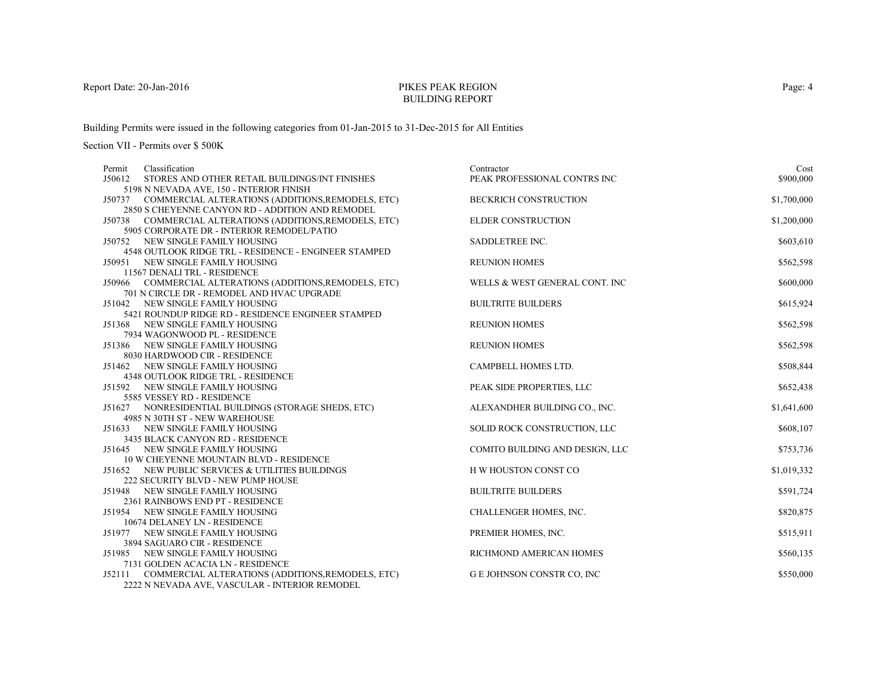# PIKES PEAK REGION
## BUILDING REPORT

Report Date: 20-Jan-2016

Building Permits were issued in the following categories from 01-Jan-2015 to 31-Dec-2015 for All Entities

Section VII - Permits over $ 500K

| Permit | Classification | Contractor | Cost |
|---|---|---|---|
| J50612 | STORES AND OTHER RETAIL BUILDINGS/INT FINISHES<br>5198 N NEVADA AVE, 150 - INTERIOR FINISH | PEAK PROFESSIONAL CONTRS INC | $900,000 |
| J50737 | COMMERCIAL ALTERATIONS (ADDITIONS,REMODELS, ETC)<br>2850 S CHEYENNE CANYON RD - ADDITION AND REMODEL | BECKRICH CONSTRUCTION | $1,700,000 |
| J50738 | COMMERCIAL ALTERATIONS (ADDITIONS,REMODELS, ETC)<br>5905 CORPORATE DR - INTERIOR REMODEL/PATIO | ELDER CONSTRUCTION | $1,200,000 |
| J50752 | NEW SINGLE FAMILY HOUSING<br>4548 OUTLOOK RIDGE TRL - RESIDENCE - ENGINEER STAMPED | SADDLETREE INC. | $603,610 |
| J50951 | NEW SINGLE FAMILY HOUSING<br>11567 DENALI TRL - RESIDENCE | REUNION HOMES | $562,598 |
| J50966 | COMMERCIAL ALTERATIONS (ADDITIONS,REMODELS, ETC)<br>701 N CIRCLE DR - REMODEL AND HVAC UPGRADE | WELLS & WEST GENERAL CONT. INC | $600,000 |
| J51042 | NEW SINGLE FAMILY HOUSING<br>5421 ROUNDUP RIDGE RD - RESIDENCE ENGINEER STAMPED | BUILTRITE BUILDERS | $615,924 |
| J51368 | NEW SINGLE FAMILY HOUSING<br>7934 WAGONWOOD PL - RESIDENCE | REUNION HOMES | $562,598 |
| J51386 | NEW SINGLE FAMILY HOUSING<br>8030 HARDWOOD CIR - RESIDENCE | REUNION HOMES | $562,598 |
| J51462 | NEW SINGLE FAMILY HOUSING<br>4348 OUTLOOK RIDGE TRL - RESIDENCE | CAMPBELL HOMES LTD. | $508,844 |
| J51592 | NEW SINGLE FAMILY HOUSING<br>5585 VESSEY RD - RESIDENCE | PEAK SIDE PROPERTIES, LLC | $652,438 |
| J51627 | NONRESIDENTIAL BUILDINGS (STORAGE SHEDS, ETC)<br>4985 N 30TH ST - NEW WAREHOUSE | ALEXANDHER BUILDING CO., INC. | $1,641,600 |
| J51633 | NEW SINGLE FAMILY HOUSING<br>3435 BLACK CANYON RD - RESIDENCE | SOLID ROCK CONSTRUCTION, LLC | $608,107 |
| J51645 | NEW SINGLE FAMILY HOUSING<br>10 W CHEYENNE MOUNTAIN BLVD - RESIDENCE | COMITO BUILDING AND DESIGN, LLC | $753,736 |
| J51652 | NEW PUBLIC SERVICES & UTILITIES BUILDINGS<br>222 SECURITY BLVD - NEW PUMP HOUSE | H W HOUSTON CONST CO | $1,019,332 |
| J51948 | NEW SINGLE FAMILY HOUSING<br>2361 RAINBOWS END PT - RESIDENCE | BUILTRITE BUILDERS | $591,724 |
| J51954 | NEW SINGLE FAMILY HOUSING<br>10674 DELANEY LN - RESIDENCE | CHALLENGER HOMES, INC. | $820,875 |
| J51977 | NEW SINGLE FAMILY HOUSING<br>3894 SAGUARO CIR - RESIDENCE | PREMIER HOMES, INC. | $515,911 |
| J51985 | NEW SINGLE FAMILY HOUSING<br>7131 GOLDEN ACACIA LN - RESIDENCE | RICHMOND AMERICAN HOMES | $560,135 |
| J52111 | COMMERCIAL ALTERATIONS (ADDITIONS,REMODELS, ETC)<br>2222 N NEVADA AVE, VASCULAR - INTERIOR REMODEL | G E JOHNSON CONSTR CO, INC | $550,000 |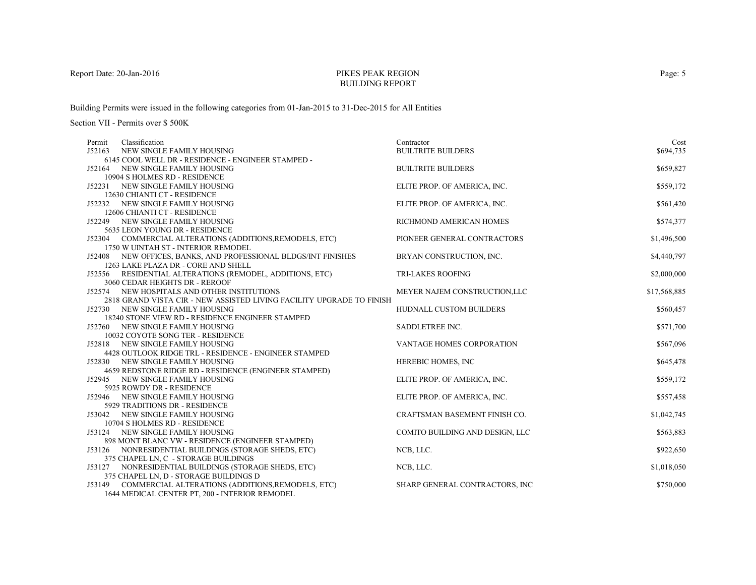Report Date: 20-Jan-2016

# PIKES PEAK REGION BUILDING REPORT

Building Permits were issued in the following categories from 01-Jan-2015 to 31-Dec-2015 for All Entities

Section VII - Permits over $ 500K

| Permit | Classification | Contractor | Cost |
|---|---|---|---|
| J52163 | NEW SINGLE FAMILY HOUSING<br>6145 COOL WELL DR - RESIDENCE - ENGINEER STAMPED - | BUILTRITE BUILDERS | $694,735 |
| J52164 | NEW SINGLE FAMILY HOUSING<br>10904 S HOLMES RD - RESIDENCE | BUILTRITE BUILDERS | $659,827 |
| J52231 | NEW SINGLE FAMILY HOUSING<br>12630 CHIANTI CT - RESIDENCE | ELITE PROP. OF AMERICA, INC. | $559,172 |
| J52232 | NEW SINGLE FAMILY HOUSING<br>12606 CHIANTI CT - RESIDENCE | ELITE PROP. OF AMERICA, INC. | $561,420 |
| J52249 | NEW SINGLE FAMILY HOUSING<br>5635 LEON YOUNG DR - RESIDENCE | RICHMOND AMERICAN HOMES | $574,377 |
| J52304 | COMMERCIAL ALTERATIONS (ADDITIONS,REMODELS, ETC)<br>1750 W UINTAH ST - INTERIOR REMODEL | PIONEER GENERAL CONTRACTORS | $1,496,500 |
| J52408 | NEW OFFICES, BANKS, AND PROFESSIONAL BLDGS/INT FINISHES<br>1263 LAKE PLAZA DR - CORE AND SHELL | BRYAN CONSTRUCTION, INC. | $4,440,797 |
| J52556 | RESIDENTIAL ALTERATIONS (REMODEL, ADDITIONS, ETC)<br>3060 CEDAR HEIGHTS DR - REROOF | TRI-LAKES ROOFING | $2,000,000 |
| J52574 | NEW HOSPITALS AND OTHER INSTITUTIONS<br>2818 GRAND VISTA CIR - NEW ASSISTED LIVING FACILITY UPGRADE TO FINISH | MEYER NAJEM CONSTRUCTION,LLC | $17,568,885 |
| J52730 | NEW SINGLE FAMILY HOUSING<br>18240 STONE VIEW RD - RESIDENCE ENGINEER STAMPED | HUDNALL CUSTOM BUILDERS | $560,457 |
| J52760 | NEW SINGLE FAMILY HOUSING<br>10032 COYOTE SONG TER - RESIDENCE | SADDLETREE INC. | $571,700 |
| J52818 | NEW SINGLE FAMILY HOUSING<br>4428 OUTLOOK RIDGE TRL - RESIDENCE - ENGINEER STAMPED | VANTAGE HOMES CORPORATION | $567,096 |
| J52830 | NEW SINGLE FAMILY HOUSING<br>4659 REDSTONE RIDGE RD - RESIDENCE (ENGINEER STAMPED) | HEREBIC HOMES, INC | $645,478 |
| J52945 | NEW SINGLE FAMILY HOUSING<br>5925 ROWDY DR - RESIDENCE | ELITE PROP. OF AMERICA, INC. | $559,172 |
| J52946 | NEW SINGLE FAMILY HOUSING<br>5929 TRADITIONS DR - RESIDENCE | ELITE PROP. OF AMERICA, INC. | $557,458 |
| J53042 | NEW SINGLE FAMILY HOUSING<br>10704 S HOLMES RD - RESIDENCE | CRAFTSMAN BASEMENT FINISH CO. | $1,042,745 |
| J53124 | NEW SINGLE FAMILY HOUSING<br>898 MONT BLANC VW - RESIDENCE (ENGINEER STAMPED) | COMITO BUILDING AND DESIGN, LLC | $563,883 |
| J53126 | NONRESIDENTIAL BUILDINGS (STORAGE SHEDS, ETC)<br>375 CHAPEL LN, C - STORAGE BUILDINGS | NCB, LLC. | $922,650 |
| J53127 | NONRESIDENTIAL BUILDINGS (STORAGE SHEDS, ETC)<br>375 CHAPEL LN, D - STORAGE BUILDINGS D | NCB, LLC. | $1,018,050 |
| J53149 | COMMERCIAL ALTERATIONS (ADDITIONS,REMODELS, ETC)<br>1644 MEDICAL CENTER PT, 200 - INTERIOR REMODEL | SHARP GENERAL CONTRACTORS, INC | $750,000 |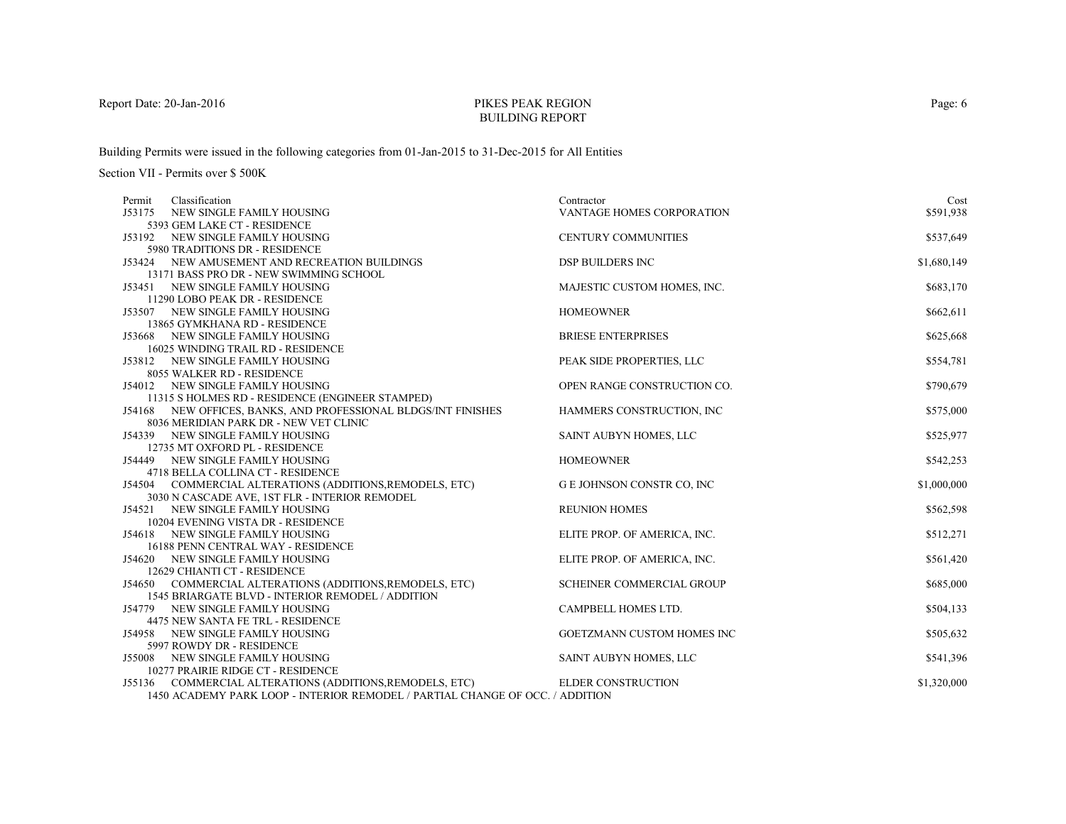PIKES PEAK REGION
BUILDING REPORT

Building Permits were issued in the following categories from 01-Jan-2015 to 31-Dec-2015 for All Entities

Section VII - Permits over $ 500K

| Permit | Classification | Contractor | Cost |
|---|---|---|---|
| J53175 | NEW SINGLE FAMILY HOUSING<br>5393 GEM LAKE CT - RESIDENCE | VANTAGE HOMES CORPORATION | $591,938 |
| J53192 | NEW SINGLE FAMILY HOUSING<br>5980 TRADITIONS DR - RESIDENCE | CENTURY COMMUNITIES | $537,649 |
| J53424 | NEW AMUSEMENT AND RECREATION BUILDINGS<br>13171 BASS PRO DR - NEW SWIMMING SCHOOL | DSP BUILDERS INC | $1,680,149 |
| J53451 | NEW SINGLE FAMILY HOUSING<br>11290 LOBO PEAK DR - RESIDENCE | MAJESTIC CUSTOM HOMES, INC. | $683,170 |
| J53507 | NEW SINGLE FAMILY HOUSING<br>13865 GYMKHANA RD - RESIDENCE | HOMEOWNER | $662,611 |
| J53668 | NEW SINGLE FAMILY HOUSING<br>16025 WINDING TRAIL RD - RESIDENCE | BRIESE ENTERPRISES | $625,668 |
| J53812 | NEW SINGLE FAMILY HOUSING<br>8055 WALKER RD - RESIDENCE | PEAK SIDE PROPERTIES, LLC | $554,781 |
| J54012 | NEW SINGLE FAMILY HOUSING<br>11315 S HOLMES RD - RESIDENCE (ENGINEER STAMPED) | OPEN RANGE CONSTRUCTION CO. | $790,679 |
| J54168 | NEW OFFICES, BANKS, AND PROFESSIONAL BLDGS/INT FINISHES<br>8036 MERIDIAN PARK DR - NEW VET CLINIC | HAMMERS CONSTRUCTION, INC | $575,000 |
| J54339 | NEW SINGLE FAMILY HOUSING<br>12735 MT OXFORD PL - RESIDENCE | SAINT AUBYN HOMES, LLC | $525,977 |
| J54449 | NEW SINGLE FAMILY HOUSING<br>4718 BELLA COLLINA CT - RESIDENCE | HOMEOWNER | $542,253 |
| J54504 | COMMERCIAL ALTERATIONS (ADDITIONS,REMODELS, ETC)<br>3030 N CASCADE AVE, 1ST FLR - INTERIOR REMODEL | G E JOHNSON CONSTR CO, INC | $1,000,000 |
| J54521 | NEW SINGLE FAMILY HOUSING<br>10204 EVENING VISTA DR - RESIDENCE | REUNION HOMES | $562,598 |
| J54618 | NEW SINGLE FAMILY HOUSING<br>16188 PENN CENTRAL WAY - RESIDENCE | ELITE PROP. OF AMERICA, INC. | $512,271 |
| J54620 | NEW SINGLE FAMILY HOUSING<br>12629 CHIANTI CT - RESIDENCE | ELITE PROP. OF AMERICA, INC. | $561,420 |
| J54650 | COMMERCIAL ALTERATIONS (ADDITIONS,REMODELS, ETC)<br>1545 BRIARGATE BLVD - INTERIOR REMODEL / ADDITION | SCHEINER COMMERCIAL GROUP | $685,000 |
| J54779 | NEW SINGLE FAMILY HOUSING<br>4475 NEW SANTA FE TRL - RESIDENCE | CAMPBELL HOMES LTD. | $504,133 |
| J54958 | NEW SINGLE FAMILY HOUSING<br>5997 ROWDY DR - RESIDENCE | GOETZMANN CUSTOM HOMES INC | $505,632 |
| J55008 | NEW SINGLE FAMILY HOUSING<br>10277 PRAIRIE RIDGE CT - RESIDENCE | SAINT AUBYN HOMES, LLC | $541,396 |
| J55136 | COMMERCIAL ALTERATIONS (ADDITIONS,REMODELS, ETC)<br>1450 ACADEMY PARK LOOP - INTERIOR REMODEL / PARTIAL CHANGE OF OCC. / ADDITION | ELDER CONSTRUCTION | $1,320,000 |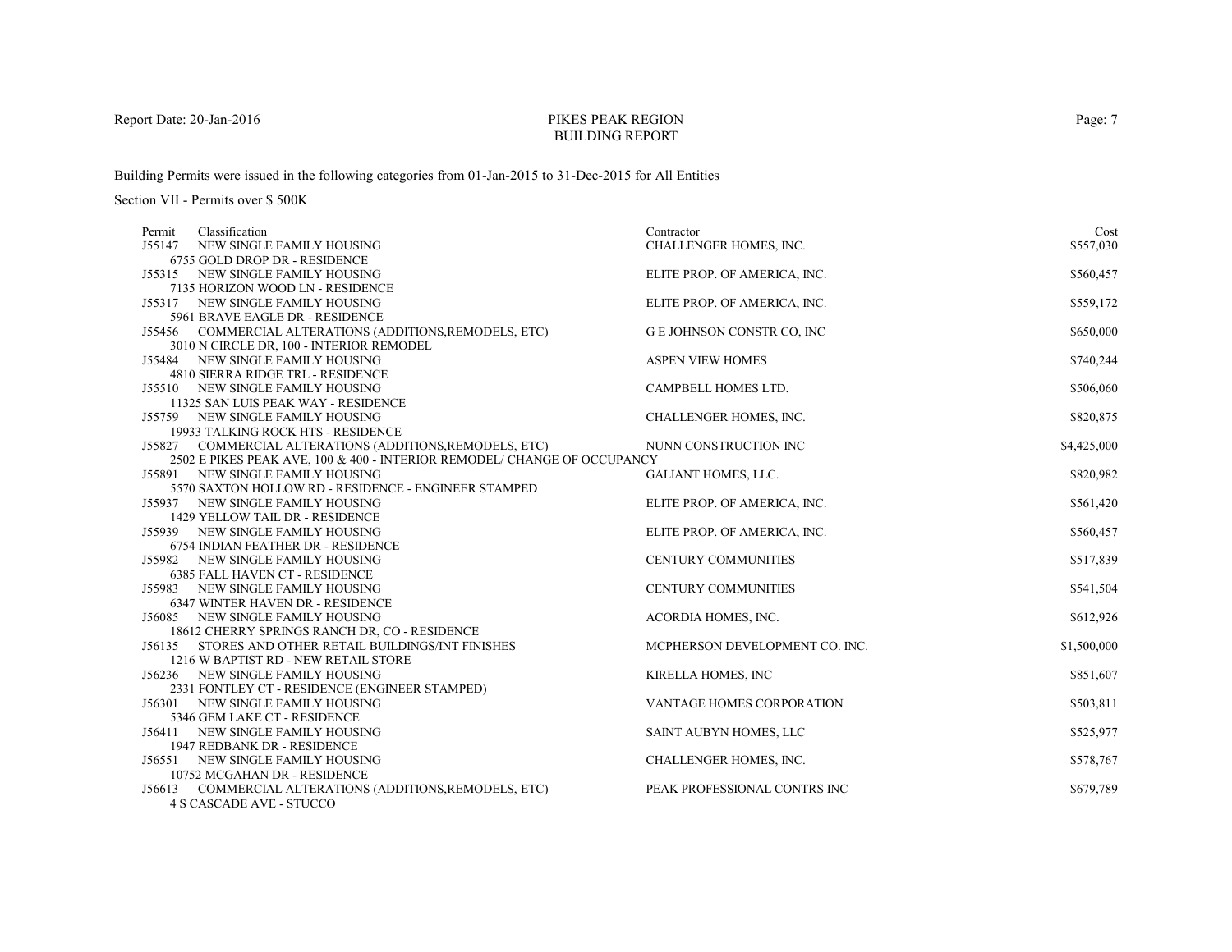# PIKES PEAK REGION
## BUILDING REPORT

Building Permits were issued in the following categories from 01-Jan-2015 to 31-Dec-2015 for All Entities

Section VII - Permits over $ 500K

| Permit | Classification | Contractor | Cost |
|---|---|---|---|
| J55147 | NEW SINGLE FAMILY HOUSING<br>6755 GOLD DROP DR - RESIDENCE | CHALLENGER HOMES, INC. | $557,030 |
| J55315 | NEW SINGLE FAMILY HOUSING<br>7135 HORIZON WOOD LN - RESIDENCE | ELITE PROP. OF AMERICA, INC. | $560,457 |
| J55317 | NEW SINGLE FAMILY HOUSING<br>5961 BRAVE EAGLE DR - RESIDENCE | ELITE PROP. OF AMERICA, INC. | $559,172 |
| J55456 | COMMERCIAL ALTERATIONS (ADDITIONS,REMODELS, ETC)<br>3010 N CIRCLE DR, 100 - INTERIOR REMODEL | G E JOHNSON CONSTR CO, INC | $650,000 |
| J55484 | NEW SINGLE FAMILY HOUSING<br>4810 SIERRA RIDGE TRL - RESIDENCE | ASPEN VIEW HOMES | $740,244 |
| J55510 | NEW SINGLE FAMILY HOUSING<br>11325 SAN LUIS PEAK WAY - RESIDENCE | CAMPBELL HOMES LTD. | $506,060 |
| J55759 | NEW SINGLE FAMILY HOUSING<br>19933 TALKING ROCK HTS - RESIDENCE | CHALLENGER HOMES, INC. | $820,875 |
| J55827 | COMMERCIAL ALTERATIONS (ADDITIONS,REMODELS, ETC)<br>2502 E PIKES PEAK AVE, 100 & 400 - INTERIOR REMODEL/ CHANGE OF OCCUPANCY | NUNN CONSTRUCTION INC | $4,425,000 |
| J55891 | NEW SINGLE FAMILY HOUSING<br>5570 SAXTON HOLLOW RD - RESIDENCE - ENGINEER STAMPED | GALIANT HOMES, LLC. | $820,982 |
| J55937 | NEW SINGLE FAMILY HOUSING<br>1429 YELLOW TAIL DR - RESIDENCE | ELITE PROP. OF AMERICA, INC. | $561,420 |
| J55939 | NEW SINGLE FAMILY HOUSING<br>6754 INDIAN FEATHER DR - RESIDENCE | ELITE PROP. OF AMERICA, INC. | $560,457 |
| J55982 | NEW SINGLE FAMILY HOUSING<br>6385 FALL HAVEN CT - RESIDENCE | CENTURY COMMUNITIES | $517,839 |
| J55983 | NEW SINGLE FAMILY HOUSING<br>6347 WINTER HAVEN DR - RESIDENCE | CENTURY COMMUNITIES | $541,504 |
| J56085 | NEW SINGLE FAMILY HOUSING<br>18612 CHERRY SPRINGS RANCH DR, CO - RESIDENCE | ACORDIA HOMES, INC. | $612,926 |
| J56135 | STORES AND OTHER RETAIL BUILDINGS/INT FINISHES<br>1216 W BAPTIST RD - NEW RETAIL STORE | MCPHERSON DEVELOPMENT CO. INC. | $1,500,000 |
| J56236 | NEW SINGLE FAMILY HOUSING<br>2331 FONTLEY CT - RESIDENCE (ENGINEER STAMPED) | KIRELLA HOMES, INC | $851,607 |
| J56301 | NEW SINGLE FAMILY HOUSING<br>5346 GEM LAKE CT - RESIDENCE | VANTAGE HOMES CORPORATION | $503,811 |
| J56411 | NEW SINGLE FAMILY HOUSING<br>1947 REDBANK DR - RESIDENCE | SAINT AUBYN HOMES, LLC | $525,977 |
| J56551 | NEW SINGLE FAMILY HOUSING<br>10752 MCGAHAN DR - RESIDENCE | CHALLENGER HOMES, INC. | $578,767 |
| J56613 | COMMERCIAL ALTERATIONS (ADDITIONS,REMODELS, ETC)<br>4 S CASCADE AVE - STUCCO | PEAK PROFESSIONAL CONTRS INC | $679,789 |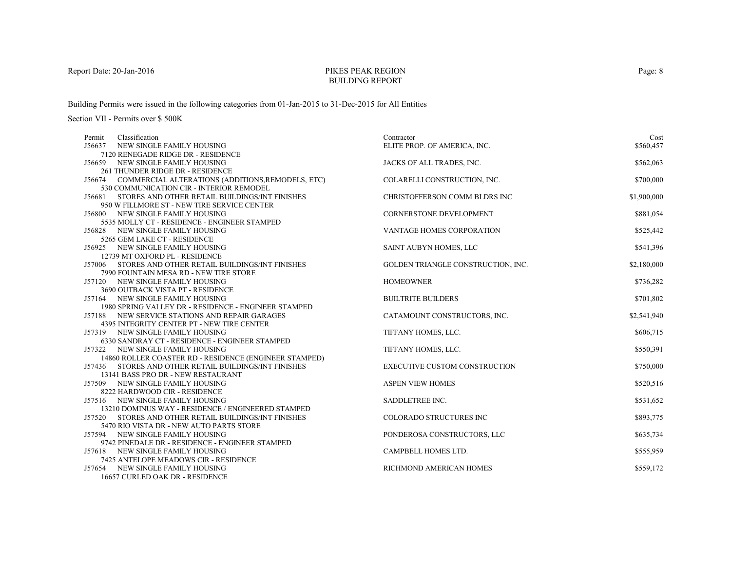Report Date: 20-Jan-2016

# PIKES PEAK REGION BUILDING REPORT

Building Permits were issued in the following categories from 01-Jan-2015 to 31-Dec-2015 for All Entities

Section VII - Permits over $ 500K

| Permit | Classification | Contractor | Cost |
|---|---|---|---|
| J56637 | NEW SINGLE FAMILY HOUSING<br>7120 RENEGADE RIDGE DR - RESIDENCE | ELITE PROP. OF AMERICA, INC. | $560,457 |
| J56659 | NEW SINGLE FAMILY HOUSING<br>261 THUNDER RIDGE DR - RESIDENCE | JACKS OF ALL TRADES, INC. | $562,063 |
| J56674 | COMMERCIAL ALTERATIONS (ADDITIONS,REMODELS, ETC)<br>530 COMMUNICATION CIR - INTERIOR REMODEL | COLARELLI CONSTRUCTION, INC. | $700,000 |
| J56681 | STORES AND OTHER RETAIL BUILDINGS/INT FINISHES<br>950 W FILLMORE ST - NEW TIRE SERVICE CENTER | CHRISTOFFERSON COMM BLDRS INC | $1,900,000 |
| J56800 | NEW SINGLE FAMILY HOUSING<br>5535 MOLLY CT - RESIDENCE - ENGINEER STAMPED | CORNERSTONE DEVELOPMENT | $881,054 |
| J56828 | NEW SINGLE FAMILY HOUSING<br>5265 GEM LAKE CT - RESIDENCE | VANTAGE HOMES CORPORATION | $525,442 |
| J56925 | NEW SINGLE FAMILY HOUSING<br>12739 MT OXFORD PL - RESIDENCE | SAINT AUBYN HOMES, LLC | $541,396 |
| J57006 | STORES AND OTHER RETAIL BUILDINGS/INT FINISHES<br>7990 FOUNTAIN MESA RD - NEW TIRE STORE | GOLDEN TRIANGLE CONSTRUCTION, INC. | $2,180,000 |
| J57120 | NEW SINGLE FAMILY HOUSING<br>3690 OUTBACK VISTA PT - RESIDENCE | HOMEOWNER | $736,282 |
| J57164 | NEW SINGLE FAMILY HOUSING<br>1980 SPRING VALLEY DR - RESIDENCE - ENGINEER STAMPED | BUILTRITE BUILDERS | $701,802 |
| J57188 | NEW SERVICE STATIONS AND REPAIR GARAGES<br>4395 INTEGRITY CENTER PT - NEW TIRE CENTER | CATAMOUNT CONSTRUCTORS, INC. | $2,541,940 |
| J57319 | NEW SINGLE FAMILY HOUSING<br>6330 SANDRAY CT - RESIDENCE - ENGINEER STAMPED | TIFFANY HOMES, LLC. | $606,715 |
| J57322 | NEW SINGLE FAMILY HOUSING<br>14860 ROLLER COASTER RD - RESIDENCE (ENGINEER STAMPED) | TIFFANY HOMES, LLC. | $550,391 |
| J57436 | STORES AND OTHER RETAIL BUILDINGS/INT FINISHES<br>13141 BASS PRO DR - NEW RESTAURANT | EXECUTIVE CUSTOM CONSTRUCTION | $750,000 |
| J57509 | NEW SINGLE FAMILY HOUSING<br>8222 HARDWOOD CIR - RESIDENCE | ASPEN VIEW HOMES | $520,516 |
| J57516 | NEW SINGLE FAMILY HOUSING<br>13210 DOMINUS WAY - RESIDENCE / ENGINEERED STAMPED | SADDLETREE INC. | $531,652 |
| J57520 | STORES AND OTHER RETAIL BUILDINGS/INT FINISHES<br>5470 RIO VISTA DR - NEW AUTO PARTS STORE | COLORADO STRUCTURES INC | $893,775 |
| J57594 | NEW SINGLE FAMILY HOUSING<br>9742 PINEDALE DR - RESIDENCE - ENGINEER STAMPED | PONDEROSA CONSTRUCTORS, LLC | $635,734 |
| J57618 | NEW SINGLE FAMILY HOUSING<br>7425 ANTELOPE MEADOWS CIR - RESIDENCE | CAMPBELL HOMES LTD. | $555,959 |
| J57654 | NEW SINGLE FAMILY HOUSING<br>16657 CURLED OAK DR - RESIDENCE | RICHMOND AMERICAN HOMES | $559,172 |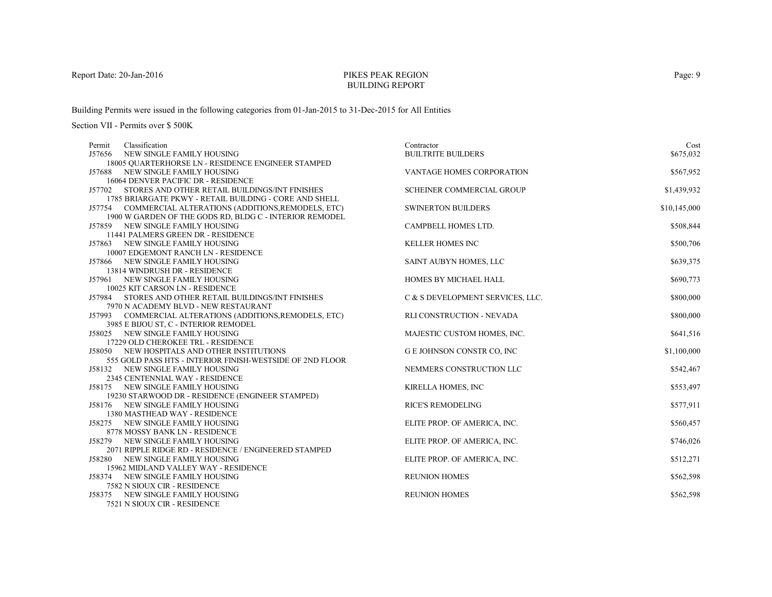Building Permits were issued in the following categories from 01-Jan-2015 to 31-Dec-2015 for All Entities

Section VII - Permits over $ 500K

| Permit | Classification | Contractor | Cost |
|---|---|---|---|
| J57656 | NEW SINGLE FAMILY HOUSING<br>18005 QUARTERHORSE LN - RESIDENCE ENGINEER STAMPED | BUILTRITE BUILDERS | $675,032 |
| J57688 | NEW SINGLE FAMILY HOUSING<br>16064 DENVER PACIFIC DR - RESIDENCE | VANTAGE HOMES CORPORATION | $567,952 |
| J57702 | STORES AND OTHER RETAIL BUILDINGS/INT FINISHES<br>1785 BRIARGATE PKWY - RETAIL BUILDING - CORE AND SHELL | SCHEINER COMMERCIAL GROUP | $1,439,932 |
| J57754 | COMMERCIAL ALTERATIONS (ADDITIONS,REMODELS, ETC)<br>1900 W GARDEN OF THE GODS RD, BLDG C - INTERIOR REMODEL | SWINERTON BUILDERS | $10,145,000 |
| J57859 | NEW SINGLE FAMILY HOUSING<br>11441 PALMERS GREEN DR - RESIDENCE | CAMPBELL HOMES LTD. | $508,844 |
| J57863 | NEW SINGLE FAMILY HOUSING<br>10007 EDGEMONT RANCH LN - RESIDENCE | KELLER HOMES INC | $500,706 |
| J57866 | NEW SINGLE FAMILY HOUSING<br>13814 WINDRUSH DR - RESIDENCE | SAINT AUBYN HOMES, LLC | $639,375 |
| J57961 | NEW SINGLE FAMILY HOUSING<br>10025 KIT CARSON LN - RESIDENCE | HOMES BY MICHAEL HALL | $690,773 |
| J57984 | STORES AND OTHER RETAIL BUILDINGS/INT FINISHES<br>7970 N ACADEMY BLVD - NEW RESTAURANT | C & S DEVELOPMENT SERVICES, LLC. | $800,000 |
| J57993 | COMMERCIAL ALTERATIONS (ADDITIONS,REMODELS, ETC)<br>3985 E BIJOU ST, C - INTERIOR REMODEL | RLI CONSTRUCTION - NEVADA | $800,000 |
| J58025 | NEW SINGLE FAMILY HOUSING<br>17229 OLD CHEROKEE TRL - RESIDENCE | MAJESTIC CUSTOM HOMES, INC. | $641,516 |
| J58050 | NEW HOSPITALS AND OTHER INSTITUTIONS<br>555 GOLD PASS HTS - INTERIOR FINISH-WESTSIDE OF 2ND FLOOR | G E JOHNSON CONSTR CO, INC | $1,100,000 |
| J58132 | NEW SINGLE FAMILY HOUSING<br>2345 CENTENNIAL WAY - RESIDENCE | NEMMERS CONSTRUCTION LLC | $542,467 |
| J58175 | NEW SINGLE FAMILY HOUSING<br>19230 STARWOOD DR - RESIDENCE (ENGINEER STAMPED) | KIRELLA HOMES, INC | $553,497 |
| J58176 | NEW SINGLE FAMILY HOUSING<br>1380 MASTHEAD WAY - RESIDENCE | RICE'S REMODELING | $577,911 |
| J58275 | NEW SINGLE FAMILY HOUSING<br>8778 MOSSY BANK LN - RESIDENCE | ELITE PROP. OF AMERICA, INC. | $560,457 |
| J58279 | NEW SINGLE FAMILY HOUSING<br>2071 RIPPLE RIDGE RD - RESIDENCE / ENGINEERED STAMPED | ELITE PROP. OF AMERICA, INC. | $746,026 |
| J58280 | NEW SINGLE FAMILY HOUSING<br>15962 MIDLAND VALLEY WAY - RESIDENCE | ELITE PROP. OF AMERICA, INC. | $512,271 |
| J58374 | NEW SINGLE FAMILY HOUSING<br>7582 N SIOUX CIR - RESIDENCE | REUNION HOMES | $562,598 |
| J58375 | NEW SINGLE FAMILY HOUSING<br>7521 N SIOUX CIR - RESIDENCE | REUNION HOMES | $562,598 |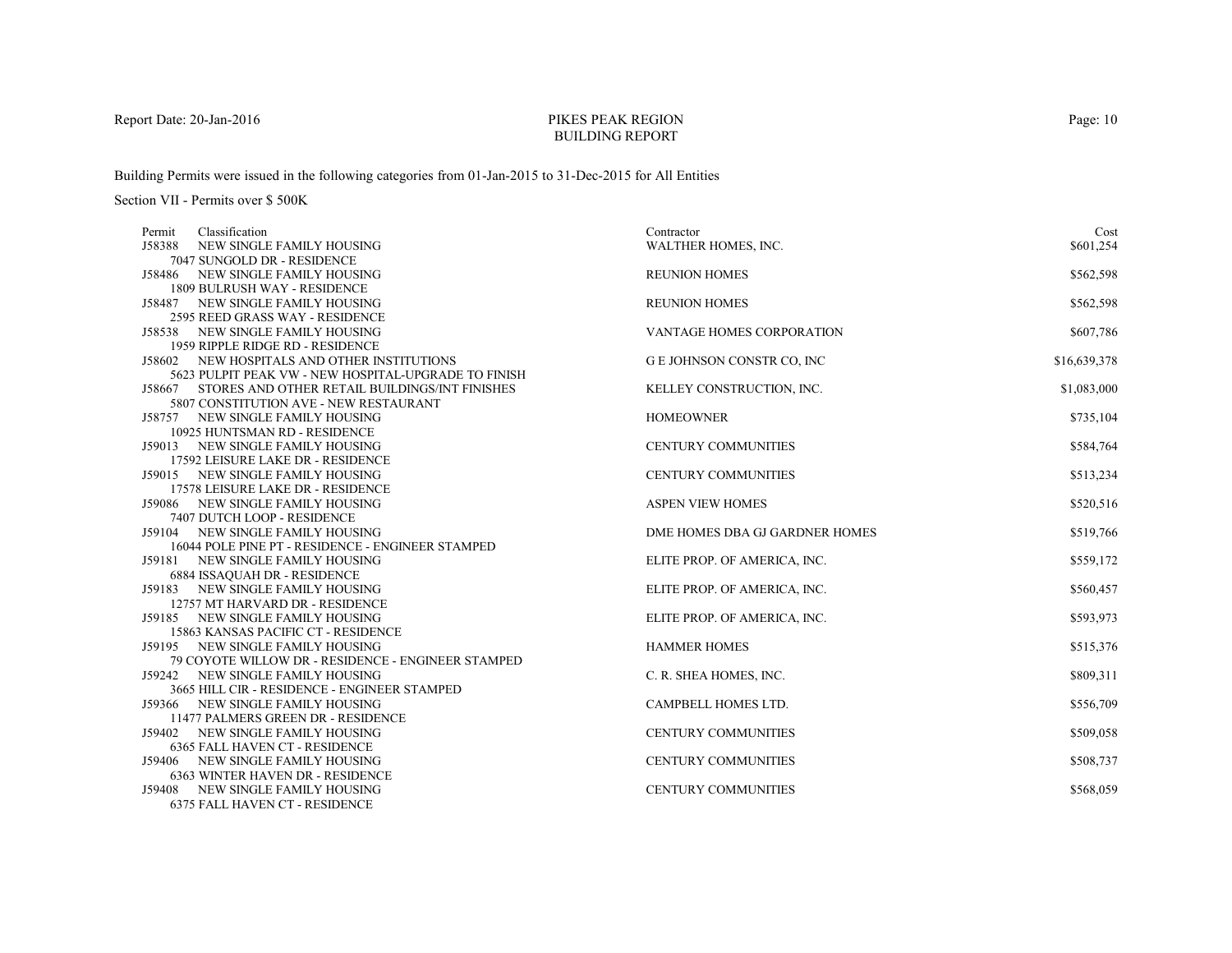Report Date: 20-Jan-2016

# PIKES PEAK REGION
# BUILDING REPORT

Building Permits were issued in the following categories from 01-Jan-2015 to 31-Dec-2015 for All Entities

Section VII - Permits over $ 500K

| Permit | Classification | Contractor | Cost |
|---|---|---|---|
| J58388 | NEW SINGLE FAMILY HOUSING<br>7047 SUNGOLD DR - RESIDENCE | WALTHER HOMES, INC. | $601,254 |
| J58486 | NEW SINGLE FAMILY HOUSING<br>1809 BULRUSH WAY - RESIDENCE | REUNION HOMES | $562,598 |
| J58487 | NEW SINGLE FAMILY HOUSING<br>2595 REED GRASS WAY - RESIDENCE | REUNION HOMES | $562,598 |
| J58538 | NEW SINGLE FAMILY HOUSING<br>1959 RIPPLE RIDGE RD - RESIDENCE | VANTAGE HOMES CORPORATION | $607,786 |
| J58602 | NEW HOSPITALS AND OTHER INSTITUTIONS<br>5623 PULPIT PEAK VW - NEW HOSPITAL-UPGRADE TO FINISH | G E JOHNSON CONSTR CO, INC | $16,639,378 |
| J58667 | STORES AND OTHER RETAIL BUILDINGS/INT FINISHES<br>5807 CONSTITUTION AVE - NEW RESTAURANT | KELLEY CONSTRUCTION, INC. | $1,083,000 |
| J58757 | NEW SINGLE FAMILY HOUSING<br>10925 HUNTSMAN RD - RESIDENCE | HOMEOWNER | $735,104 |
| J59013 | NEW SINGLE FAMILY HOUSING<br>17592 LEISURE LAKE DR - RESIDENCE | CENTURY COMMUNITIES | $584,764 |
| J59015 | NEW SINGLE FAMILY HOUSING<br>17578 LEISURE LAKE DR - RESIDENCE | CENTURY COMMUNITIES | $513,234 |
| J59086 | NEW SINGLE FAMILY HOUSING<br>7407 DUTCH LOOP - RESIDENCE | ASPEN VIEW HOMES | $520,516 |
| J59104 | NEW SINGLE FAMILY HOUSING<br>16044 POLE PINE PT - RESIDENCE - ENGINEER STAMPED | DME HOMES DBA GJ GARDNER HOMES | $519,766 |
| J59181 | NEW SINGLE FAMILY HOUSING<br>6884 ISSAQUAH DR - RESIDENCE | ELITE PROP. OF AMERICA, INC. | $559,172 |
| J59183 | NEW SINGLE FAMILY HOUSING<br>12757 MT HARVARD DR - RESIDENCE | ELITE PROP. OF AMERICA, INC. | $560,457 |
| J59185 | NEW SINGLE FAMILY HOUSING<br>15863 KANSAS PACIFIC CT - RESIDENCE | ELITE PROP. OF AMERICA, INC. | $593,973 |
| J59195 | NEW SINGLE FAMILY HOUSING<br>79 COYOTE WILLOW DR - RESIDENCE - ENGINEER STAMPED | HAMMER HOMES | $515,376 |
| J59242 | NEW SINGLE FAMILY HOUSING<br>3665 HILL CIR - RESIDENCE - ENGINEER STAMPED | C. R. SHEA HOMES, INC. | $809,311 |
| J59366 | NEW SINGLE FAMILY HOUSING<br>11477 PALMERS GREEN DR - RESIDENCE | CAMPBELL HOMES LTD. | $556,709 |
| J59402 | NEW SINGLE FAMILY HOUSING<br>6365 FALL HAVEN CT - RESIDENCE | CENTURY COMMUNITIES | $509,058 |
| J59406 | NEW SINGLE FAMILY HOUSING<br>6363 WINTER HAVEN DR - RESIDENCE | CENTURY COMMUNITIES | $508,737 |
| J59408 | NEW SINGLE FAMILY HOUSING<br>6375 FALL HAVEN CT - RESIDENCE | CENTURY COMMUNITIES | $568,059 |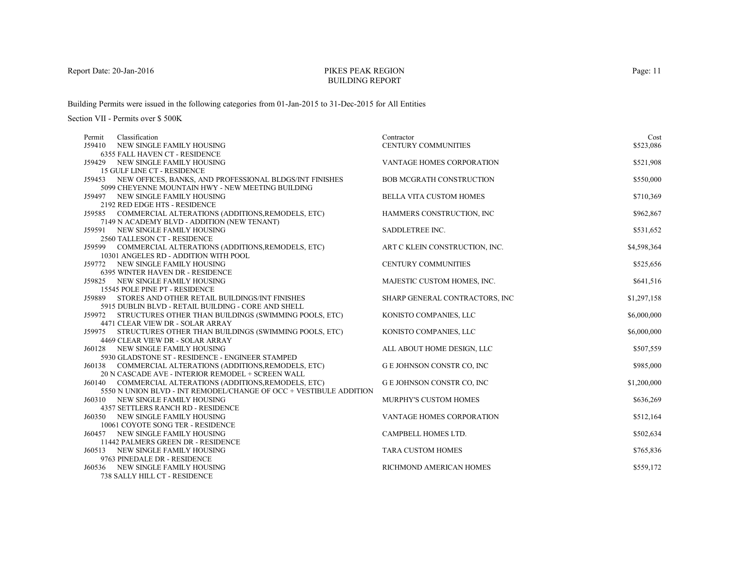Building Permits were issued in the following categories from 01-Jan-2015 to 31-Dec-2015 for All Entities

Section VII - Permits over $ 500K

| Permit | Classification | Contractor | Cost |
|---|---|---|---|
| J59410 | NEW SINGLE FAMILY HOUSING<br>6355 FALL HAVEN CT - RESIDENCE | CENTURY COMMUNITIES | $523,086 |
| J59429 | NEW SINGLE FAMILY HOUSING<br>15 GULF LINE CT - RESIDENCE | VANTAGE HOMES CORPORATION | $521,908 |
| J59453 | NEW OFFICES, BANKS, AND PROFESSIONAL BLDGS/INT FINISHES<br>5099 CHEYENNE MOUNTAIN HWY - NEW MEETING BUILDING | BOB MCGRATH CONSTRUCTION | $550,000 |
| J59497 | NEW SINGLE FAMILY HOUSING<br>2192 RED EDGE HTS - RESIDENCE | BELLA VITA CUSTOM HOMES | $710,369 |
| J59585 | COMMERCIAL ALTERATIONS (ADDITIONS,REMODELS, ETC)<br>7149 N ACADEMY BLVD - ADDITION (NEW TENANT) | HAMMERS CONSTRUCTION, INC | $962,867 |
| J59591 | NEW SINGLE FAMILY HOUSING<br>2560 TALLESON CT - RESIDENCE | SADDLETREE INC. | $531,652 |
| J59599 | COMMERCIAL ALTERATIONS (ADDITIONS,REMODELS, ETC)<br>10301 ANGELES RD - ADDITION WITH POOL | ART C KLEIN CONSTRUCTION, INC. | $4,598,364 |
| J59772 | NEW SINGLE FAMILY HOUSING<br>6395 WINTER HAVEN DR - RESIDENCE | CENTURY COMMUNITIES | $525,656 |
| J59825 | NEW SINGLE FAMILY HOUSING<br>15545 POLE PINE PT - RESIDENCE | MAJESTIC CUSTOM HOMES, INC. | $641,516 |
| J59889 | STORES AND OTHER RETAIL BUILDINGS/INT FINISHES<br>5915 DUBLIN BLVD - RETAIL BUILDING - CORE AND SHELL | SHARP GENERAL CONTRACTORS, INC | $1,297,158 |
| J59972 | STRUCTURES OTHER THAN BUILDINGS (SWIMMING POOLS, ETC)<br>4471 CLEAR VIEW DR - SOLAR ARRAY | KONISTO COMPANIES, LLC | $6,000,000 |
| J59975 | STRUCTURES OTHER THAN BUILDINGS (SWIMMING POOLS, ETC)<br>4469 CLEAR VIEW DR - SOLAR ARRAY | KONISTO COMPANIES, LLC | $6,000,000 |
| J60128 | NEW SINGLE FAMILY HOUSING<br>5930 GLADSTONE ST - RESIDENCE - ENGINEER STAMPED | ALL ABOUT HOME DESIGN, LLC | $507,559 |
| J60138 | COMMERCIAL ALTERATIONS (ADDITIONS,REMODELS, ETC)<br>20 N CASCADE AVE - INTERIOR REMODEL + SCREEN WALL | G E JOHNSON CONSTR CO, INC | $985,000 |
| J60140 | COMMERCIAL ALTERATIONS (ADDITIONS,REMODELS, ETC)<br>5550 N UNION BLVD - INT REMODEL/CHANGE OF OCC + VESTIBULE ADDITION | G E JOHNSON CONSTR CO, INC | $1,200,000 |
| J60310 | NEW SINGLE FAMILY HOUSING<br>4357 SETTLERS RANCH RD - RESIDENCE | MURPHY'S CUSTOM HOMES | $636,269 |
| J60350 | NEW SINGLE FAMILY HOUSING<br>10061 COYOTE SONG TER - RESIDENCE | VANTAGE HOMES CORPORATION | $512,164 |
| J60457 | NEW SINGLE FAMILY HOUSING<br>11442 PALMERS GREEN DR - RESIDENCE | CAMPBELL HOMES LTD. | $502,634 |
| J60513 | NEW SINGLE FAMILY HOUSING<br>9763 PINEDALE DR - RESIDENCE | TARA CUSTOM HOMES | $765,836 |
| J60536 | NEW SINGLE FAMILY HOUSING<br>738 SALLY HILL CT - RESIDENCE | RICHMOND AMERICAN HOMES | $559,172 |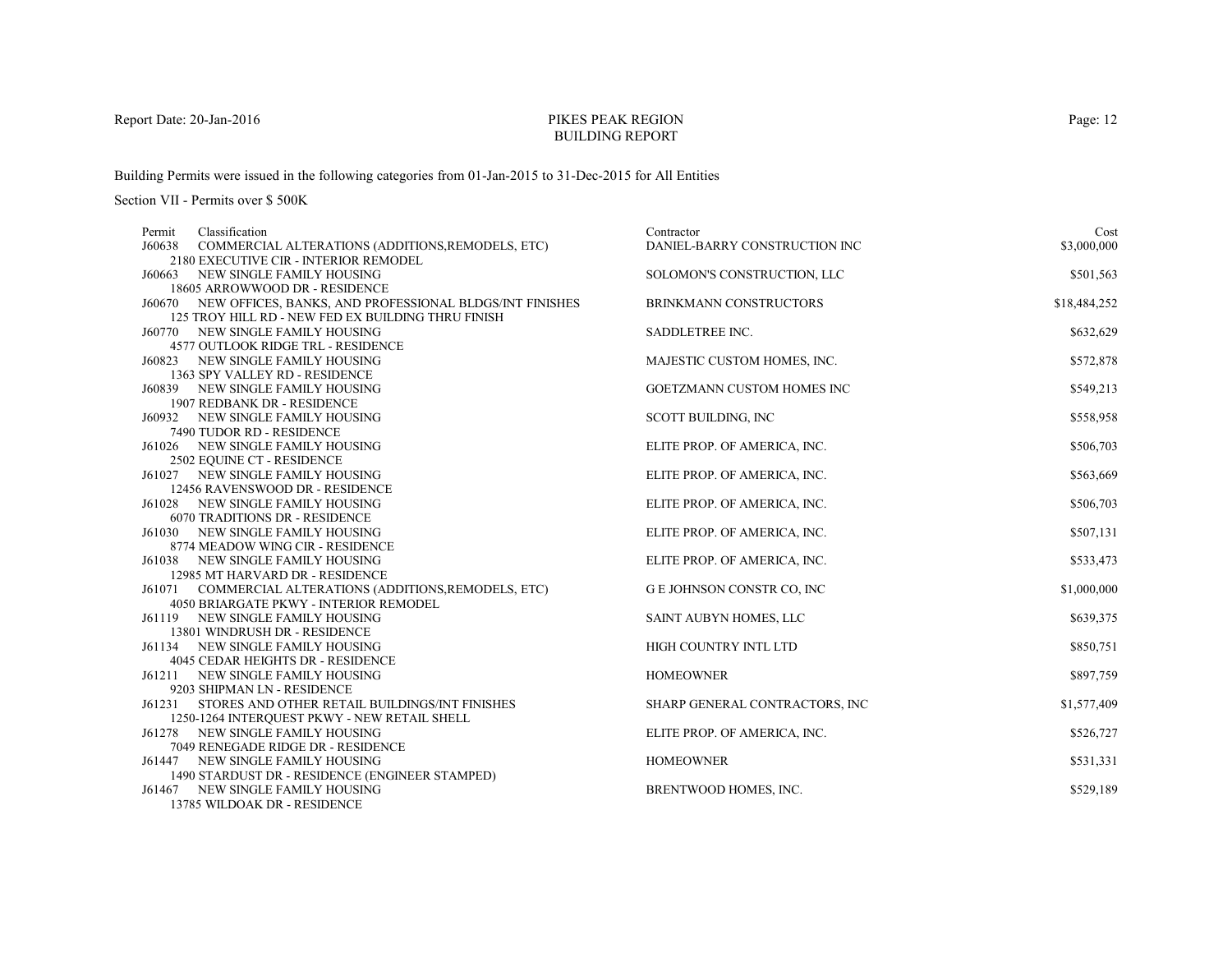# PIKES PEAK REGION BUILDING REPORT

Report Date: 20-Jan-2016

Building Permits were issued in the following categories from 01-Jan-2015 to 31-Dec-2015 for All Entities

Section VII - Permits over $ 500K

| Permit | Classification | Contractor | Cost |
|---|---|---|---|
| J60638 | COMMERCIAL ALTERATIONS (ADDITIONS,REMODELS, ETC)<br>2180 EXECUTIVE CIR - INTERIOR REMODEL | DANIEL-BARRY CONSTRUCTION INC | $3,000,000 |
| J60663 | NEW SINGLE FAMILY HOUSING<br>18605 ARROWWOOD DR - RESIDENCE | SOLOMON'S CONSTRUCTION, LLC | $501,563 |
| J60670 | NEW OFFICES, BANKS, AND PROFESSIONAL BLDGS/INT FINISHES<br>125 TROY HILL RD - NEW FED EX BUILDING THRU FINISH | BRINKMANN CONSTRUCTORS | $18,484,252 |
| J60770 | NEW SINGLE FAMILY HOUSING<br>4577 OUTLOOK RIDGE TRL - RESIDENCE | SADDLETREE INC. | $632,629 |
| J60823 | NEW SINGLE FAMILY HOUSING<br>1363 SPY VALLEY RD - RESIDENCE | MAJESTIC CUSTOM HOMES, INC. | $572,878 |
| J60839 | NEW SINGLE FAMILY HOUSING<br>1907 REDBANK DR - RESIDENCE | GOETZMANN CUSTOM HOMES INC | $549,213 |
| J60932 | NEW SINGLE FAMILY HOUSING<br>7490 TUDOR RD - RESIDENCE | SCOTT BUILDING, INC | $558,958 |
| J61026 | NEW SINGLE FAMILY HOUSING<br>2502 EQUINE CT - RESIDENCE | ELITE PROP. OF AMERICA, INC. | $506,703 |
| J61027 | NEW SINGLE FAMILY HOUSING<br>12456 RAVENSWOOD DR - RESIDENCE | ELITE PROP. OF AMERICA, INC. | $563,669 |
| J61028 | NEW SINGLE FAMILY HOUSING<br>6070 TRADITIONS DR - RESIDENCE | ELITE PROP. OF AMERICA, INC. | $506,703 |
| J61030 | NEW SINGLE FAMILY HOUSING<br>8774 MEADOW WING CIR - RESIDENCE | ELITE PROP. OF AMERICA, INC. | $507,131 |
| J61038 | NEW SINGLE FAMILY HOUSING<br>12985 MT HARVARD DR - RESIDENCE | ELITE PROP. OF AMERICA, INC. | $533,473 |
| J61071 | COMMERCIAL ALTERATIONS (ADDITIONS,REMODELS, ETC)<br>4050 BRIARGATE PKWY - INTERIOR REMODEL | G E JOHNSON CONSTR CO, INC | $1,000,000 |
| J61119 | NEW SINGLE FAMILY HOUSING<br>13801 WINDRUSH DR - RESIDENCE | SAINT AUBYN HOMES, LLC | $639,375 |
| J61134 | NEW SINGLE FAMILY HOUSING<br>4045 CEDAR HEIGHTS DR - RESIDENCE | HIGH COUNTRY INTL LTD | $850,751 |
| J61211 | NEW SINGLE FAMILY HOUSING<br>9203 SHIPMAN LN - RESIDENCE | HOMEOWNER | $897,759 |
| J61231 | STORES AND OTHER RETAIL BUILDINGS/INT FINISHES<br>1250-1264 INTERQUEST PKWY - NEW RETAIL SHELL | SHARP GENERAL CONTRACTORS, INC | $1,577,409 |
| J61278 | NEW SINGLE FAMILY HOUSING<br>7049 RENEGADE RIDGE DR - RESIDENCE | ELITE PROP. OF AMERICA, INC. | $526,727 |
| J61447 | NEW SINGLE FAMILY HOUSING<br>1490 STARDUST DR - RESIDENCE (ENGINEER STAMPED) | HOMEOWNER | $531,331 |
| J61467 | NEW SINGLE FAMILY HOUSING<br>13785 WILDOAK DR - RESIDENCE | BRENTWOOD HOMES, INC. | $529,189 |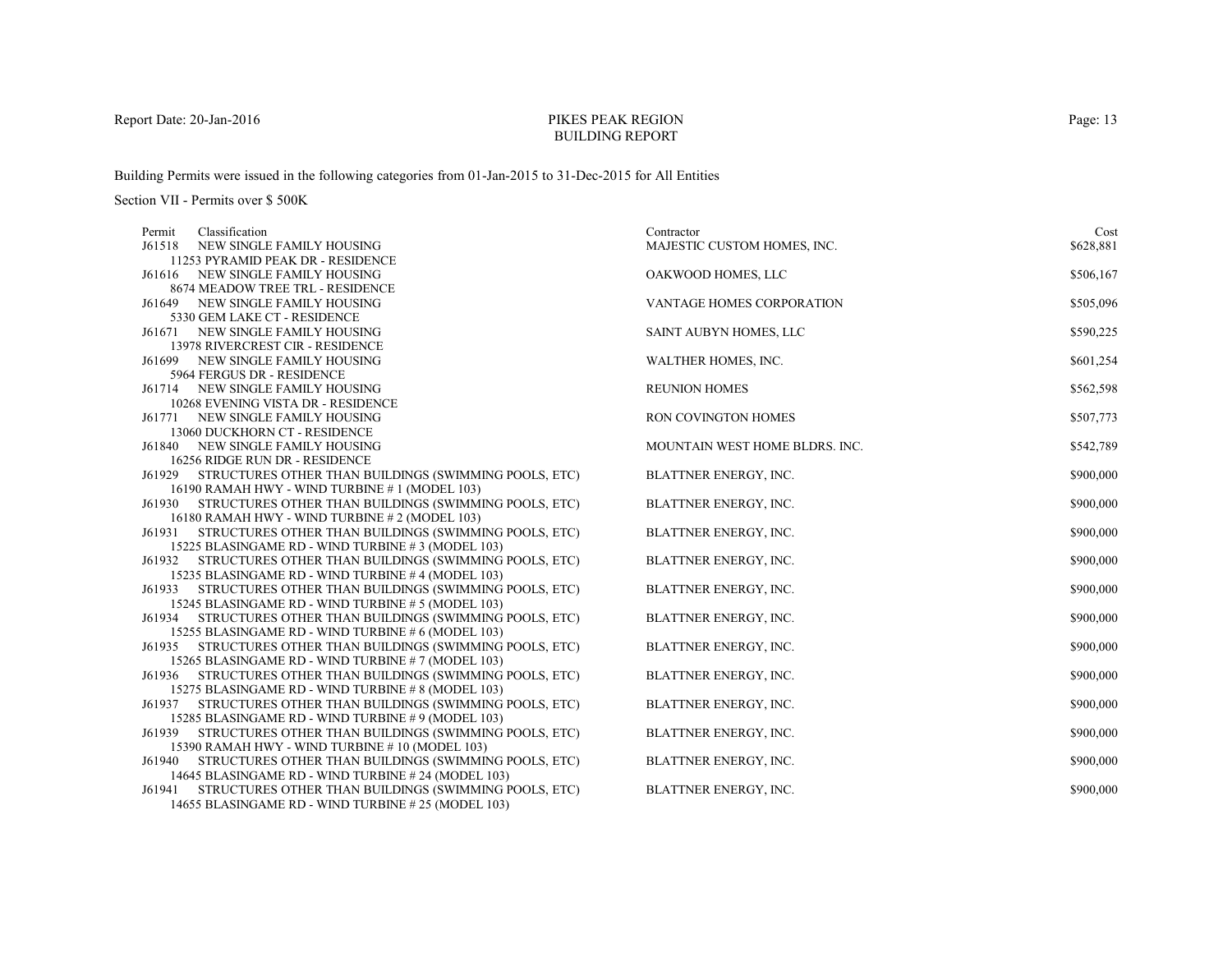Report Date: 20-Jan-2016

# PIKES PEAK REGION
## BUILDING REPORT

Building Permits were issued in the following categories from 01-Jan-2015 to 31-Dec-2015 for All Entities

Section VII - Permits over $ 500K

| Permit | Classification | Contractor | Cost |
|---|---|---|---|
| J61518 | NEW SINGLE FAMILY HOUSING<br>11253 PYRAMID PEAK DR - RESIDENCE | MAJESTIC CUSTOM HOMES, INC. | $628,881 |
| J61616 | NEW SINGLE FAMILY HOUSING<br>8674 MEADOW TREE TRL - RESIDENCE | OAKWOOD HOMES, LLC | $506,167 |
| J61649 | NEW SINGLE FAMILY HOUSING<br>5330 GEM LAKE CT - RESIDENCE | VANTAGE HOMES CORPORATION | $505,096 |
| J61671 | NEW SINGLE FAMILY HOUSING<br>13978 RIVERCREST CIR - RESIDENCE | SAINT AUBYN HOMES, LLC | $590,225 |
| J61699 | NEW SINGLE FAMILY HOUSING<br>5964 FERGUS DR - RESIDENCE | WALTHER HOMES, INC. | $601,254 |
| J61714 | NEW SINGLE FAMILY HOUSING<br>10268 EVENING VISTA DR - RESIDENCE | REUNION HOMES | $562,598 |
| J61771 | NEW SINGLE FAMILY HOUSING<br>13060 DUCKHORN CT - RESIDENCE | RON COVINGTON HOMES | $507,773 |
| J61840 | NEW SINGLE FAMILY HOUSING<br>16256 RIDGE RUN DR - RESIDENCE | MOUNTAIN WEST HOME BLDRS. INC. | $542,789 |
| J61929 | STRUCTURES OTHER THAN BUILDINGS (SWIMMING POOLS, ETC)<br>16190 RAMAH HWY - WIND TURBINE # 1 (MODEL 103) | BLATTNER ENERGY, INC. | $900,000 |
| J61930 | STRUCTURES OTHER THAN BUILDINGS (SWIMMING POOLS, ETC)<br>16180 RAMAH HWY - WIND TURBINE # 2 (MODEL 103) | BLATTNER ENERGY, INC. | $900,000 |
| J61931 | STRUCTURES OTHER THAN BUILDINGS (SWIMMING POOLS, ETC)<br>15225 BLASINGAME RD - WIND TURBINE # 3 (MODEL 103) | BLATTNER ENERGY, INC. | $900,000 |
| J61932 | STRUCTURES OTHER THAN BUILDINGS (SWIMMING POOLS, ETC)<br>15235 BLASINGAME RD - WIND TURBINE # 4 (MODEL 103) | BLATTNER ENERGY, INC. | $900,000 |
| J61933 | STRUCTURES OTHER THAN BUILDINGS (SWIMMING POOLS, ETC)<br>15245 BLASINGAME RD - WIND TURBINE # 5 (MODEL 103) | BLATTNER ENERGY, INC. | $900,000 |
| J61934 | STRUCTURES OTHER THAN BUILDINGS (SWIMMING POOLS, ETC)<br>15255 BLASINGAME RD - WIND TURBINE # 6 (MODEL 103) | BLATTNER ENERGY, INC. | $900,000 |
| J61935 | STRUCTURES OTHER THAN BUILDINGS (SWIMMING POOLS, ETC)<br>15265 BLASINGAME RD - WIND TURBINE # 7 (MODEL 103) | BLATTNER ENERGY, INC. | $900,000 |
| J61936 | STRUCTURES OTHER THAN BUILDINGS (SWIMMING POOLS, ETC)<br>15275 BLASINGAME RD - WIND TURBINE # 8 (MODEL 103) | BLATTNER ENERGY, INC. | $900,000 |
| J61937 | STRUCTURES OTHER THAN BUILDINGS (SWIMMING POOLS, ETC)<br>15285 BLASINGAME RD - WIND TURBINE # 9 (MODEL 103) | BLATTNER ENERGY, INC. | $900,000 |
| J61939 | STRUCTURES OTHER THAN BUILDINGS (SWIMMING POOLS, ETC)<br>15390 RAMAH HWY - WIND TURBINE # 10 (MODEL 103) | BLATTNER ENERGY, INC. | $900,000 |
| J61940 | STRUCTURES OTHER THAN BUILDINGS (SWIMMING POOLS, ETC)<br>14645 BLASINGAME RD - WIND TURBINE # 24 (MODEL 103) | BLATTNER ENERGY, INC. | $900,000 |
| J61941 | STRUCTURES OTHER THAN BUILDINGS (SWIMMING POOLS, ETC)<br>14655 BLASINGAME RD - WIND TURBINE # 25 (MODEL 103) | BLATTNER ENERGY, INC. | $900,000 |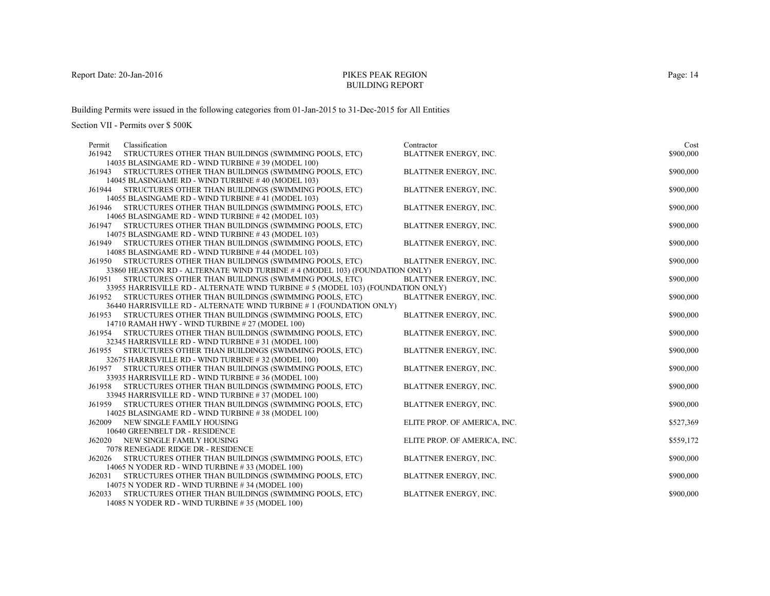PIKES PEAK REGION
BUILDING REPORT

Building Permits were issued in the following categories from 01-Jan-2015 to 31-Dec-2015 for All Entities

Section VII - Permits over $ 500K

| Permit | Classification | Contractor | Cost |
|---|---|---|---|
| J61942 | STRUCTURES OTHER THAN BUILDINGS (SWIMMING POOLS, ETC)<br>14035 BLASINGAME RD - WIND TURBINE # 39 (MODEL 100) | BLATTNER ENERGY, INC. | $900,000 |
| J61943 | STRUCTURES OTHER THAN BUILDINGS (SWIMMING POOLS, ETC)<br>14045 BLASINGAME RD - WIND TURBINE # 40 (MODEL 103) | BLATTNER ENERGY, INC. | $900,000 |
| J61944 | STRUCTURES OTHER THAN BUILDINGS (SWIMMING POOLS, ETC)<br>14055 BLASINGAME RD - WIND TURBINE # 41 (MODEL 103) | BLATTNER ENERGY, INC. | $900,000 |
| J61946 | STRUCTURES OTHER THAN BUILDINGS (SWIMMING POOLS, ETC)<br>14065 BLASINGAME RD - WIND TURBINE # 42 (MODEL 103) | BLATTNER ENERGY, INC. | $900,000 |
| J61947 | STRUCTURES OTHER THAN BUILDINGS (SWIMMING POOLS, ETC)<br>14075 BLASINGAME RD - WIND TURBINE # 43 (MODEL 103) | BLATTNER ENERGY, INC. | $900,000 |
| J61949 | STRUCTURES OTHER THAN BUILDINGS (SWIMMING POOLS, ETC)<br>14085 BLASINGAME RD - WIND TURBINE # 44 (MODEL 103) | BLATTNER ENERGY, INC. | $900,000 |
| J61950 | STRUCTURES OTHER THAN BUILDINGS (SWIMMING POOLS, ETC)<br>33860 HEASTON RD - ALTERNATE WIND TURBINE # 4 (MODEL 103) (FOUNDATION ONLY) | BLATTNER ENERGY, INC. | $900,000 |
| J61951 | STRUCTURES OTHER THAN BUILDINGS (SWIMMING POOLS, ETC)<br>33955 HARRISVILLE RD - ALTERNATE WIND TURBINE # 5 (MODEL 103) (FOUNDATION ONLY) | BLATTNER ENERGY, INC. | $900,000 |
| J61952 | STRUCTURES OTHER THAN BUILDINGS (SWIMMING POOLS, ETC)<br>36440 HARRISVILLE RD - ALTERNATE WIND TURBINE # 1 (FOUNDATION ONLY) | BLATTNER ENERGY, INC. | $900,000 |
| J61953 | STRUCTURES OTHER THAN BUILDINGS (SWIMMING POOLS, ETC)<br>14710 RAMAH HWY - WIND TURBINE # 27 (MODEL 100) | BLATTNER ENERGY, INC. | $900,000 |
| J61954 | STRUCTURES OTHER THAN BUILDINGS (SWIMMING POOLS, ETC)<br>32345 HARRISVILLE RD - WIND TURBINE # 31 (MODEL 100) | BLATTNER ENERGY, INC. | $900,000 |
| J61955 | STRUCTURES OTHER THAN BUILDINGS (SWIMMING POOLS, ETC)<br>32675 HARRISVILLE RD - WIND TURBINE # 32 (MODEL 100) | BLATTNER ENERGY, INC. | $900,000 |
| J61957 | STRUCTURES OTHER THAN BUILDINGS (SWIMMING POOLS, ETC)<br>33935 HARRISVILLE RD - WIND TURBINE # 36 (MODEL 100) | BLATTNER ENERGY, INC. | $900,000 |
| J61958 | STRUCTURES OTHER THAN BUILDINGS (SWIMMING POOLS, ETC)<br>33945 HARRISVILLE RD - WIND TURBINE # 37 (MODEL 100) | BLATTNER ENERGY, INC. | $900,000 |
| J61959 | STRUCTURES OTHER THAN BUILDINGS (SWIMMING POOLS, ETC)<br>14025 BLASINGAME RD - WIND TURBINE # 38 (MODEL 100) | BLATTNER ENERGY, INC. | $900,000 |
| J62009 | NEW SINGLE FAMILY HOUSING<br>10640 GREENBELT DR - RESIDENCE | ELITE PROP. OF AMERICA, INC. | $527,369 |
| J62020 | NEW SINGLE FAMILY HOUSING<br>7078 RENEGADE RIDGE DR - RESIDENCE | ELITE PROP. OF AMERICA, INC. | $559,172 |
| J62026 | STRUCTURES OTHER THAN BUILDINGS (SWIMMING POOLS, ETC)<br>14065 N YODER RD - WIND TURBINE # 33 (MODEL 100) | BLATTNER ENERGY, INC. | $900,000 |
| J62031 | STRUCTURES OTHER THAN BUILDINGS (SWIMMING POOLS, ETC)<br>14075 N YODER RD - WIND TURBINE # 34 (MODEL 100) | BLATTNER ENERGY, INC. | $900,000 |
| J62033 | STRUCTURES OTHER THAN BUILDINGS (SWIMMING POOLS, ETC)<br>14085 N YODER RD - WIND TURBINE # 35 (MODEL 100) | BLATTNER ENERGY, INC. | $900,000 |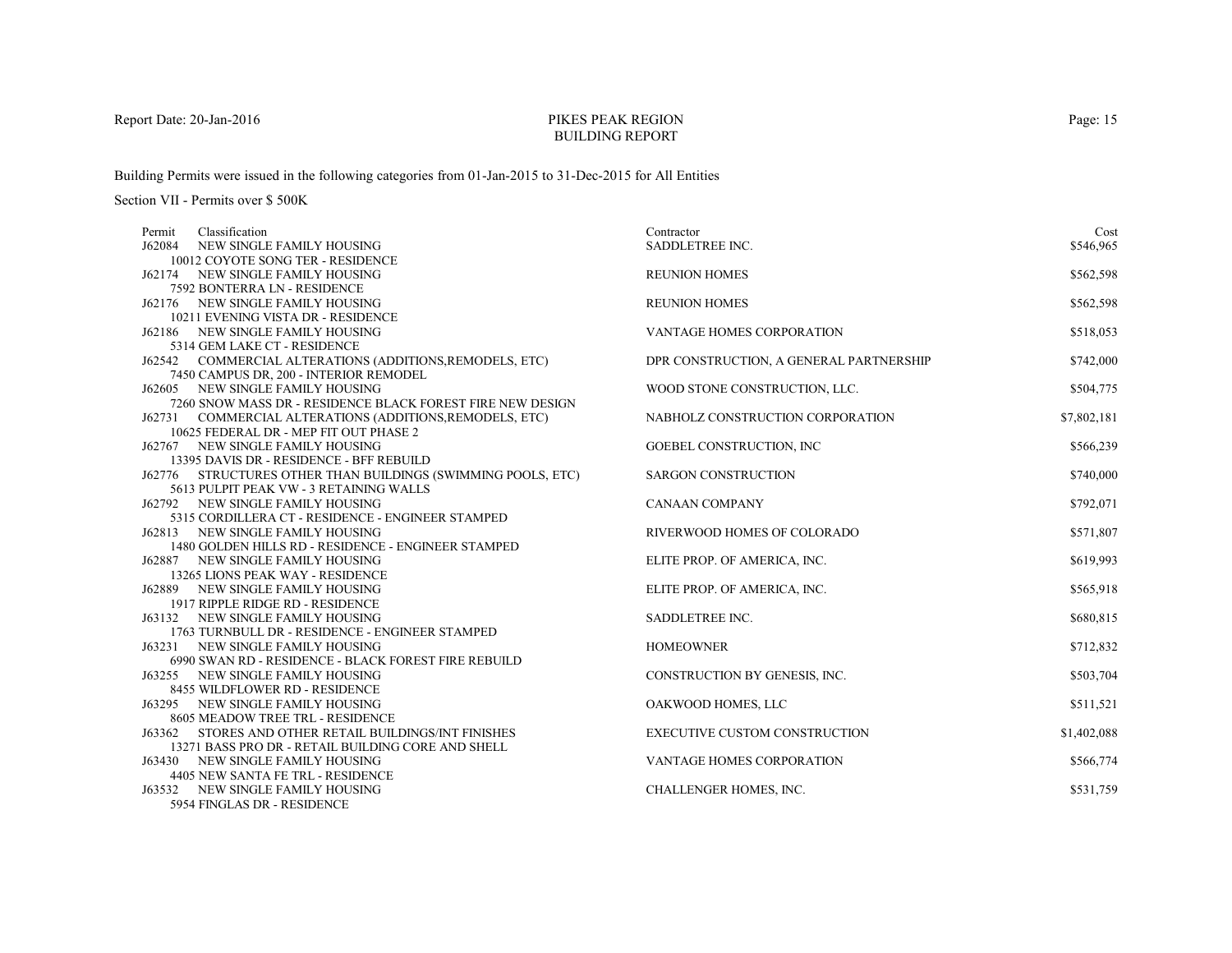PIKES PEAK REGION
BUILDING REPORT

Building Permits were issued in the following categories from 01-Jan-2015 to 31-Dec-2015 for All Entities

Section VII - Permits over $ 500K

| Permit | Classification | Contractor | Cost |
|---|---|---|---|
| J62084 | NEW SINGLE FAMILY HOUSING<br>10012 COYOTE SONG TER - RESIDENCE | SADDLETREE INC. | $546,965 |
| J62174 | NEW SINGLE FAMILY HOUSING<br>7592 BONTERRA LN - RESIDENCE | REUNION HOMES | $562,598 |
| J62176 | NEW SINGLE FAMILY HOUSING<br>10211 EVENING VISTA DR - RESIDENCE | REUNION HOMES | $562,598 |
| J62186 | NEW SINGLE FAMILY HOUSING<br>5314 GEM LAKE CT - RESIDENCE | VANTAGE HOMES CORPORATION | $518,053 |
| J62542 | COMMERCIAL ALTERATIONS (ADDITIONS,REMODELS, ETC)<br>7450 CAMPUS DR, 200 - INTERIOR REMODEL | DPR CONSTRUCTION, A GENERAL PARTNERSHIP | $742,000 |
| J62605 | NEW SINGLE FAMILY HOUSING<br>7260 SNOW MASS DR - RESIDENCE BLACK FOREST FIRE NEW DESIGN | WOOD STONE CONSTRUCTION, LLC. | $504,775 |
| J62731 | COMMERCIAL ALTERATIONS (ADDITIONS,REMODELS, ETC)<br>10625 FEDERAL DR - MEP FIT OUT PHASE 2 | NABHOLZ CONSTRUCTION CORPORATION | $7,802,181 |
| J62767 | NEW SINGLE FAMILY HOUSING<br>13395 DAVIS DR - RESIDENCE - BFF REBUILD | GOEBEL CONSTRUCTION, INC | $566,239 |
| J62776 | STRUCTURES OTHER THAN BUILDINGS (SWIMMING POOLS, ETC)<br>5613 PULPIT PEAK VW - 3 RETAINING WALLS | SARGON CONSTRUCTION | $740,000 |
| J62792 | NEW SINGLE FAMILY HOUSING<br>5315 CORDILLERA CT - RESIDENCE - ENGINEER STAMPED | CANAAN COMPANY | $792,071 |
| J62813 | NEW SINGLE FAMILY HOUSING<br>1480 GOLDEN HILLS RD - RESIDENCE - ENGINEER STAMPED | RIVERWOOD HOMES OF COLORADO | $571,807 |
| J62887 | NEW SINGLE FAMILY HOUSING<br>13265 LIONS PEAK WAY - RESIDENCE | ELITE PROP. OF AMERICA, INC. | $619,993 |
| J62889 | NEW SINGLE FAMILY HOUSING<br>1917 RIPPLE RIDGE RD - RESIDENCE | ELITE PROP. OF AMERICA, INC. | $565,918 |
| J63132 | NEW SINGLE FAMILY HOUSING<br>1763 TURNBULL DR - RESIDENCE - ENGINEER STAMPED | SADDLETREE INC. | $680,815 |
| J63231 | NEW SINGLE FAMILY HOUSING<br>6990 SWAN RD - RESIDENCE - BLACK FOREST FIRE REBUILD | HOMEOWNER | $712,832 |
| J63255 | NEW SINGLE FAMILY HOUSING<br>8455 WILDFLOWER RD - RESIDENCE | CONSTRUCTION BY GENESIS, INC. | $503,704 |
| J63295 | NEW SINGLE FAMILY HOUSING<br>8605 MEADOW TREE TRL - RESIDENCE | OAKWOOD HOMES, LLC | $511,521 |
| J63362 | STORES AND OTHER RETAIL BUILDINGS/INT FINISHES<br>13271 BASS PRO DR - RETAIL BUILDING CORE AND SHELL | EXECUTIVE CUSTOM CONSTRUCTION | $1,402,088 |
| J63430 | NEW SINGLE FAMILY HOUSING<br>4405 NEW SANTA FE TRL - RESIDENCE | VANTAGE HOMES CORPORATION | $566,774 |
| J63532 | NEW SINGLE FAMILY HOUSING<br>5954 FINGLAS DR - RESIDENCE | CHALLENGER HOMES, INC. | $531,759 |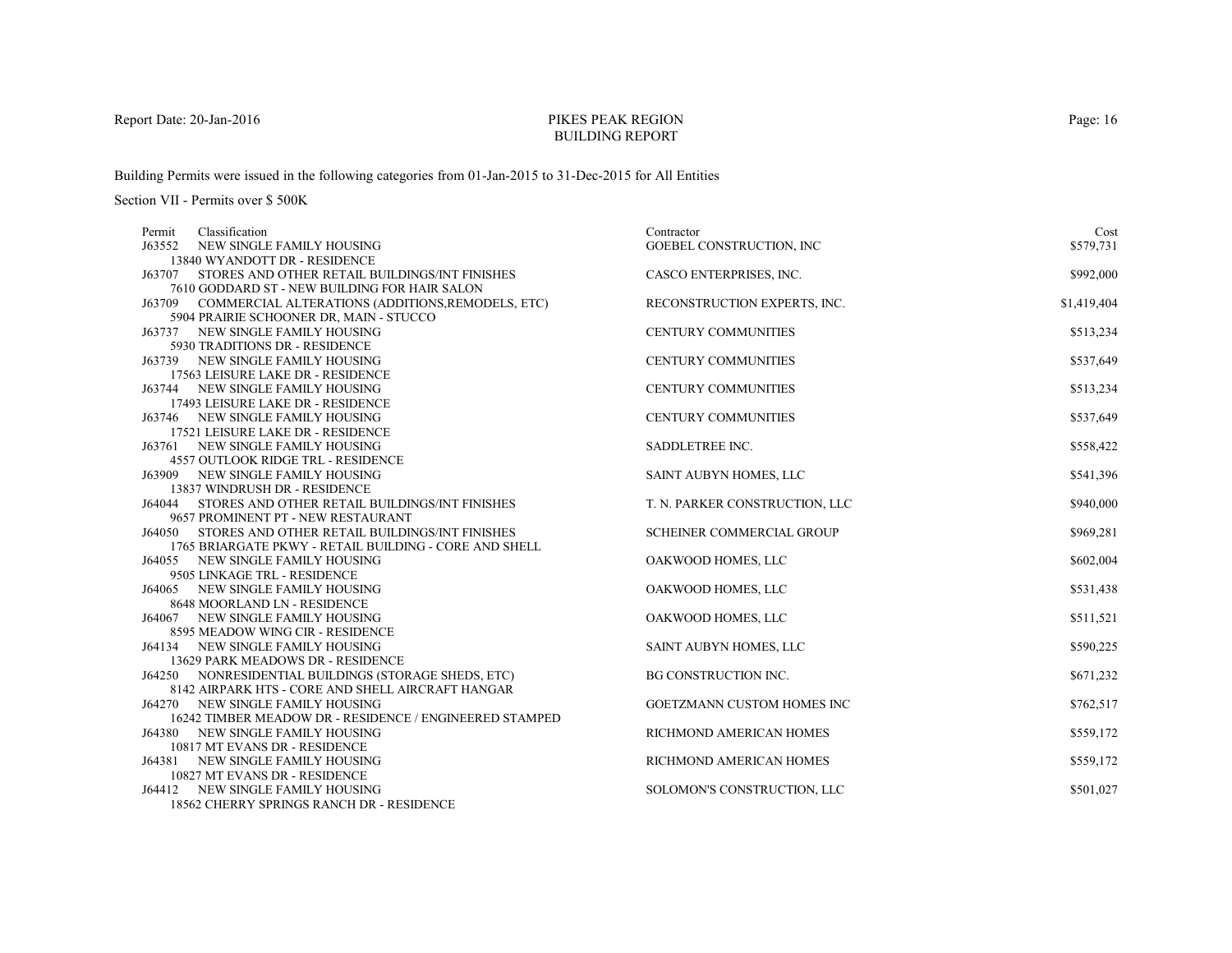PIKES PEAK REGION
BUILDING REPORT

Report Date: 20-Jan-2016

Building Permits were issued in the following categories from 01-Jan-2015 to 31-Dec-2015 for All Entities

Section VII - Permits over $ 500K

| Permit | Classification | Contractor | Cost |
|---|---|---|---|
| J63552 | NEW SINGLE FAMILY HOUSING<br>13840 WYANDOTT DR - RESIDENCE | GOEBEL CONSTRUCTION, INC | $579,731 |
| J63707 | STORES AND OTHER RETAIL BUILDINGS/INT FINISHES<br>7610 GODDARD ST - NEW BUILDING FOR HAIR SALON | CASCO ENTERPRISES, INC. | $992,000 |
| J63709 | COMMERCIAL ALTERATIONS (ADDITIONS,REMODELS, ETC)<br>5904 PRAIRIE SCHOONER DR, MAIN - STUCCO | RECONSTRUCTION EXPERTS, INC. | $1,419,404 |
| J63737 | NEW SINGLE FAMILY HOUSING<br>5930 TRADITIONS DR - RESIDENCE | CENTURY COMMUNITIES | $513,234 |
| J63739 | NEW SINGLE FAMILY HOUSING<br>17563 LEISURE LAKE DR - RESIDENCE | CENTURY COMMUNITIES | $537,649 |
| J63744 | NEW SINGLE FAMILY HOUSING<br>17493 LEISURE LAKE DR - RESIDENCE | CENTURY COMMUNITIES | $513,234 |
| J63746 | NEW SINGLE FAMILY HOUSING<br>17521 LEISURE LAKE DR - RESIDENCE | CENTURY COMMUNITIES | $537,649 |
| J63761 | NEW SINGLE FAMILY HOUSING<br>4557 OUTLOOK RIDGE TRL - RESIDENCE | SADDLETREE INC. | $558,422 |
| J63909 | NEW SINGLE FAMILY HOUSING<br>13837 WINDRUSH DR - RESIDENCE | SAINT AUBYN HOMES, LLC | $541,396 |
| J64044 | STORES AND OTHER RETAIL BUILDINGS/INT FINISHES<br>9657 PROMINENT PT - NEW RESTAURANT | T. N. PARKER CONSTRUCTION, LLC | $940,000 |
| J64050 | STORES AND OTHER RETAIL BUILDINGS/INT FINISHES<br>1765 BRIARGATE PKWY - RETAIL BUILDING - CORE AND SHELL | SCHEINER COMMERCIAL GROUP | $969,281 |
| J64055 | NEW SINGLE FAMILY HOUSING<br>9505 LINKAGE TRL - RESIDENCE | OAKWOOD HOMES, LLC | $602,004 |
| J64065 | NEW SINGLE FAMILY HOUSING<br>8648 MOORLAND LN - RESIDENCE | OAKWOOD HOMES, LLC | $531,438 |
| J64067 | NEW SINGLE FAMILY HOUSING<br>8595 MEADOW WING CIR - RESIDENCE | OAKWOOD HOMES, LLC | $511,521 |
| J64134 | NEW SINGLE FAMILY HOUSING<br>13629 PARK MEADOWS DR - RESIDENCE | SAINT AUBYN HOMES, LLC | $590,225 |
| J64250 | NONRESIDENTIAL BUILDINGS (STORAGE SHEDS, ETC)<br>8142 AIRPARK HTS - CORE AND SHELL AIRCRAFT HANGAR | BG CONSTRUCTION INC. | $671,232 |
| J64270 | NEW SINGLE FAMILY HOUSING<br>16242 TIMBER MEADOW DR - RESIDENCE / ENGINEERED STAMPED | GOETZMANN CUSTOM HOMES INC | $762,517 |
| J64380 | NEW SINGLE FAMILY HOUSING<br>10817 MT EVANS DR - RESIDENCE | RICHMOND AMERICAN HOMES | $559,172 |
| J64381 | NEW SINGLE FAMILY HOUSING<br>10827 MT EVANS DR - RESIDENCE | RICHMOND AMERICAN HOMES | $559,172 |
| J64412 | NEW SINGLE FAMILY HOUSING<br>18562 CHERRY SPRINGS RANCH DR - RESIDENCE | SOLOMON'S CONSTRUCTION, LLC | $501,027 |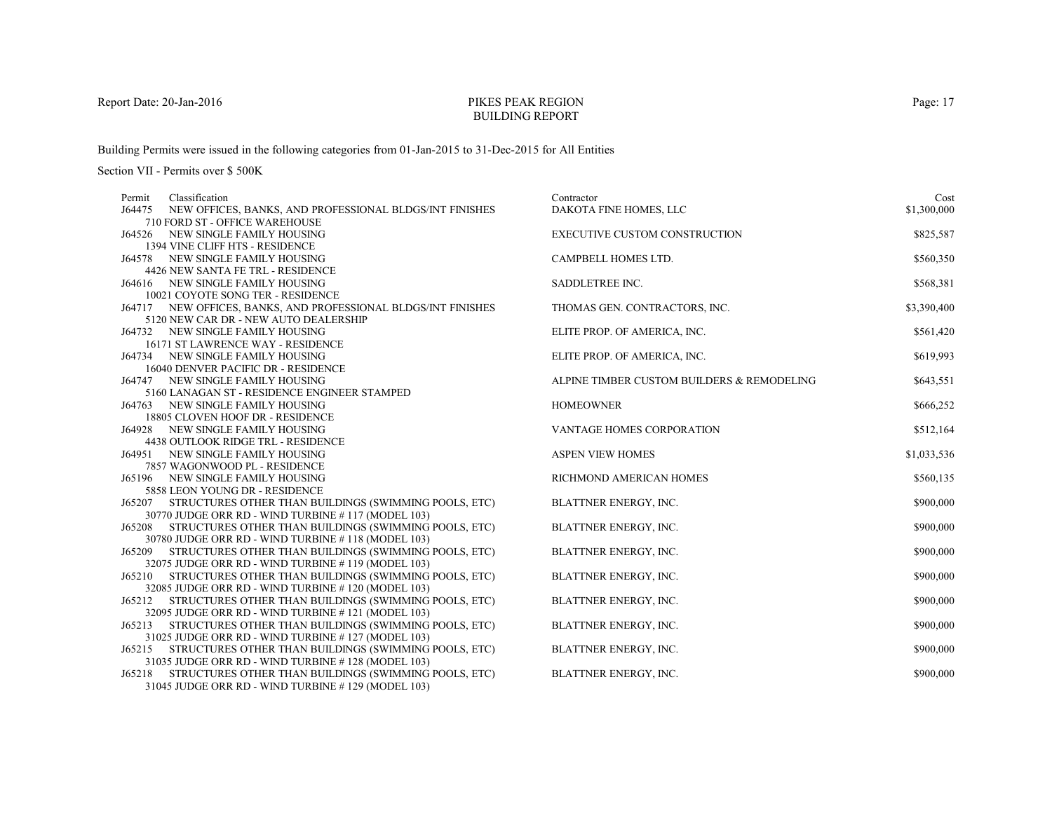Report Date: 20-Jan-2016

# PIKES PEAK REGION
## BUILDING REPORT

Building Permits were issued in the following categories from 01-Jan-2015 to 31-Dec-2015 for All Entities

Section VII - Permits over $ 500K

| Permit | Classification | Contractor | Cost |
|---|---|---|---|
| J64475 | NEW OFFICES, BANKS, AND PROFESSIONAL BLDGS/INT FINISHES<br>710 FORD ST - OFFICE WAREHOUSE | DAKOTA FINE HOMES, LLC | $1,300,000 |
| J64526 | NEW SINGLE FAMILY HOUSING<br>1394 VINE CLIFF HTS - RESIDENCE | EXECUTIVE CUSTOM CONSTRUCTION | $825,587 |
| J64578 | NEW SINGLE FAMILY HOUSING<br>4426 NEW SANTA FE TRL - RESIDENCE | CAMPBELL HOMES LTD. | $560,350 |
| J64616 | NEW SINGLE FAMILY HOUSING<br>10021 COYOTE SONG TER - RESIDENCE | SADDLETREE INC. | $568,381 |
| J64717 | NEW OFFICES, BANKS, AND PROFESSIONAL BLDGS/INT FINISHES<br>5120 NEW CAR DR - NEW AUTO DEALERSHIP | THOMAS GEN. CONTRACTORS, INC. | $3,390,400 |
| J64732 | NEW SINGLE FAMILY HOUSING<br>16171 ST LAWRENCE WAY - RESIDENCE | ELITE PROP. OF AMERICA, INC. | $561,420 |
| J64734 | NEW SINGLE FAMILY HOUSING<br>16040 DENVER PACIFIC DR - RESIDENCE | ELITE PROP. OF AMERICA, INC. | $619,993 |
| J64747 | NEW SINGLE FAMILY HOUSING<br>5160 LANAGAN ST - RESIDENCE ENGINEER STAMPED | ALPINE TIMBER CUSTOM BUILDERS & REMODELING | $643,551 |
| J64763 | NEW SINGLE FAMILY HOUSING<br>18805 CLOVEN HOOF DR - RESIDENCE | HOMEOWNER | $666,252 |
| J64928 | NEW SINGLE FAMILY HOUSING<br>4438 OUTLOOK RIDGE TRL - RESIDENCE | VANTAGE HOMES CORPORATION | $512,164 |
| J64951 | NEW SINGLE FAMILY HOUSING<br>7857 WAGONWOOD PL - RESIDENCE | ASPEN VIEW HOMES | $1,033,536 |
| J65196 | NEW SINGLE FAMILY HOUSING<br>5858 LEON YOUNG DR - RESIDENCE | RICHMOND AMERICAN HOMES | $560,135 |
| J65207 | STRUCTURES OTHER THAN BUILDINGS (SWIMMING POOLS, ETC)<br>30770 JUDGE ORR RD - WIND TURBINE # 117 (MODEL 103) | BLATTNER ENERGY, INC. | $900,000 |
| J65208 | STRUCTURES OTHER THAN BUILDINGS (SWIMMING POOLS, ETC)<br>30780 JUDGE ORR RD - WIND TURBINE # 118 (MODEL 103) | BLATTNER ENERGY, INC. | $900,000 |
| J65209 | STRUCTURES OTHER THAN BUILDINGS (SWIMMING POOLS, ETC)<br>32075 JUDGE ORR RD - WIND TURBINE # 119 (MODEL 103) | BLATTNER ENERGY, INC. | $900,000 |
| J65210 | STRUCTURES OTHER THAN BUILDINGS (SWIMMING POOLS, ETC)<br>32085 JUDGE ORR RD - WIND TURBINE # 120 (MODEL 103) | BLATTNER ENERGY, INC. | $900,000 |
| J65212 | STRUCTURES OTHER THAN BUILDINGS (SWIMMING POOLS, ETC)<br>32095 JUDGE ORR RD - WIND TURBINE # 121 (MODEL 103) | BLATTNER ENERGY, INC. | $900,000 |
| J65213 | STRUCTURES OTHER THAN BUILDINGS (SWIMMING POOLS, ETC)<br>31025 JUDGE ORR RD - WIND TURBINE # 127 (MODEL 103) | BLATTNER ENERGY, INC. | $900,000 |
| J65215 | STRUCTURES OTHER THAN BUILDINGS (SWIMMING POOLS, ETC)<br>31035 JUDGE ORR RD - WIND TURBINE # 128 (MODEL 103) | BLATTNER ENERGY, INC. | $900,000 |
| J65218 | STRUCTURES OTHER THAN BUILDINGS (SWIMMING POOLS, ETC)<br>31045 JUDGE ORR RD - WIND TURBINE # 129 (MODEL 103) | BLATTNER ENERGY, INC. | $900,000 |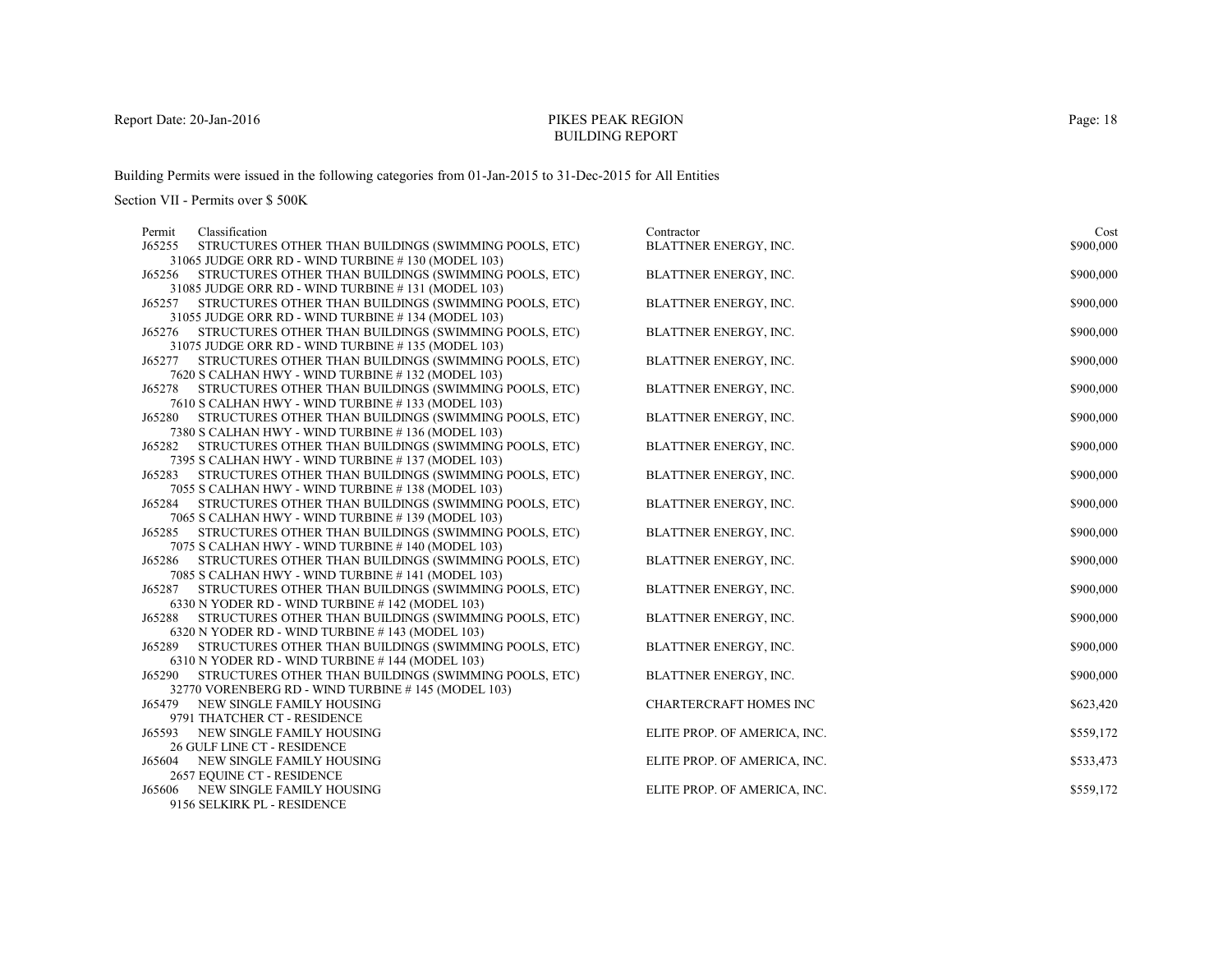PIKES PEAK REGION
BUILDING REPORT

Building Permits were issued in the following categories from 01-Jan-2015 to 31-Dec-2015 for All Entities

Section VII - Permits over $ 500K

| Permit | Classification | Contractor | Cost |
|---|---|---|---|
| J65255 | STRUCTURES OTHER THAN BUILDINGS (SWIMMING POOLS, ETC)<br>31065 JUDGE ORR RD - WIND TURBINE # 130 (MODEL 103) | BLATTNER ENERGY, INC. | $900,000 |
| J65256 | STRUCTURES OTHER THAN BUILDINGS (SWIMMING POOLS, ETC)<br>31085 JUDGE ORR RD - WIND TURBINE # 131 (MODEL 103) | BLATTNER ENERGY, INC. | $900,000 |
| J65257 | STRUCTURES OTHER THAN BUILDINGS (SWIMMING POOLS, ETC)<br>31055 JUDGE ORR RD - WIND TURBINE # 134 (MODEL 103) | BLATTNER ENERGY, INC. | $900,000 |
| J65276 | STRUCTURES OTHER THAN BUILDINGS (SWIMMING POOLS, ETC)<br>31075 JUDGE ORR RD - WIND TURBINE # 135 (MODEL 103) | BLATTNER ENERGY, INC. | $900,000 |
| J65277 | STRUCTURES OTHER THAN BUILDINGS (SWIMMING POOLS, ETC)<br>7620 S CALHAN HWY - WIND TURBINE # 132 (MODEL 103) | BLATTNER ENERGY, INC. | $900,000 |
| J65278 | STRUCTURES OTHER THAN BUILDINGS (SWIMMING POOLS, ETC)<br>7610 S CALHAN HWY - WIND TURBINE # 133 (MODEL 103) | BLATTNER ENERGY, INC. | $900,000 |
| J65280 | STRUCTURES OTHER THAN BUILDINGS (SWIMMING POOLS, ETC)<br>7380 S CALHAN HWY - WIND TURBINE # 136 (MODEL 103) | BLATTNER ENERGY, INC. | $900,000 |
| J65282 | STRUCTURES OTHER THAN BUILDINGS (SWIMMING POOLS, ETC)<br>7395 S CALHAN HWY - WIND TURBINE # 137 (MODEL 103) | BLATTNER ENERGY, INC. | $900,000 |
| J65283 | STRUCTURES OTHER THAN BUILDINGS (SWIMMING POOLS, ETC)<br>7055 S CALHAN HWY - WIND TURBINE # 138 (MODEL 103) | BLATTNER ENERGY, INC. | $900,000 |
| J65284 | STRUCTURES OTHER THAN BUILDINGS (SWIMMING POOLS, ETC)<br>7065 S CALHAN HWY - WIND TURBINE # 139 (MODEL 103) | BLATTNER ENERGY, INC. | $900,000 |
| J65285 | STRUCTURES OTHER THAN BUILDINGS (SWIMMING POOLS, ETC)<br>7075 S CALHAN HWY - WIND TURBINE # 140 (MODEL 103) | BLATTNER ENERGY, INC. | $900,000 |
| J65286 | STRUCTURES OTHER THAN BUILDINGS (SWIMMING POOLS, ETC)<br>7085 S CALHAN HWY - WIND TURBINE # 141 (MODEL 103) | BLATTNER ENERGY, INC. | $900,000 |
| J65287 | STRUCTURES OTHER THAN BUILDINGS (SWIMMING POOLS, ETC)<br>6330 N YODER RD - WIND TURBINE # 142 (MODEL 103) | BLATTNER ENERGY, INC. | $900,000 |
| J65288 | STRUCTURES OTHER THAN BUILDINGS (SWIMMING POOLS, ETC)<br>6320 N YODER RD - WIND TURBINE # 143 (MODEL 103) | BLATTNER ENERGY, INC. | $900,000 |
| J65289 | STRUCTURES OTHER THAN BUILDINGS (SWIMMING POOLS, ETC)<br>6310 N YODER RD - WIND TURBINE # 144 (MODEL 103) | BLATTNER ENERGY, INC. | $900,000 |
| J65290 | STRUCTURES OTHER THAN BUILDINGS (SWIMMING POOLS, ETC)<br>32770 VORENBERG RD - WIND TURBINE # 145 (MODEL 103) | BLATTNER ENERGY, INC. | $900,000 |
| J65479 | NEW SINGLE FAMILY HOUSING<br>9791 THATCHER CT - RESIDENCE | CHARTERCRAFT HOMES INC | $623,420 |
| J65593 | NEW SINGLE FAMILY HOUSING<br>26 GULF LINE CT - RESIDENCE | ELITE PROP. OF AMERICA, INC. | $559,172 |
| J65604 | NEW SINGLE FAMILY HOUSING<br>2657 EQUINE CT - RESIDENCE | ELITE PROP. OF AMERICA, INC. | $533,473 |
| J65606 | NEW SINGLE FAMILY HOUSING<br>9156 SELKIRK PL - RESIDENCE | ELITE PROP. OF AMERICA, INC. | $559,172 |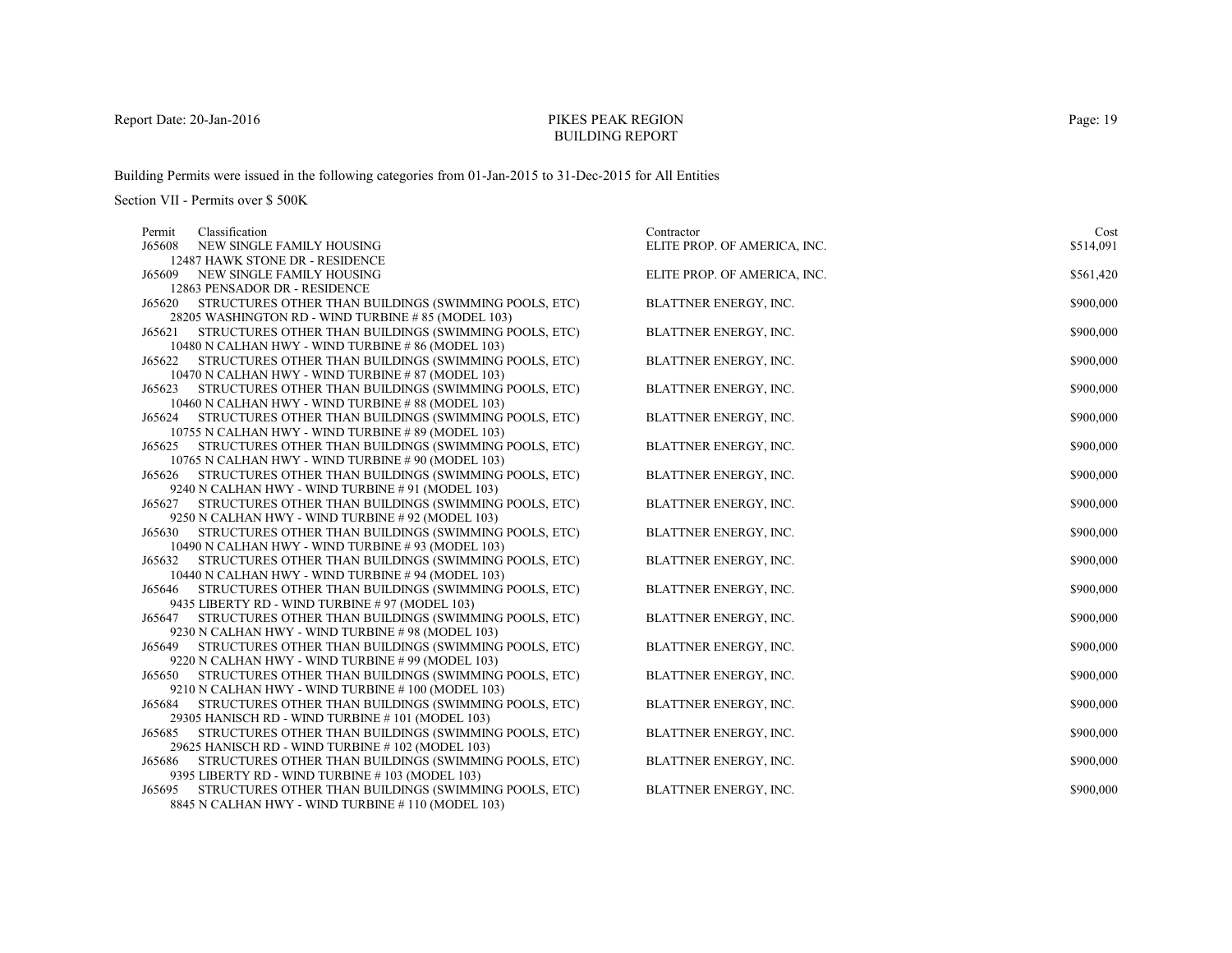# PIKES PEAK REGION
## BUILDING REPORT

Building Permits were issued in the following categories from 01-Jan-2015 to 31-Dec-2015 for All Entities

Section VII - Permits over $ 500K

| Permit | Classification | Contractor | Cost |
|---|---|---|---|
| J65608 | NEW SINGLE FAMILY HOUSING<br>12487 HAWK STONE DR - RESIDENCE | ELITE PROP. OF AMERICA, INC. | $514,091 |
| J65609 | NEW SINGLE FAMILY HOUSING<br>12863 PENSADOR DR - RESIDENCE | ELITE PROP. OF AMERICA, INC. | $561,420 |
| J65620 | STRUCTURES OTHER THAN BUILDINGS (SWIMMING POOLS, ETC)<br>28205 WASHINGTON RD - WIND TURBINE # 85 (MODEL 103) | BLATTNER ENERGY, INC. | $900,000 |
| J65621 | STRUCTURES OTHER THAN BUILDINGS (SWIMMING POOLS, ETC)<br>10480 N CALHAN HWY - WIND TURBINE # 86 (MODEL 103) | BLATTNER ENERGY, INC. | $900,000 |
| J65622 | STRUCTURES OTHER THAN BUILDINGS (SWIMMING POOLS, ETC)<br>10470 N CALHAN HWY - WIND TURBINE # 87 (MODEL 103) | BLATTNER ENERGY, INC. | $900,000 |
| J65623 | STRUCTURES OTHER THAN BUILDINGS (SWIMMING POOLS, ETC)<br>10460 N CALHAN HWY - WIND TURBINE # 88 (MODEL 103) | BLATTNER ENERGY, INC. | $900,000 |
| J65624 | STRUCTURES OTHER THAN BUILDINGS (SWIMMING POOLS, ETC)<br>10755 N CALHAN HWY - WIND TURBINE # 89 (MODEL 103) | BLATTNER ENERGY, INC. | $900,000 |
| J65625 | STRUCTURES OTHER THAN BUILDINGS (SWIMMING POOLS, ETC)<br>10765 N CALHAN HWY - WIND TURBINE # 90 (MODEL 103) | BLATTNER ENERGY, INC. | $900,000 |
| J65626 | STRUCTURES OTHER THAN BUILDINGS (SWIMMING POOLS, ETC)<br>9240 N CALHAN HWY - WIND TURBINE # 91 (MODEL 103) | BLATTNER ENERGY, INC. | $900,000 |
| J65627 | STRUCTURES OTHER THAN BUILDINGS (SWIMMING POOLS, ETC)<br>9250 N CALHAN HWY - WIND TURBINE # 92 (MODEL 103) | BLATTNER ENERGY, INC. | $900,000 |
| J65630 | STRUCTURES OTHER THAN BUILDINGS (SWIMMING POOLS, ETC)<br>10490 N CALHAN HWY - WIND TURBINE # 93 (MODEL 103) | BLATTNER ENERGY, INC. | $900,000 |
| J65632 | STRUCTURES OTHER THAN BUILDINGS (SWIMMING POOLS, ETC)<br>10440 N CALHAN HWY - WIND TURBINE # 94 (MODEL 103) | BLATTNER ENERGY, INC. | $900,000 |
| J65646 | STRUCTURES OTHER THAN BUILDINGS (SWIMMING POOLS, ETC)<br>9435 LIBERTY RD - WIND TURBINE # 97 (MODEL 103) | BLATTNER ENERGY, INC. | $900,000 |
| J65647 | STRUCTURES OTHER THAN BUILDINGS (SWIMMING POOLS, ETC)<br>9230 N CALHAN HWY - WIND TURBINE # 98 (MODEL 103) | BLATTNER ENERGY, INC. | $900,000 |
| J65649 | STRUCTURES OTHER THAN BUILDINGS (SWIMMING POOLS, ETC)<br>9220 N CALHAN HWY - WIND TURBINE # 99 (MODEL 103) | BLATTNER ENERGY, INC. | $900,000 |
| J65650 | STRUCTURES OTHER THAN BUILDINGS (SWIMMING POOLS, ETC)<br>9210 N CALHAN HWY - WIND TURBINE # 100 (MODEL 103) | BLATTNER ENERGY, INC. | $900,000 |
| J65684 | STRUCTURES OTHER THAN BUILDINGS (SWIMMING POOLS, ETC)<br>29305 HANISCH RD - WIND TURBINE # 101 (MODEL 103) | BLATTNER ENERGY, INC. | $900,000 |
| J65685 | STRUCTURES OTHER THAN BUILDINGS (SWIMMING POOLS, ETC)<br>29625 HANISCH RD - WIND TURBINE # 102 (MODEL 103) | BLATTNER ENERGY, INC. | $900,000 |
| J65686 | STRUCTURES OTHER THAN BUILDINGS (SWIMMING POOLS, ETC)<br>9395 LIBERTY RD - WIND TURBINE # 103 (MODEL 103) | BLATTNER ENERGY, INC. | $900,000 |
| J65695 | STRUCTURES OTHER THAN BUILDINGS (SWIMMING POOLS, ETC)<br>8845 N CALHAN HWY - WIND TURBINE # 110 (MODEL 103) | BLATTNER ENERGY, INC. | $900,000 |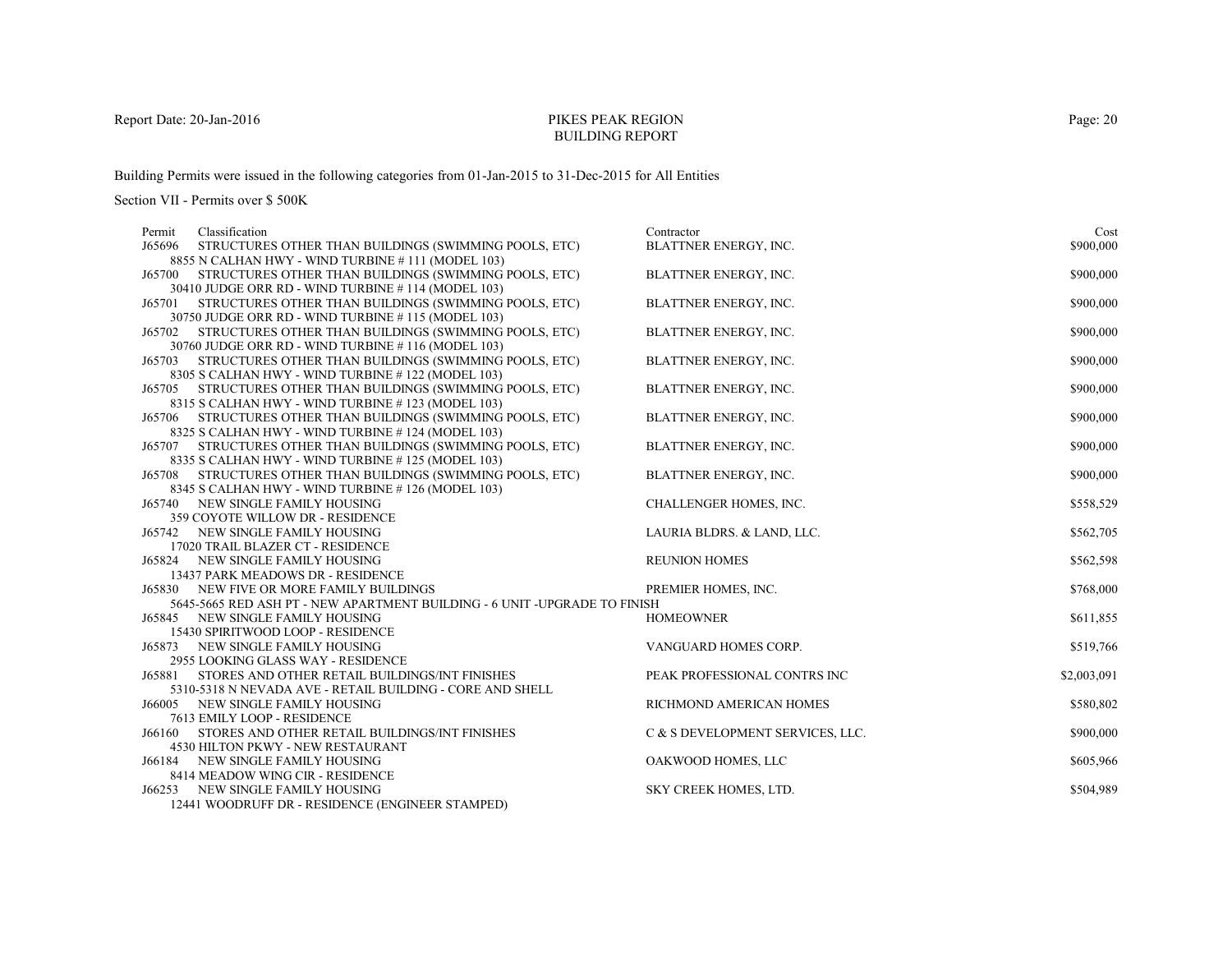PIKES PEAK REGION
BUILDING REPORT

Report Date: 20-Jan-2016

Building Permits were issued in the following categories from 01-Jan-2015 to 31-Dec-2015 for All Entities

Section VII - Permits over $ 500K

| Permit | Classification | Contractor | Cost |
|---|---|---|---|
| J65696 | STRUCTURES OTHER THAN BUILDINGS (SWIMMING POOLS, ETC)<br>8855 N CALHAN HWY - WIND TURBINE # 111 (MODEL 103) | BLATTNER ENERGY, INC. | $900,000 |
| J65700 | STRUCTURES OTHER THAN BUILDINGS (SWIMMING POOLS, ETC)<br>30410 JUDGE ORR RD - WIND TURBINE # 114 (MODEL 103) | BLATTNER ENERGY, INC. | $900,000 |
| J65701 | STRUCTURES OTHER THAN BUILDINGS (SWIMMING POOLS, ETC)<br>30750 JUDGE ORR RD - WIND TURBINE # 115 (MODEL 103) | BLATTNER ENERGY, INC. | $900,000 |
| J65702 | STRUCTURES OTHER THAN BUILDINGS (SWIMMING POOLS, ETC)<br>30760 JUDGE ORR RD - WIND TURBINE # 116 (MODEL 103) | BLATTNER ENERGY, INC. | $900,000 |
| J65703 | STRUCTURES OTHER THAN BUILDINGS (SWIMMING POOLS, ETC)<br>8305 S CALHAN HWY - WIND TURBINE # 122 (MODEL 103) | BLATTNER ENERGY, INC. | $900,000 |
| J65705 | STRUCTURES OTHER THAN BUILDINGS (SWIMMING POOLS, ETC)<br>8315 S CALHAN HWY - WIND TURBINE # 123 (MODEL 103) | BLATTNER ENERGY, INC. | $900,000 |
| J65706 | STRUCTURES OTHER THAN BUILDINGS (SWIMMING POOLS, ETC)<br>8325 S CALHAN HWY - WIND TURBINE # 124 (MODEL 103) | BLATTNER ENERGY, INC. | $900,000 |
| J65707 | STRUCTURES OTHER THAN BUILDINGS (SWIMMING POOLS, ETC)<br>8335 S CALHAN HWY - WIND TURBINE # 125 (MODEL 103) | BLATTNER ENERGY, INC. | $900,000 |
| J65708 | STRUCTURES OTHER THAN BUILDINGS (SWIMMING POOLS, ETC)<br>8345 S CALHAN HWY - WIND TURBINE # 126 (MODEL 103) | BLATTNER ENERGY, INC. | $900,000 |
| J65740 | NEW SINGLE FAMILY HOUSING<br>359 COYOTE WILLOW DR - RESIDENCE | CHALLENGER HOMES, INC. | $558,529 |
| J65742 | NEW SINGLE FAMILY HOUSING<br>17020 TRAIL BLAZER CT - RESIDENCE | LAURIA BLDRS. & LAND, LLC. | $562,705 |
| J65824 | NEW SINGLE FAMILY HOUSING<br>13437 PARK MEADOWS DR - RESIDENCE | REUNION HOMES | $562,598 |
| J65830 | NEW FIVE OR MORE FAMILY BUILDINGS<br>5645-5665 RED ASH PT - NEW APARTMENT BUILDING - 6 UNIT -UPGRADE TO FINISH | PREMIER HOMES, INC. | $768,000 |
| J65845 | NEW SINGLE FAMILY HOUSING<br>15430 SPIRITWOOD LOOP - RESIDENCE | HOMEOWNER | $611,855 |
| J65873 | NEW SINGLE FAMILY HOUSING<br>2955 LOOKING GLASS WAY - RESIDENCE | VANGUARD HOMES CORP. | $519,766 |
| J65881 | STORES AND OTHER RETAIL BUILDINGS/INT FINISHES<br>5310-5318 N NEVADA AVE - RETAIL BUILDING - CORE AND SHELL | PEAK PROFESSIONAL CONTRS INC | $2,003,091 |
| J66005 | NEW SINGLE FAMILY HOUSING<br>7613 EMILY LOOP - RESIDENCE | RICHMOND AMERICAN HOMES | $580,802 |
| J66160 | STORES AND OTHER RETAIL BUILDINGS/INT FINISHES<br>4530 HILTON PKWY - NEW RESTAURANT | C & S DEVELOPMENT SERVICES, LLC. | $900,000 |
| J66184 | NEW SINGLE FAMILY HOUSING<br>8414 MEADOW WING CIR - RESIDENCE | OAKWOOD HOMES, LLC | $605,966 |
| J66253 | NEW SINGLE FAMILY HOUSING<br>12441 WOODRUFF DR - RESIDENCE (ENGINEER STAMPED) | SKY CREEK HOMES, LTD. | $504,989 |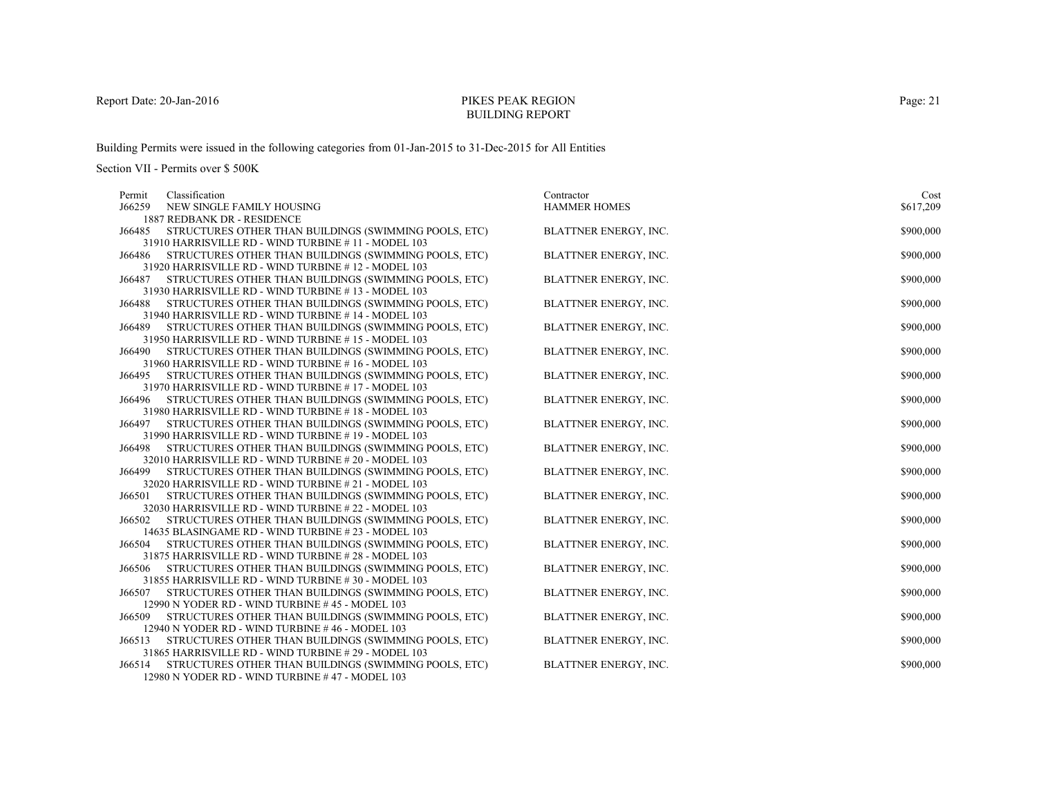# PIKES PEAK REGION
## BUILDING REPORT

Report Date: 20-Jan-2016

Building Permits were issued in the following categories from 01-Jan-2015 to 31-Dec-2015 for All Entities

Section VII - Permits over $ 500K

| Permit | Classification | Contractor | Cost |
|---|---|---|---|
| J66259 | NEW SINGLE FAMILY HOUSING<br>1887 REDBANK DR - RESIDENCE | HAMMER HOMES | $617,209 |
| J66485 | STRUCTURES OTHER THAN BUILDINGS (SWIMMING POOLS, ETC)<br>31910 HARRISVILLE RD - WIND TURBINE # 11 - MODEL 103 | BLATTNER ENERGY, INC. | $900,000 |
| J66486 | STRUCTURES OTHER THAN BUILDINGS (SWIMMING POOLS, ETC)<br>31920 HARRISVILLE RD - WIND TURBINE # 12 - MODEL 103 | BLATTNER ENERGY, INC. | $900,000 |
| J66487 | STRUCTURES OTHER THAN BUILDINGS (SWIMMING POOLS, ETC)<br>31930 HARRISVILLE RD - WIND TURBINE # 13 - MODEL 103 | BLATTNER ENERGY, INC. | $900,000 |
| J66488 | STRUCTURES OTHER THAN BUILDINGS (SWIMMING POOLS, ETC)<br>31940 HARRISVILLE RD - WIND TURBINE # 14 - MODEL 103 | BLATTNER ENERGY, INC. | $900,000 |
| J66489 | STRUCTURES OTHER THAN BUILDINGS (SWIMMING POOLS, ETC)<br>31950 HARRISVILLE RD - WIND TURBINE # 15 - MODEL 103 | BLATTNER ENERGY, INC. | $900,000 |
| J66490 | STRUCTURES OTHER THAN BUILDINGS (SWIMMING POOLS, ETC)<br>31960 HARRISVILLE RD - WIND TURBINE # 16 - MODEL 103 | BLATTNER ENERGY, INC. | $900,000 |
| J66495 | STRUCTURES OTHER THAN BUILDINGS (SWIMMING POOLS, ETC)<br>31970 HARRISVILLE RD - WIND TURBINE # 17 - MODEL 103 | BLATTNER ENERGY, INC. | $900,000 |
| J66496 | STRUCTURES OTHER THAN BUILDINGS (SWIMMING POOLS, ETC)<br>31980 HARRISVILLE RD - WIND TURBINE # 18 - MODEL 103 | BLATTNER ENERGY, INC. | $900,000 |
| J66497 | STRUCTURES OTHER THAN BUILDINGS (SWIMMING POOLS, ETC)<br>31990 HARRISVILLE RD - WIND TURBINE # 19 - MODEL 103 | BLATTNER ENERGY, INC. | $900,000 |
| J66498 | STRUCTURES OTHER THAN BUILDINGS (SWIMMING POOLS, ETC)<br>32010 HARRISVILLE RD - WIND TURBINE # 20 - MODEL 103 | BLATTNER ENERGY, INC. | $900,000 |
| J66499 | STRUCTURES OTHER THAN BUILDINGS (SWIMMING POOLS, ETC)<br>32020 HARRISVILLE RD - WIND TURBINE # 21 - MODEL 103 | BLATTNER ENERGY, INC. | $900,000 |
| J66501 | STRUCTURES OTHER THAN BUILDINGS (SWIMMING POOLS, ETC)<br>32030 HARRISVILLE RD - WIND TURBINE # 22 - MODEL 103 | BLATTNER ENERGY, INC. | $900,000 |
| J66502 | STRUCTURES OTHER THAN BUILDINGS (SWIMMING POOLS, ETC)<br>14635 BLASINGAME RD - WIND TURBINE # 23 - MODEL 103 | BLATTNER ENERGY, INC. | $900,000 |
| J66504 | STRUCTURES OTHER THAN BUILDINGS (SWIMMING POOLS, ETC)<br>31875 HARRISVILLE RD - WIND TURBINE # 28 - MODEL 103 | BLATTNER ENERGY, INC. | $900,000 |
| J66506 | STRUCTURES OTHER THAN BUILDINGS (SWIMMING POOLS, ETC)<br>31855 HARRISVILLE RD - WIND TURBINE # 30 - MODEL 103 | BLATTNER ENERGY, INC. | $900,000 |
| J66507 | STRUCTURES OTHER THAN BUILDINGS (SWIMMING POOLS, ETC)<br>12990 N YODER RD - WIND TURBINE # 45 - MODEL 103 | BLATTNER ENERGY, INC. | $900,000 |
| J66509 | STRUCTURES OTHER THAN BUILDINGS (SWIMMING POOLS, ETC)<br>12940 N YODER RD - WIND TURBINE # 46 - MODEL 103 | BLATTNER ENERGY, INC. | $900,000 |
| J66513 | STRUCTURES OTHER THAN BUILDINGS (SWIMMING POOLS, ETC)<br>31865 HARRISVILLE RD - WIND TURBINE # 29 - MODEL 103 | BLATTNER ENERGY, INC. | $900,000 |
| J66514 | STRUCTURES OTHER THAN BUILDINGS (SWIMMING POOLS, ETC)<br>12980 N YODER RD - WIND TURBINE # 47 - MODEL 103 | BLATTNER ENERGY, INC. | $900,000 |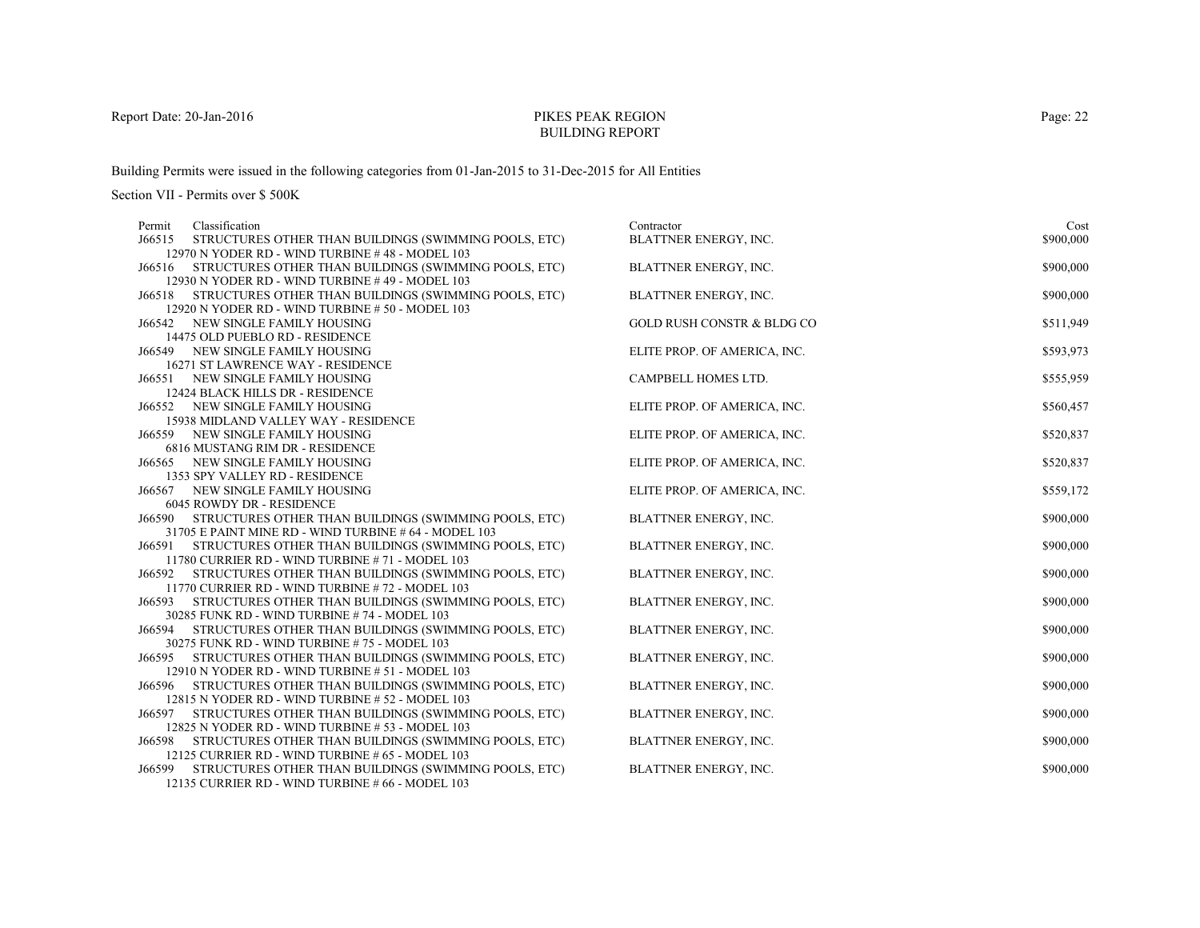Report Date: 20-Jan-2016

# PIKES PEAK REGION
## BUILDING REPORT

Building Permits were issued in the following categories from 01-Jan-2015 to 31-Dec-2015 for All Entities

Section VII - Permits over $ 500K

| Permit | Classification | Contractor | Cost |
|---|---|---|---|
| J66515 | STRUCTURES OTHER THAN BUILDINGS (SWIMMING POOLS, ETC)<br>12970 N YODER RD - WIND TURBINE # 48 - MODEL 103 | BLATTNER ENERGY, INC. | $900,000 |
| J66516 | STRUCTURES OTHER THAN BUILDINGS (SWIMMING POOLS, ETC)<br>12930 N YODER RD - WIND TURBINE # 49 - MODEL 103 | BLATTNER ENERGY, INC. | $900,000 |
| J66518 | STRUCTURES OTHER THAN BUILDINGS (SWIMMING POOLS, ETC)<br>12920 N YODER RD - WIND TURBINE # 50 - MODEL 103 | BLATTNER ENERGY, INC. | $900,000 |
| J66542 | NEW SINGLE FAMILY HOUSING<br>14475 OLD PUEBLO RD - RESIDENCE | GOLD RUSH CONSTR & BLDG CO | $511,949 |
| J66549 | NEW SINGLE FAMILY HOUSING<br>16271 ST LAWRENCE WAY - RESIDENCE | ELITE PROP. OF AMERICA, INC. | $593,973 |
| J66551 | NEW SINGLE FAMILY HOUSING<br>12424 BLACK HILLS DR - RESIDENCE | CAMPBELL HOMES LTD. | $555,959 |
| J66552 | NEW SINGLE FAMILY HOUSING<br>15938 MIDLAND VALLEY WAY - RESIDENCE | ELITE PROP. OF AMERICA, INC. | $560,457 |
| J66559 | NEW SINGLE FAMILY HOUSING<br>6816 MUSTANG RIM DR - RESIDENCE | ELITE PROP. OF AMERICA, INC. | $520,837 |
| J66565 | NEW SINGLE FAMILY HOUSING<br>1353 SPY VALLEY RD - RESIDENCE | ELITE PROP. OF AMERICA, INC. | $520,837 |
| J66567 | NEW SINGLE FAMILY HOUSING<br>6045 ROWDY DR - RESIDENCE | ELITE PROP. OF AMERICA, INC. | $559,172 |
| J66590 | STRUCTURES OTHER THAN BUILDINGS (SWIMMING POOLS, ETC)<br>31705 E PAINT MINE RD - WIND TURBINE # 64 - MODEL 103 | BLATTNER ENERGY, INC. | $900,000 |
| J66591 | STRUCTURES OTHER THAN BUILDINGS (SWIMMING POOLS, ETC)<br>11780 CURRIER RD - WIND TURBINE # 71 - MODEL 103 | BLATTNER ENERGY, INC. | $900,000 |
| J66592 | STRUCTURES OTHER THAN BUILDINGS (SWIMMING POOLS, ETC)<br>11770 CURRIER RD - WIND TURBINE # 72 - MODEL 103 | BLATTNER ENERGY, INC. | $900,000 |
| J66593 | STRUCTURES OTHER THAN BUILDINGS (SWIMMING POOLS, ETC)<br>30285 FUNK RD - WIND TURBINE # 74 - MODEL 103 | BLATTNER ENERGY, INC. | $900,000 |
| J66594 | STRUCTURES OTHER THAN BUILDINGS (SWIMMING POOLS, ETC)<br>30275 FUNK RD - WIND TURBINE # 75 - MODEL 103 | BLATTNER ENERGY, INC. | $900,000 |
| J66595 | STRUCTURES OTHER THAN BUILDINGS (SWIMMING POOLS, ETC)<br>12910 N YODER RD - WIND TURBINE # 51 - MODEL 103 | BLATTNER ENERGY, INC. | $900,000 |
| J66596 | STRUCTURES OTHER THAN BUILDINGS (SWIMMING POOLS, ETC)<br>12815 N YODER RD - WIND TURBINE # 52 - MODEL 103 | BLATTNER ENERGY, INC. | $900,000 |
| J66597 | STRUCTURES OTHER THAN BUILDINGS (SWIMMING POOLS, ETC)<br>12825 N YODER RD - WIND TURBINE # 53 - MODEL 103 | BLATTNER ENERGY, INC. | $900,000 |
| J66598 | STRUCTURES OTHER THAN BUILDINGS (SWIMMING POOLS, ETC)<br>12125 CURRIER RD - WIND TURBINE # 65 - MODEL 103 | BLATTNER ENERGY, INC. | $900,000 |
| J66599 | STRUCTURES OTHER THAN BUILDINGS (SWIMMING POOLS, ETC)<br>12135 CURRIER RD - WIND TURBINE # 66 - MODEL 103 | BLATTNER ENERGY, INC. | $900,000 |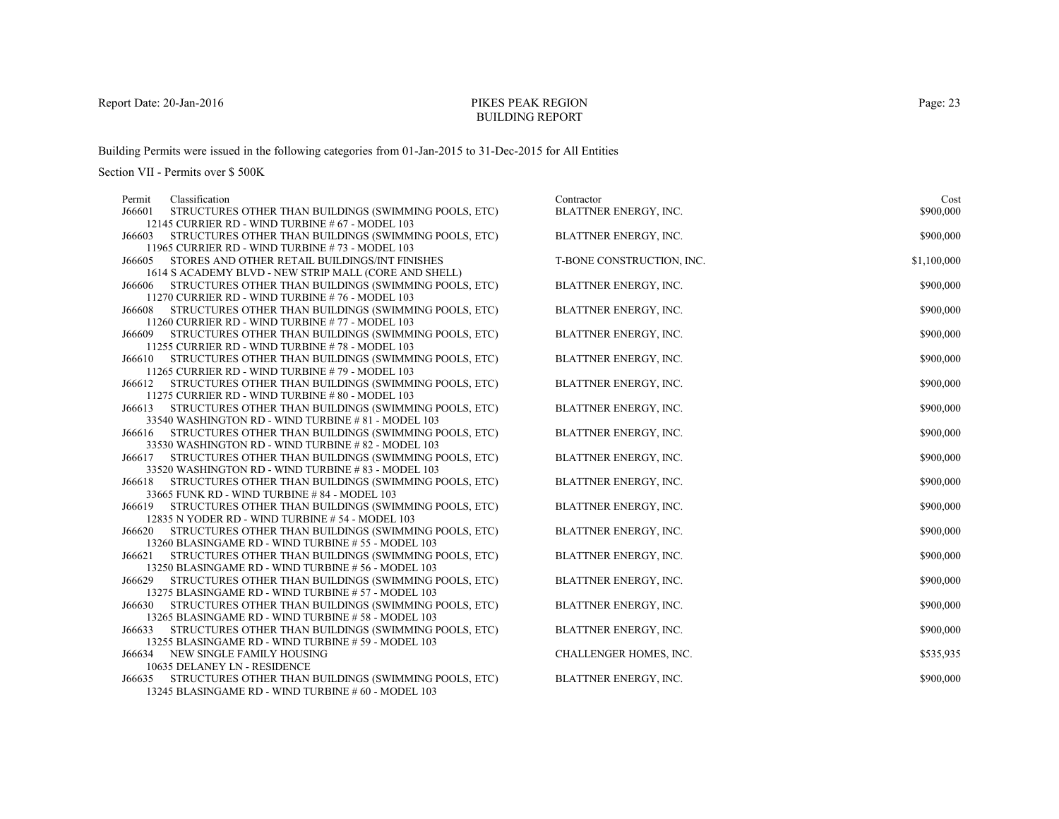PIKES PEAK REGION
BUILDING REPORT

Building Permits were issued in the following categories from 01-Jan-2015 to 31-Dec-2015 for All Entities

Section VII - Permits over $ 500K

| Permit | Classification | Contractor | Cost |
|---|---|---|---|
| J66601 | STRUCTURES OTHER THAN BUILDINGS (SWIMMING POOLS, ETC)<br>12145 CURRIER RD - WIND TURBINE # 67 - MODEL 103 | BLATTNER ENERGY, INC. | $900,000 |
| J66603 | STRUCTURES OTHER THAN BUILDINGS (SWIMMING POOLS, ETC)<br>11965 CURRIER RD - WIND TURBINE # 73 - MODEL 103 | BLATTNER ENERGY, INC. | $900,000 |
| J66605 | STORES AND OTHER RETAIL BUILDINGS/INT FINISHES<br>1614 S ACADEMY BLVD - NEW STRIP MALL (CORE AND SHELL) | T-BONE CONSTRUCTION, INC. | $1,100,000 |
| J66606 | STRUCTURES OTHER THAN BUILDINGS (SWIMMING POOLS, ETC)<br>11270 CURRIER RD - WIND TURBINE # 76 - MODEL 103 | BLATTNER ENERGY, INC. | $900,000 |
| J66608 | STRUCTURES OTHER THAN BUILDINGS (SWIMMING POOLS, ETC)<br>11260 CURRIER RD - WIND TURBINE # 77 - MODEL 103 | BLATTNER ENERGY, INC. | $900,000 |
| J66609 | STRUCTURES OTHER THAN BUILDINGS (SWIMMING POOLS, ETC)<br>11255 CURRIER RD - WIND TURBINE # 78 - MODEL 103 | BLATTNER ENERGY, INC. | $900,000 |
| J66610 | STRUCTURES OTHER THAN BUILDINGS (SWIMMING POOLS, ETC)<br>11265 CURRIER RD - WIND TURBINE # 79 - MODEL 103 | BLATTNER ENERGY, INC. | $900,000 |
| J66612 | STRUCTURES OTHER THAN BUILDINGS (SWIMMING POOLS, ETC)<br>11275 CURRIER RD - WIND TURBINE # 80 - MODEL 103 | BLATTNER ENERGY, INC. | $900,000 |
| J66613 | STRUCTURES OTHER THAN BUILDINGS (SWIMMING POOLS, ETC)<br>33540 WASHINGTON RD - WIND TURBINE # 81 - MODEL 103 | BLATTNER ENERGY, INC. | $900,000 |
| J66616 | STRUCTURES OTHER THAN BUILDINGS (SWIMMING POOLS, ETC)<br>33530 WASHINGTON RD - WIND TURBINE # 82 - MODEL 103 | BLATTNER ENERGY, INC. | $900,000 |
| J66617 | STRUCTURES OTHER THAN BUILDINGS (SWIMMING POOLS, ETC)<br>33520 WASHINGTON RD - WIND TURBINE # 83 - MODEL 103 | BLATTNER ENERGY, INC. | $900,000 |
| J66618 | STRUCTURES OTHER THAN BUILDINGS (SWIMMING POOLS, ETC)<br>33665 FUNK RD - WIND TURBINE # 84 - MODEL 103 | BLATTNER ENERGY, INC. | $900,000 |
| J66619 | STRUCTURES OTHER THAN BUILDINGS (SWIMMING POOLS, ETC)<br>12835 N YODER RD - WIND TURBINE # 54 - MODEL 103 | BLATTNER ENERGY, INC. | $900,000 |
| J66620 | STRUCTURES OTHER THAN BUILDINGS (SWIMMING POOLS, ETC)<br>13260 BLASINGAME RD - WIND TURBINE # 55 - MODEL 103 | BLATTNER ENERGY, INC. | $900,000 |
| J66621 | STRUCTURES OTHER THAN BUILDINGS (SWIMMING POOLS, ETC)<br>13250 BLASINGAME RD - WIND TURBINE # 56 - MODEL 103 | BLATTNER ENERGY, INC. | $900,000 |
| J66629 | STRUCTURES OTHER THAN BUILDINGS (SWIMMING POOLS, ETC)<br>13275 BLASINGAME RD - WIND TURBINE # 57 - MODEL 103 | BLATTNER ENERGY, INC. | $900,000 |
| J66630 | STRUCTURES OTHER THAN BUILDINGS (SWIMMING POOLS, ETC)<br>13265 BLASINGAME RD - WIND TURBINE # 58 - MODEL 103 | BLATTNER ENERGY, INC. | $900,000 |
| J66633 | STRUCTURES OTHER THAN BUILDINGS (SWIMMING POOLS, ETC)<br>13255 BLASINGAME RD - WIND TURBINE # 59 - MODEL 103 | BLATTNER ENERGY, INC. | $900,000 |
| J66634 | NEW SINGLE FAMILY HOUSING<br>10635 DELANEY LN - RESIDENCE | CHALLENGER HOMES, INC. | $535,935 |
| J66635 | STRUCTURES OTHER THAN BUILDINGS (SWIMMING POOLS, ETC)<br>13245 BLASINGAME RD - WIND TURBINE # 60 - MODEL 103 | BLATTNER ENERGY, INC. | $900,000 |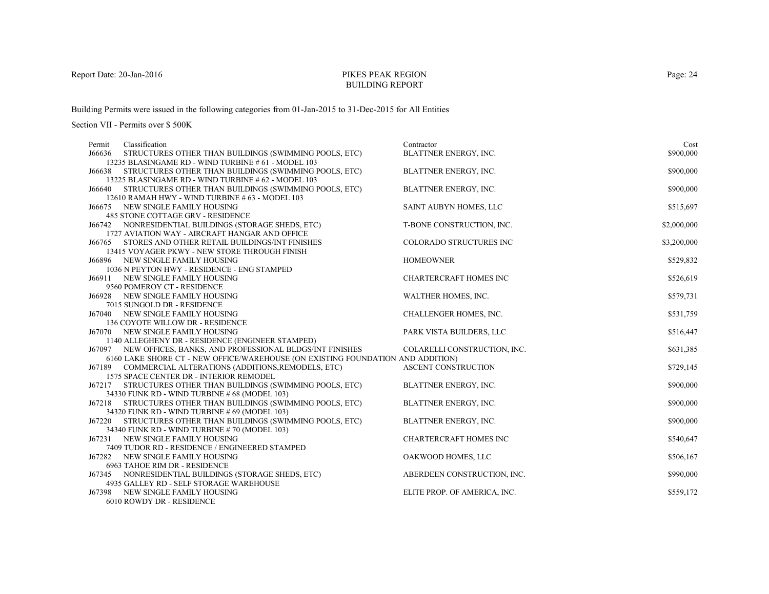Report Date: 20-Jan-2016

# PIKES PEAK REGION
## BUILDING REPORT

Building Permits were issued in the following categories from 01-Jan-2015 to 31-Dec-2015 for All Entities

Section VII - Permits over $ 500K

| Permit | Classification | Contractor | Cost |
|---|---|---|---|
| J66636 | STRUCTURES OTHER THAN BUILDINGS (SWIMMING POOLS, ETC)<br>13235 BLASINGAME RD - WIND TURBINE # 61 - MODEL 103 | BLATTNER ENERGY, INC. | $900,000 |
| J66638 | STRUCTURES OTHER THAN BUILDINGS (SWIMMING POOLS, ETC)<br>13225 BLASINGAME RD - WIND TURBINE # 62 - MODEL 103 | BLATTNER ENERGY, INC. | $900,000 |
| J66640 | STRUCTURES OTHER THAN BUILDINGS (SWIMMING POOLS, ETC)<br>12610 RAMAH HWY - WIND TURBINE # 63 - MODEL 103 | BLATTNER ENERGY, INC. | $900,000 |
| J66675 | NEW SINGLE FAMILY HOUSING<br>485 STONE COTTAGE GRV - RESIDENCE | SAINT AUBYN HOMES, LLC | $515,697 |
| J66742 | NONRESIDENTIAL BUILDINGS (STORAGE SHEDS, ETC)<br>1727 AVIATION WAY - AIRCRAFT HANGAR AND OFFICE | T-BONE CONSTRUCTION, INC. | $2,000,000 |
| J66765 | STORES AND OTHER RETAIL BUILDINGS/INT FINISHES<br>13415 VOYAGER PKWY - NEW STORE THROUGH FINISH | COLORADO STRUCTURES INC | $3,200,000 |
| J66896 | NEW SINGLE FAMILY HOUSING<br>1036 N PEYTON HWY - RESIDENCE - ENG STAMPED | HOMEOWNER | $529,832 |
| J66911 | NEW SINGLE FAMILY HOUSING<br>9560 POMEROY CT - RESIDENCE | CHARTERCRAFT HOMES INC | $526,619 |
| J66928 | NEW SINGLE FAMILY HOUSING<br>7015 SUNGOLD DR - RESIDENCE | WALTHER HOMES, INC. | $579,731 |
| J67040 | NEW SINGLE FAMILY HOUSING<br>136 COYOTE WILLOW DR - RESIDENCE | CHALLENGER HOMES, INC. | $531,759 |
| J67070 | NEW SINGLE FAMILY HOUSING<br>1140 ALLEGHENY DR - RESIDENCE (ENGINEER STAMPED) | PARK VISTA BUILDERS, LLC | $516,447 |
| J67097 | NEW OFFICES, BANKS, AND PROFESSIONAL BLDGS/INT FINISHES<br>6160 LAKE SHORE CT - NEW OFFICE/WAREHOUSE (ON EXISTING FOUNDATION AND ADDITION) | COLARELLI CONSTRUCTION, INC. | $631,385 |
| J67189 | COMMERCIAL ALTERATIONS (ADDITIONS,REMODELS, ETC)<br>1575 SPACE CENTER DR - INTERIOR REMODEL | ASCENT CONSTRUCTION | $729,145 |
| J67217 | STRUCTURES OTHER THAN BUILDINGS (SWIMMING POOLS, ETC)<br>34330 FUNK RD - WIND TURBINE # 68 (MODEL 103) | BLATTNER ENERGY, INC. | $900,000 |
| J67218 | STRUCTURES OTHER THAN BUILDINGS (SWIMMING POOLS, ETC)<br>34320 FUNK RD - WIND TURBINE # 69 (MODEL 103) | BLATTNER ENERGY, INC. | $900,000 |
| J67220 | STRUCTURES OTHER THAN BUILDINGS (SWIMMING POOLS, ETC)<br>34340 FUNK RD - WIND TURBINE # 70 (MODEL 103) | BLATTNER ENERGY, INC. | $900,000 |
| J67231 | NEW SINGLE FAMILY HOUSING<br>7409 TUDOR RD - RESIDENCE / ENGINEERED STAMPED | CHARTERCRAFT HOMES INC | $540,647 |
| J67282 | NEW SINGLE FAMILY HOUSING<br>6963 TAHOE RIM DR - RESIDENCE | OAKWOOD HOMES, LLC | $506,167 |
| J67345 | NONRESIDENTIAL BUILDINGS (STORAGE SHEDS, ETC)<br>4935 GALLEY RD - SELF STORAGE WAREHOUSE | ABERDEEN CONSTRUCTION, INC. | $990,000 |
| J67398 | NEW SINGLE FAMILY HOUSING<br>6010 ROWDY DR - RESIDENCE | ELITE PROP. OF AMERICA, INC. | $559,172 |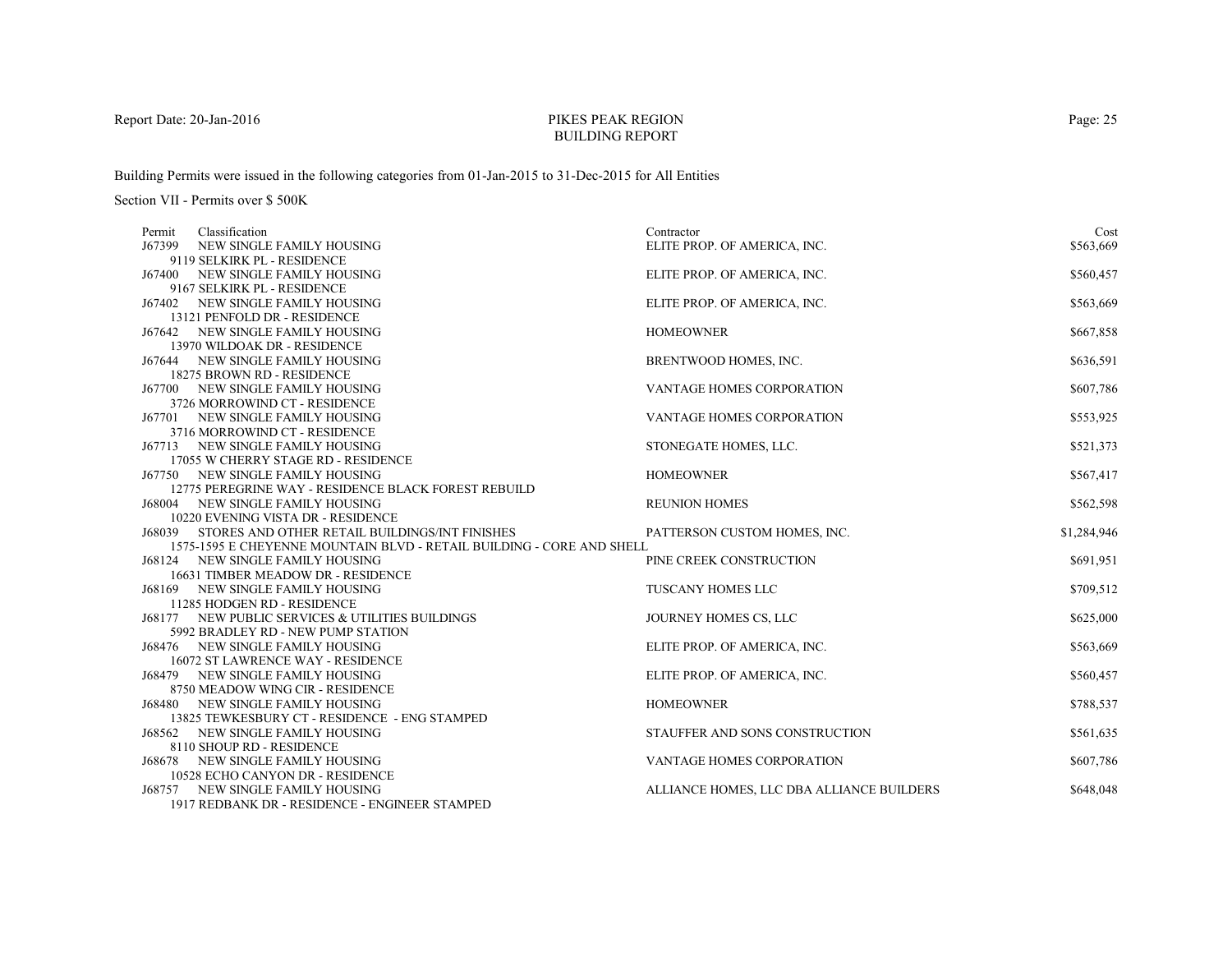# PIKES PEAK REGION
## BUILDING REPORT

Report Date: 20-Jan-2016

Building Permits were issued in the following categories from 01-Jan-2015 to 31-Dec-2015 for All Entities

Section VII - Permits over $ 500K

| Permit | Classification | Contractor | Cost |
|---|---|---|---|
| J67399 | NEW SINGLE FAMILY HOUSING<br>9119 SELKIRK PL - RESIDENCE | ELITE PROP. OF AMERICA, INC. | $563,669 |
| J67400 | NEW SINGLE FAMILY HOUSING<br>9167 SELKIRK PL - RESIDENCE | ELITE PROP. OF AMERICA, INC. | $560,457 |
| J67402 | NEW SINGLE FAMILY HOUSING<br>13121 PENFOLD DR - RESIDENCE | ELITE PROP. OF AMERICA, INC. | $563,669 |
| J67642 | NEW SINGLE FAMILY HOUSING<br>13970 WILDOAK DR - RESIDENCE | HOMEOWNER | $667,858 |
| J67644 | NEW SINGLE FAMILY HOUSING<br>18275 BROWN RD - RESIDENCE | BRENTWOOD HOMES, INC. | $636,591 |
| J67700 | NEW SINGLE FAMILY HOUSING<br>3726 MORROWIND CT - RESIDENCE | VANTAGE HOMES CORPORATION | $607,786 |
| J67701 | NEW SINGLE FAMILY HOUSING<br>3716 MORROWIND CT - RESIDENCE | VANTAGE HOMES CORPORATION | $553,925 |
| J67713 | NEW SINGLE FAMILY HOUSING<br>17055 W CHERRY STAGE RD - RESIDENCE | STONEGATE HOMES, LLC. | $521,373 |
| J67750 | NEW SINGLE FAMILY HOUSING<br>12775 PEREGRINE WAY - RESIDENCE BLACK FOREST REBUILD | HOMEOWNER | $567,417 |
| J68004 | NEW SINGLE FAMILY HOUSING<br>10220 EVENING VISTA DR - RESIDENCE | REUNION HOMES | $562,598 |
| J68039 | STORES AND OTHER RETAIL BUILDINGS/INT FINISHES<br>1575-1595 E CHEYENNE MOUNTAIN BLVD - RETAIL BUILDING - CORE AND SHELL | PATTERSON CUSTOM HOMES, INC. | $1,284,946 |
| J68124 | NEW SINGLE FAMILY HOUSING<br>16631 TIMBER MEADOW DR - RESIDENCE | PINE CREEK CONSTRUCTION | $691,951 |
| J68169 | NEW SINGLE FAMILY HOUSING<br>11285 HODGEN RD - RESIDENCE | TUSCANY HOMES LLC | $709,512 |
| J68177 | NEW PUBLIC SERVICES & UTILITIES BUILDINGS<br>5992 BRADLEY RD - NEW PUMP STATION | JOURNEY HOMES CS, LLC | $625,000 |
| J68476 | NEW SINGLE FAMILY HOUSING<br>16072 ST LAWRENCE WAY - RESIDENCE | ELITE PROP. OF AMERICA, INC. | $563,669 |
| J68479 | NEW SINGLE FAMILY HOUSING<br>8750 MEADOW WING CIR - RESIDENCE | ELITE PROP. OF AMERICA, INC. | $560,457 |
| J68480 | NEW SINGLE FAMILY HOUSING<br>13825 TEWKESBURY CT - RESIDENCE - ENG STAMPED | HOMEOWNER | $788,537 |
| J68562 | NEW SINGLE FAMILY HOUSING<br>8110 SHOUP RD - RESIDENCE | STAUFFER AND SONS CONSTRUCTION | $561,635 |
| J68678 | NEW SINGLE FAMILY HOUSING<br>10528 ECHO CANYON DR - RESIDENCE | VANTAGE HOMES CORPORATION | $607,786 |
| J68757 | NEW SINGLE FAMILY HOUSING<br>1917 REDBANK DR - RESIDENCE - ENGINEER STAMPED | ALLIANCE HOMES, LLC DBA ALLIANCE BUILDERS | $648,048 |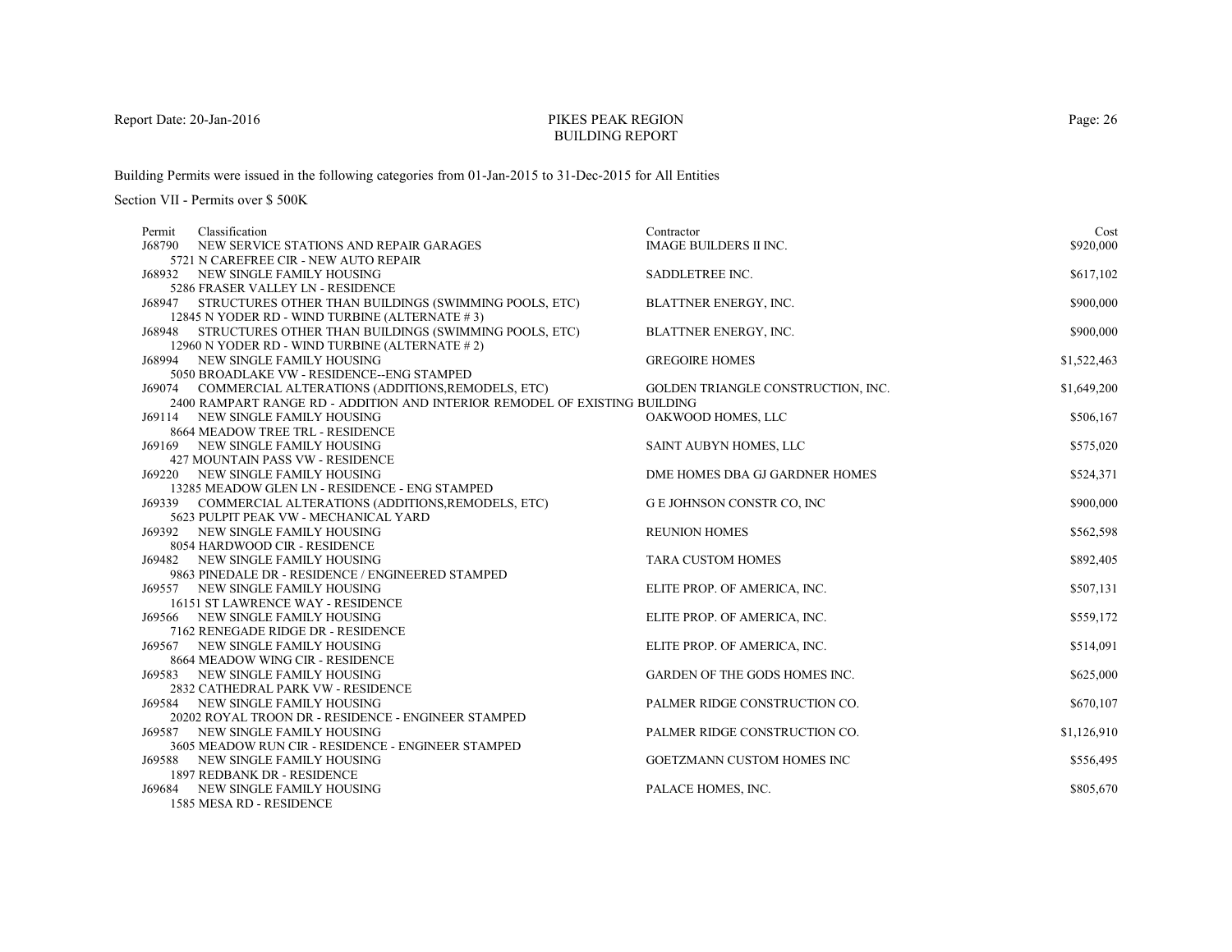# PIKES PEAK REGION
## BUILDING REPORT

Report Date: 20-Jan-2016

Building Permits were issued in the following categories from 01-Jan-2015 to 31-Dec-2015 for All Entities

Section VII - Permits over $ 500K

| Permit | Classification | Contractor | Cost |
|---|---|---|---|
| J68790 | NEW SERVICE STATIONS AND REPAIR GARAGES<br>5721 N CAREFREE CIR - NEW AUTO REPAIR | IMAGE BUILDERS II INC. | $920,000 |
| J68932 | NEW SINGLE FAMILY HOUSING<br>5286 FRASER VALLEY LN - RESIDENCE | SADDLETREE INC. | $617,102 |
| J68947 | STRUCTURES OTHER THAN BUILDINGS (SWIMMING POOLS, ETC)<br>12845 N YODER RD - WIND TURBINE (ALTERNATE # 3) | BLATTNER ENERGY, INC. | $900,000 |
| J68948 | STRUCTURES OTHER THAN BUILDINGS (SWIMMING POOLS, ETC)<br>12960 N YODER RD - WIND TURBINE (ALTERNATE # 2) | BLATTNER ENERGY, INC. | $900,000 |
| J68994 | NEW SINGLE FAMILY HOUSING<br>5050 BROADLAKE VW - RESIDENCE--ENG STAMPED | GREGOIRE HOMES | $1,522,463 |
| J69074 | COMMERCIAL ALTERATIONS (ADDITIONS,REMODELS, ETC)<br>2400 RAMPART RANGE RD - ADDITION AND INTERIOR REMODEL OF EXISTING BUILDING | GOLDEN TRIANGLE CONSTRUCTION, INC. | $1,649,200 |
| J69114 | NEW SINGLE FAMILY HOUSING<br>8664 MEADOW TREE TRL - RESIDENCE | OAKWOOD HOMES, LLC | $506,167 |
| J69169 | NEW SINGLE FAMILY HOUSING<br>427 MOUNTAIN PASS VW - RESIDENCE | SAINT AUBYN HOMES, LLC | $575,020 |
| J69220 | NEW SINGLE FAMILY HOUSING<br>13285 MEADOW GLEN LN - RESIDENCE - ENG STAMPED | DME HOMES DBA GJ GARDNER HOMES | $524,371 |
| J69339 | COMMERCIAL ALTERATIONS (ADDITIONS,REMODELS, ETC)<br>5623 PULPIT PEAK VW - MECHANICAL YARD | G E JOHNSON CONSTR CO, INC | $900,000 |
| J69392 | NEW SINGLE FAMILY HOUSING<br>8054 HARDWOOD CIR - RESIDENCE | REUNION HOMES | $562,598 |
| J69482 | NEW SINGLE FAMILY HOUSING<br>9863 PINEDALE DR - RESIDENCE / ENGINEERED STAMPED | TARA CUSTOM HOMES | $892,405 |
| J69557 | NEW SINGLE FAMILY HOUSING<br>16151 ST LAWRENCE WAY - RESIDENCE | ELITE PROP. OF AMERICA, INC. | $507,131 |
| J69566 | NEW SINGLE FAMILY HOUSING<br>7162 RENEGADE RIDGE DR - RESIDENCE | ELITE PROP. OF AMERICA, INC. | $559,172 |
| J69567 | NEW SINGLE FAMILY HOUSING<br>8664 MEADOW WING CIR - RESIDENCE | ELITE PROP. OF AMERICA, INC. | $514,091 |
| J69583 | NEW SINGLE FAMILY HOUSING<br>2832 CATHEDRAL PARK VW - RESIDENCE | GARDEN OF THE GODS HOMES INC. | $625,000 |
| J69584 | NEW SINGLE FAMILY HOUSING<br>20202 ROYAL TROON DR - RESIDENCE - ENGINEER STAMPED | PALMER RIDGE CONSTRUCTION CO. | $670,107 |
| J69587 | NEW SINGLE FAMILY HOUSING<br>3605 MEADOW RUN CIR - RESIDENCE - ENGINEER STAMPED | PALMER RIDGE CONSTRUCTION CO. | $1,126,910 |
| J69588 | NEW SINGLE FAMILY HOUSING<br>1897 REDBANK DR - RESIDENCE | GOETZMANN CUSTOM HOMES INC | $556,495 |
| J69684 | NEW SINGLE FAMILY HOUSING<br>1585 MESA RD - RESIDENCE | PALACE HOMES, INC. | $805,670 |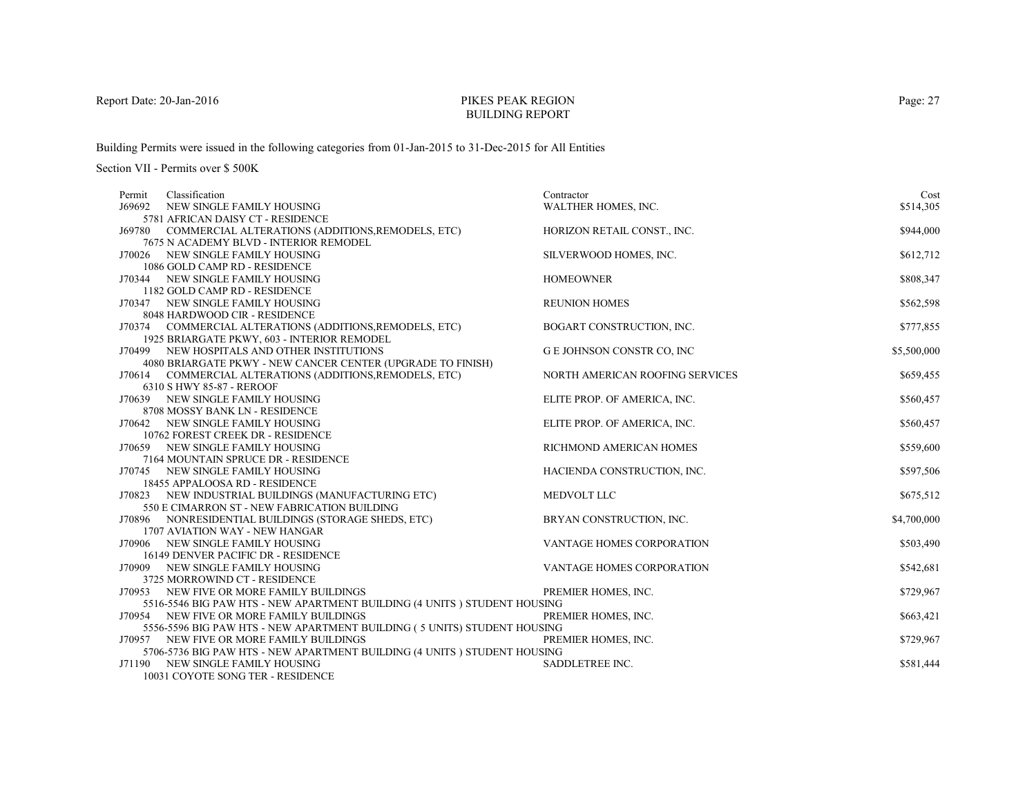Report Date: 20-Jan-2016

# PIKES PEAK REGION
## BUILDING REPORT

Building Permits were issued in the following categories from 01-Jan-2015 to 31-Dec-2015 for All Entities

Section VII - Permits over $ 500K

| Permit | Classification | Contractor | Cost |
|---|---|---|---|
| J69692 | NEW SINGLE FAMILY HOUSING<br>5781 AFRICAN DAISY CT - RESIDENCE | WALTHER HOMES, INC. | $514,305 |
| J69780 | COMMERCIAL ALTERATIONS (ADDITIONS,REMODELS, ETC)<br>7675 N ACADEMY BLVD - INTERIOR REMODEL | HORIZON RETAIL CONST., INC. | $944,000 |
| J70026 | NEW SINGLE FAMILY HOUSING<br>1086 GOLD CAMP RD - RESIDENCE | SILVERWOOD HOMES, INC. | $612,712 |
| J70344 | NEW SINGLE FAMILY HOUSING<br>1182 GOLD CAMP RD - RESIDENCE | HOMEOWNER | $808,347 |
| J70347 | NEW SINGLE FAMILY HOUSING<br>8048 HARDWOOD CIR - RESIDENCE | REUNION HOMES | $562,598 |
| J70374 | COMMERCIAL ALTERATIONS (ADDITIONS,REMODELS, ETC)<br>1925 BRIARGATE PKWY, 603 - INTERIOR REMODEL | BOGART CONSTRUCTION, INC. | $777,855 |
| J70499 | NEW HOSPITALS AND OTHER INSTITUTIONS<br>4080 BRIARGATE PKWY - NEW CANCER CENTER (UPGRADE TO FINISH) | G E JOHNSON CONSTR CO, INC | $5,500,000 |
| J70614 | COMMERCIAL ALTERATIONS (ADDITIONS,REMODELS, ETC)<br>6310 S HWY 85-87 - REROOF | NORTH AMERICAN ROOFING SERVICES | $659,455 |
| J70639 | NEW SINGLE FAMILY HOUSING<br>8708 MOSSY BANK LN - RESIDENCE | ELITE PROP. OF AMERICA, INC. | $560,457 |
| J70642 | NEW SINGLE FAMILY HOUSING<br>10762 FOREST CREEK DR - RESIDENCE | ELITE PROP. OF AMERICA, INC. | $560,457 |
| J70659 | NEW SINGLE FAMILY HOUSING<br>7164 MOUNTAIN SPRUCE DR - RESIDENCE | RICHMOND AMERICAN HOMES | $559,600 |
| J70745 | NEW SINGLE FAMILY HOUSING<br>18455 APPALOOSA RD - RESIDENCE | HACIENDA CONSTRUCTION, INC. | $597,506 |
| J70823 | NEW INDUSTRIAL BUILDINGS (MANUFACTURING ETC)<br>550 E CIMARRON ST - NEW FABRICATION BUILDING | MEDVOLT LLC | $675,512 |
| J70896 | NONRESIDENTIAL BUILDINGS (STORAGE SHEDS, ETC)<br>1707 AVIATION WAY - NEW HANGAR | BRYAN CONSTRUCTION, INC. | $4,700,000 |
| J70906 | NEW SINGLE FAMILY HOUSING<br>16149 DENVER PACIFIC DR - RESIDENCE | VANTAGE HOMES CORPORATION | $503,490 |
| J70909 | NEW SINGLE FAMILY HOUSING<br>3725 MORROWIND CT - RESIDENCE | VANTAGE HOMES CORPORATION | $542,681 |
| J70953 | NEW FIVE OR MORE FAMILY BUILDINGS<br>5516-5546 BIG PAW HTS - NEW APARTMENT BUILDING (4 UNITS ) STUDENT HOUSING | PREMIER HOMES, INC. | $729,967 |
| J70954 | NEW FIVE OR MORE FAMILY BUILDINGS<br>5556-5596 BIG PAW HTS - NEW APARTMENT BUILDING ( 5 UNITS) STUDENT HOUSING | PREMIER HOMES, INC. | $663,421 |
| J70957 | NEW FIVE OR MORE FAMILY BUILDINGS<br>5706-5736 BIG PAW HTS - NEW APARTMENT BUILDING (4 UNITS ) STUDENT HOUSING | PREMIER HOMES, INC. | $729,967 |
| J71190 | NEW SINGLE FAMILY HOUSING<br>10031 COYOTE SONG TER - RESIDENCE | SADDLETREE INC. | $581,444 |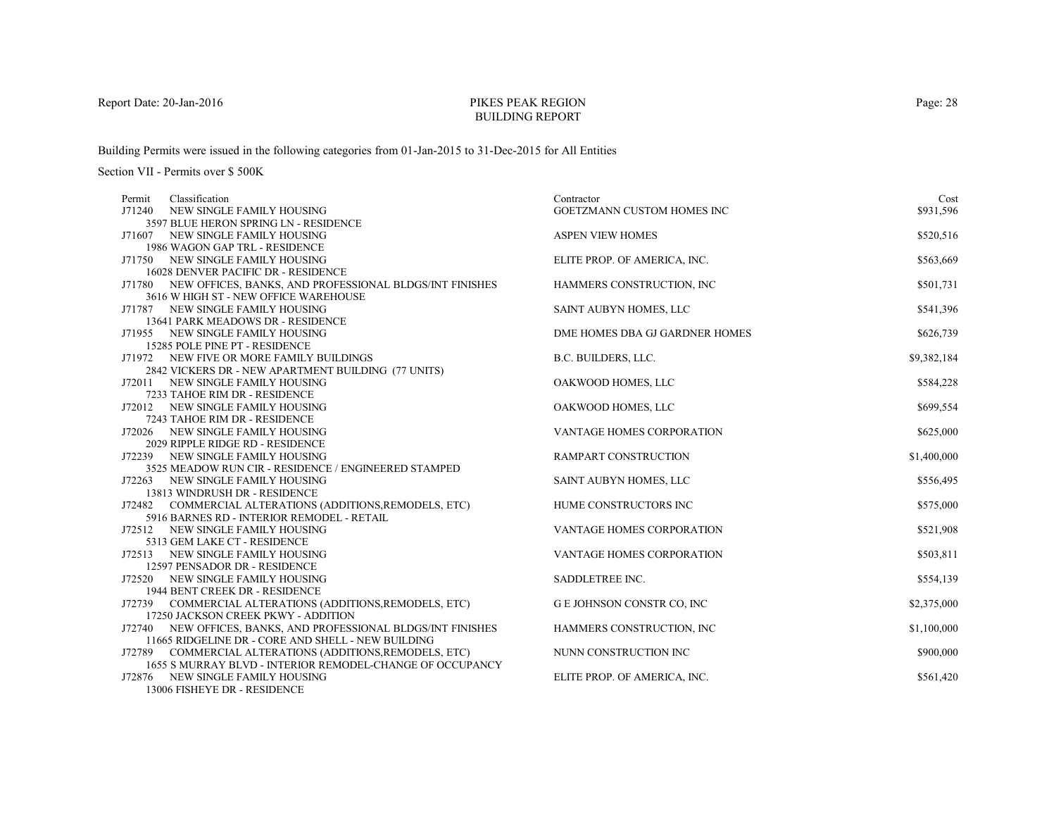# PIKES PEAK REGION
## BUILDING REPORT

Report Date: 20-Jan-2016

Building Permits were issued in the following categories from 01-Jan-2015 to 31-Dec-2015 for All Entities

Section VII - Permits over $ 500K

| Permit | Classification | Contractor | Cost |
|---|---|---|---|
| J71240 | NEW SINGLE FAMILY HOUSING<br>3597 BLUE HERON SPRING LN - RESIDENCE | GOETZMANN CUSTOM HOMES INC | $931,596 |
| J71607 | NEW SINGLE FAMILY HOUSING<br>1986 WAGON GAP TRL - RESIDENCE | ASPEN VIEW HOMES | $520,516 |
| J71750 | NEW SINGLE FAMILY HOUSING<br>16028 DENVER PACIFIC DR - RESIDENCE | ELITE PROP. OF AMERICA, INC. | $563,669 |
| J71780 | NEW OFFICES, BANKS, AND PROFESSIONAL BLDGS/INT FINISHES<br>3616 W HIGH ST - NEW OFFICE WAREHOUSE | HAMMERS CONSTRUCTION, INC | $501,731 |
| J71787 | NEW SINGLE FAMILY HOUSING<br>13641 PARK MEADOWS DR - RESIDENCE | SAINT AUBYN HOMES, LLC | $541,396 |
| J71955 | NEW SINGLE FAMILY HOUSING<br>15285 POLE PINE PT - RESIDENCE | DME HOMES DBA GJ GARDNER HOMES | $626,739 |
| J71972 | NEW FIVE OR MORE FAMILY BUILDINGS<br>2842 VICKERS DR - NEW APARTMENT BUILDING (77 UNITS) | B.C. BUILDERS, LLC. | $9,382,184 |
| J72011 | NEW SINGLE FAMILY HOUSING<br>7233 TAHOE RIM DR - RESIDENCE | OAKWOOD HOMES, LLC | $584,228 |
| J72012 | NEW SINGLE FAMILY HOUSING<br>7243 TAHOE RIM DR - RESIDENCE | OAKWOOD HOMES, LLC | $699,554 |
| J72026 | NEW SINGLE FAMILY HOUSING<br>2029 RIPPLE RIDGE RD - RESIDENCE | VANTAGE HOMES CORPORATION | $625,000 |
| J72239 | NEW SINGLE FAMILY HOUSING<br>3525 MEADOW RUN CIR - RESIDENCE / ENGINEERED STAMPED | RAMPART CONSTRUCTION | $1,400,000 |
| J72263 | NEW SINGLE FAMILY HOUSING<br>13813 WINDRUSH DR - RESIDENCE | SAINT AUBYN HOMES, LLC | $556,495 |
| J72482 | COMMERCIAL ALTERATIONS (ADDITIONS,REMODELS, ETC)<br>5916 BARNES RD - INTERIOR REMODEL - RETAIL | HUME CONSTRUCTORS INC | $575,000 |
| J72512 | NEW SINGLE FAMILY HOUSING<br>5313 GEM LAKE CT - RESIDENCE | VANTAGE HOMES CORPORATION | $521,908 |
| J72513 | NEW SINGLE FAMILY HOUSING<br>12597 PENSADOR DR - RESIDENCE | VANTAGE HOMES CORPORATION | $503,811 |
| J72520 | NEW SINGLE FAMILY HOUSING<br>1944 BENT CREEK DR - RESIDENCE | SADDLETREE INC. | $554,139 |
| J72739 | COMMERCIAL ALTERATIONS (ADDITIONS,REMODELS, ETC)<br>17250 JACKSON CREEK PKWY - ADDITION | G E JOHNSON CONSTR CO, INC | $2,375,000 |
| J72740 | NEW OFFICES, BANKS, AND PROFESSIONAL BLDGS/INT FINISHES<br>11665 RIDGELINE DR - CORE AND SHELL - NEW BUILDING | HAMMERS CONSTRUCTION, INC | $1,100,000 |
| J72789 | COMMERCIAL ALTERATIONS (ADDITIONS,REMODELS, ETC)<br>1655 S MURRAY BLVD - INTERIOR REMODEL-CHANGE OF OCCUPANCY | NUNN CONSTRUCTION INC | $900,000 |
| J72876 | NEW SINGLE FAMILY HOUSING<br>13006 FISHEYE DR - RESIDENCE | ELITE PROP. OF AMERICA, INC. | $561,420 |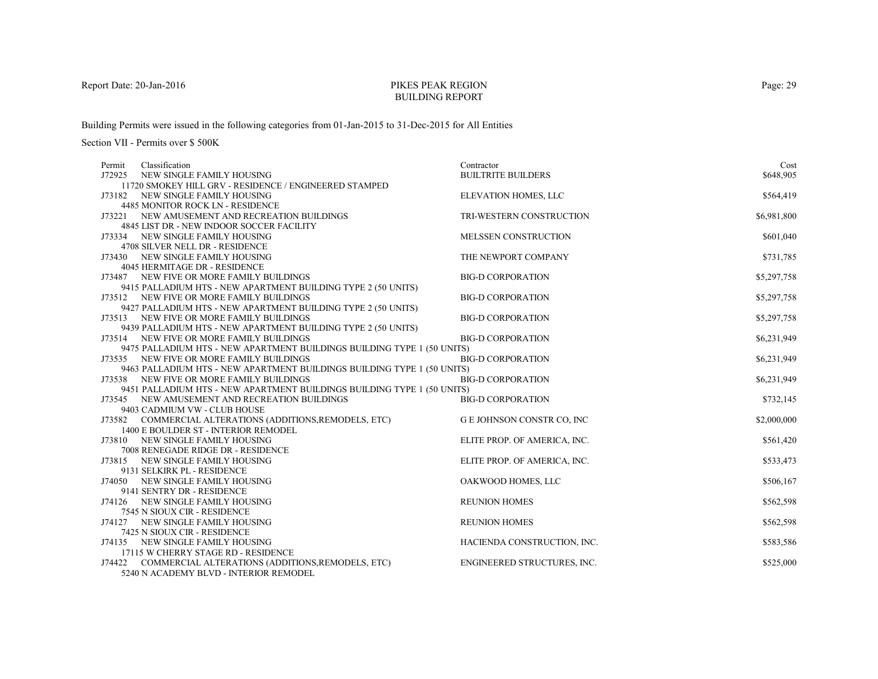PIKES PEAK REGION
BUILDING REPORT

Report Date: 20-Jan-2016

Building Permits were issued in the following categories from 01-Jan-2015 to 31-Dec-2015 for All Entities

Section VII - Permits over $ 500K

| Permit | Classification | Contractor | Cost |
|---|---|---|---|
| J72925 | NEW SINGLE FAMILY HOUSING<br>11720 SMOKEY HILL GRV - RESIDENCE / ENGINEERED STAMPED | BUILTRITE BUILDERS | $648,905 |
| J73182 | NEW SINGLE FAMILY HOUSING<br>4485 MONITOR ROCK LN - RESIDENCE | ELEVATION HOMES, LLC | $564,419 |
| J73221 | NEW AMUSEMENT AND RECREATION BUILDINGS<br>4845 LIST DR - NEW INDOOR SOCCER FACILITY | TRI-WESTERN CONSTRUCTION | $6,981,800 |
| J73334 | NEW SINGLE FAMILY HOUSING<br>4708 SILVER NELL DR - RESIDENCE | MELSSEN CONSTRUCTION | $601,040 |
| J73430 | NEW SINGLE FAMILY HOUSING<br>4045 HERMITAGE DR - RESIDENCE | THE NEWPORT COMPANY | $731,785 |
| J73487 | NEW FIVE OR MORE FAMILY BUILDINGS<br>9415 PALLADIUM HTS - NEW APARTMENT BUILDING TYPE 2 (50 UNITS) | BIG-D CORPORATION | $5,297,758 |
| J73512 | NEW FIVE OR MORE FAMILY BUILDINGS<br>9427 PALLADIUM HTS - NEW APARTMENT BUILDING TYPE 2 (50 UNITS) | BIG-D CORPORATION | $5,297,758 |
| J73513 | NEW FIVE OR MORE FAMILY BUILDINGS<br>9439 PALLADIUM HTS - NEW APARTMENT BUILDING TYPE 2 (50 UNITS) | BIG-D CORPORATION | $5,297,758 |
| J73514 | NEW FIVE OR MORE FAMILY BUILDINGS<br>9475 PALLADIUM HTS - NEW APARTMENT BUILDINGS BUILDING TYPE 1 (50 UNITS) | BIG-D CORPORATION | $6,231,949 |
| J73535 | NEW FIVE OR MORE FAMILY BUILDINGS<br>9463 PALLADIUM HTS - NEW APARTMENT BUILDINGS BUILDING TYPE 1 (50 UNITS) | BIG-D CORPORATION | $6,231,949 |
| J73538 | NEW FIVE OR MORE FAMILY BUILDINGS<br>9451 PALLADIUM HTS - NEW APARTMENT BUILDINGS BUILDING TYPE 1 (50 UNITS) | BIG-D CORPORATION | $6,231,949 |
| J73545 | NEW AMUSEMENT AND RECREATION BUILDINGS<br>9403 CADMIUM VW - CLUB HOUSE | BIG-D CORPORATION | $732,145 |
| J73582 | COMMERCIAL ALTERATIONS (ADDITIONS,REMODELS, ETC)<br>1400 E BOULDER ST - INTERIOR REMODEL | G E JOHNSON CONSTR CO, INC | $2,000,000 |
| J73810 | NEW SINGLE FAMILY HOUSING<br>7008 RENEGADE RIDGE DR - RESIDENCE | ELITE PROP. OF AMERICA, INC. | $561,420 |
| J73815 | NEW SINGLE FAMILY HOUSING<br>9131 SELKIRK PL - RESIDENCE | ELITE PROP. OF AMERICA, INC. | $533,473 |
| J74050 | NEW SINGLE FAMILY HOUSING<br>9141 SENTRY DR - RESIDENCE | OAKWOOD HOMES, LLC | $506,167 |
| J74126 | NEW SINGLE FAMILY HOUSING<br>7545 N SIOUX CIR - RESIDENCE | REUNION HOMES | $562,598 |
| J74127 | NEW SINGLE FAMILY HOUSING<br>7425 N SIOUX CIR - RESIDENCE | REUNION HOMES | $562,598 |
| J74135 | NEW SINGLE FAMILY HOUSING<br>17115 W CHERRY STAGE RD - RESIDENCE | HACIENDA CONSTRUCTION, INC. | $583,586 |
| J74422 | COMMERCIAL ALTERATIONS (ADDITIONS,REMODELS, ETC)<br>5240 N ACADEMY BLVD - INTERIOR REMODEL | ENGINEERED STRUCTURES, INC. | $525,000 |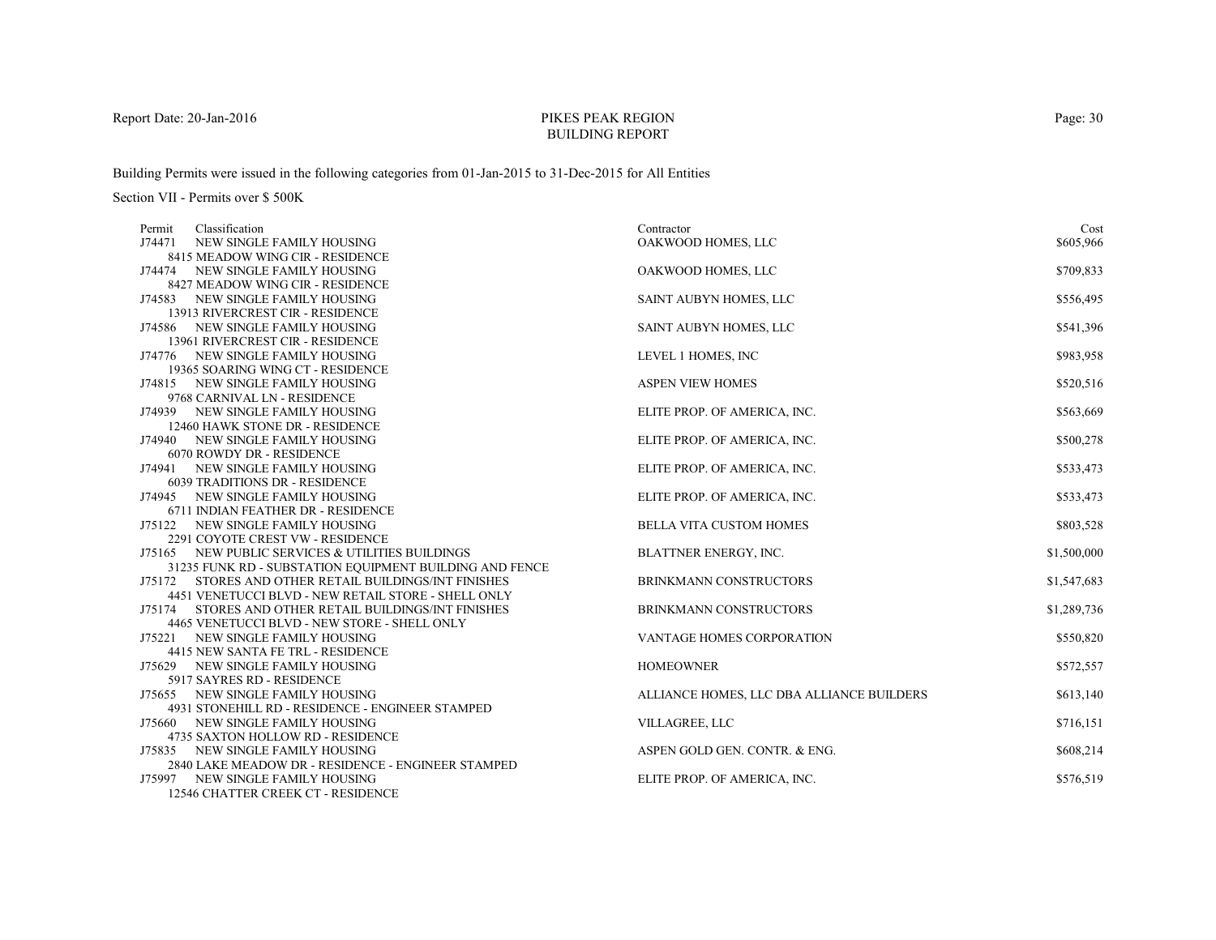# PIKES PEAK REGION
## BUILDING REPORT

Report Date: 20-Jan-2016

Building Permits were issued in the following categories from 01-Jan-2015 to 31-Dec-2015 for All Entities

Section VII - Permits over $ 500K

| Permit | Classification | Contractor | Cost |
|---|---|---|---|
| J74471 | NEW SINGLE FAMILY HOUSING<br>8415 MEADOW WING CIR - RESIDENCE | OAKWOOD HOMES, LLC | $605,966 |
| J74474 | NEW SINGLE FAMILY HOUSING<br>8427 MEADOW WING CIR - RESIDENCE | OAKWOOD HOMES, LLC | $709,833 |
| J74583 | NEW SINGLE FAMILY HOUSING<br>13913 RIVERCREST CIR - RESIDENCE | SAINT AUBYN HOMES, LLC | $556,495 |
| J74586 | NEW SINGLE FAMILY HOUSING<br>13961 RIVERCREST CIR - RESIDENCE | SAINT AUBYN HOMES, LLC | $541,396 |
| J74776 | NEW SINGLE FAMILY HOUSING<br>19365 SOARING WING CT - RESIDENCE | LEVEL 1 HOMES, INC | $983,958 |
| J74815 | NEW SINGLE FAMILY HOUSING<br>9768 CARNIVAL LN - RESIDENCE | ASPEN VIEW HOMES | $520,516 |
| J74939 | NEW SINGLE FAMILY HOUSING<br>12460 HAWK STONE DR - RESIDENCE | ELITE PROP. OF AMERICA, INC. | $563,669 |
| J74940 | NEW SINGLE FAMILY HOUSING<br>6070 ROWDY DR - RESIDENCE | ELITE PROP. OF AMERICA, INC. | $500,278 |
| J74941 | NEW SINGLE FAMILY HOUSING<br>6039 TRADITIONS DR - RESIDENCE | ELITE PROP. OF AMERICA, INC. | $533,473 |
| J74945 | NEW SINGLE FAMILY HOUSING<br>6711 INDIAN FEATHER DR - RESIDENCE | ELITE PROP. OF AMERICA, INC. | $533,473 |
| J75122 | NEW SINGLE FAMILY HOUSING<br>2291 COYOTE CREST VW - RESIDENCE | BELLA VITA CUSTOM HOMES | $803,528 |
| J75165 | NEW PUBLIC SERVICES & UTILITIES BUILDINGS<br>31235 FUNK RD - SUBSTATION EQUIPMENT BUILDING AND FENCE | BLATTNER ENERGY, INC. | $1,500,000 |
| J75172 | STORES AND OTHER RETAIL BUILDINGS/INT FINISHES<br>4451 VENETUCCI BLVD - NEW RETAIL STORE - SHELL ONLY | BRINKMANN CONSTRUCTORS | $1,547,683 |
| J75174 | STORES AND OTHER RETAIL BUILDINGS/INT FINISHES<br>4465 VENETUCCI BLVD - NEW STORE - SHELL ONLY | BRINKMANN CONSTRUCTORS | $1,289,736 |
| J75221 | NEW SINGLE FAMILY HOUSING<br>4415 NEW SANTA FE TRL - RESIDENCE | VANTAGE HOMES CORPORATION | $550,820 |
| J75629 | NEW SINGLE FAMILY HOUSING<br>5917 SAYRES RD - RESIDENCE | HOMEOWNER | $572,557 |
| J75655 | NEW SINGLE FAMILY HOUSING<br>4931 STONEHILL RD - RESIDENCE - ENGINEER STAMPED | ALLIANCE HOMES, LLC DBA ALLIANCE BUILDERS | $613,140 |
| J75660 | NEW SINGLE FAMILY HOUSING<br>4735 SAXTON HOLLOW RD - RESIDENCE | VILLAGREE, LLC | $716,151 |
| J75835 | NEW SINGLE FAMILY HOUSING<br>2840 LAKE MEADOW DR - RESIDENCE - ENGINEER STAMPED | ASPEN GOLD GEN. CONTR. & ENG. | $608,214 |
| J75997 | NEW SINGLE FAMILY HOUSING<br>12546 CHATTER CREEK CT - RESIDENCE | ELITE PROP. OF AMERICA, INC. | $576,519 |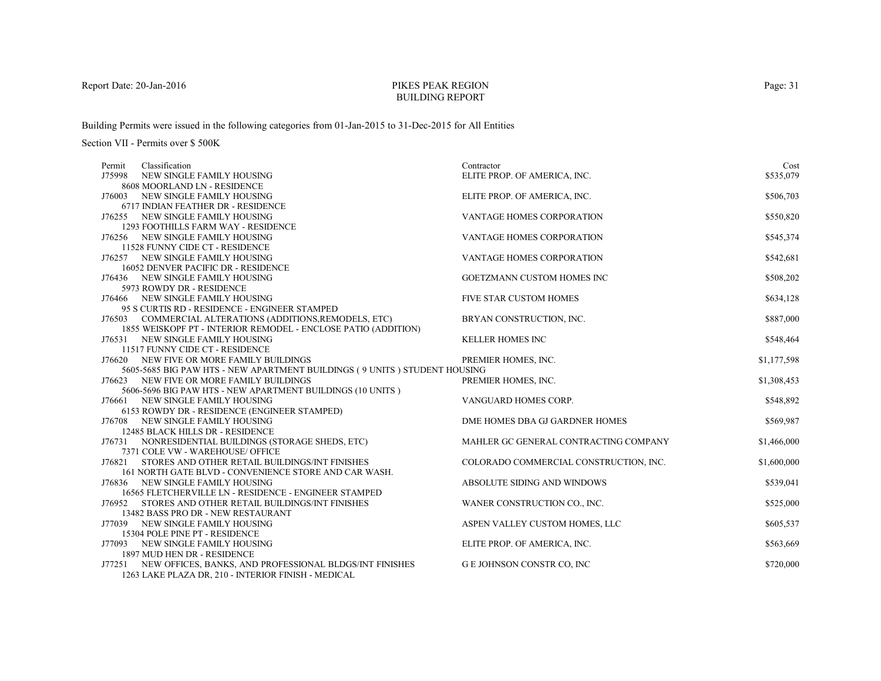Report Date: 20-Jan-2016

# PIKES PEAK REGION
## BUILDING REPORT

Building Permits were issued in the following categories from 01-Jan-2015 to 31-Dec-2015 for All Entities

Section VII - Permits over $ 500K

| Permit | Classification | Contractor | Cost |
|---|---|---|---|
| J75998 | NEW SINGLE FAMILY HOUSING<br>8608 MOORLAND LN - RESIDENCE | ELITE PROP. OF AMERICA, INC. | $535,079 |
| J76003 | NEW SINGLE FAMILY HOUSING<br>6717 INDIAN FEATHER DR - RESIDENCE | ELITE PROP. OF AMERICA, INC. | $506,703 |
| J76255 | NEW SINGLE FAMILY HOUSING<br>1293 FOOTHILLS FARM WAY - RESIDENCE | VANTAGE HOMES CORPORATION | $550,820 |
| J76256 | NEW SINGLE FAMILY HOUSING<br>11528 FUNNY CIDE CT - RESIDENCE | VANTAGE HOMES CORPORATION | $545,374 |
| J76257 | NEW SINGLE FAMILY HOUSING<br>16052 DENVER PACIFIC DR - RESIDENCE | VANTAGE HOMES CORPORATION | $542,681 |
| J76436 | NEW SINGLE FAMILY HOUSING<br>5973 ROWDY DR - RESIDENCE | GOETZMANN CUSTOM HOMES INC | $508,202 |
| J76466 | NEW SINGLE FAMILY HOUSING<br>95 S CURTIS RD - RESIDENCE - ENGINEER STAMPED | FIVE STAR CUSTOM HOMES | $634,128 |
| J76503 | COMMERCIAL ALTERATIONS (ADDITIONS,REMODELS, ETC)<br>1855 WEISKOPF PT - INTERIOR REMODEL - ENCLOSE PATIO (ADDITION) | BRYAN CONSTRUCTION, INC. | $887,000 |
| J76531 | NEW SINGLE FAMILY HOUSING<br>11517 FUNNY CIDE CT - RESIDENCE | KELLER HOMES INC | $548,464 |
| J76620 | NEW FIVE OR MORE FAMILY BUILDINGS<br>5605-5685 BIG PAW HTS - NEW APARTMENT BUILDINGS ( 9 UNITS ) STUDENT HOUSING | PREMIER HOMES, INC. | $1,177,598 |
| J76623 | NEW FIVE OR MORE FAMILY BUILDINGS<br>5606-5696 BIG PAW HTS - NEW APARTMENT BUILDINGS (10 UNITS ) | PREMIER HOMES, INC. | $1,308,453 |
| J76661 | NEW SINGLE FAMILY HOUSING<br>6153 ROWDY DR - RESIDENCE (ENGINEER STAMPED) | VANGUARD HOMES CORP. | $548,892 |
| J76708 | NEW SINGLE FAMILY HOUSING<br>12485 BLACK HILLS DR - RESIDENCE | DME HOMES DBA GJ GARDNER HOMES | $569,987 |
| J76731 | NONRESIDENTIAL BUILDINGS (STORAGE SHEDS, ETC)<br>7371 COLE VW - WAREHOUSE/ OFFICE | MAHLER GC GENERAL CONTRACTING COMPANY | $1,466,000 |
| J76821 | STORES AND OTHER RETAIL BUILDINGS/INT FINISHES<br>161 NORTH GATE BLVD - CONVENIENCE STORE AND CAR WASH. | COLORADO COMMERCIAL CONSTRUCTION, INC. | $1,600,000 |
| J76836 | NEW SINGLE FAMILY HOUSING<br>16565 FLETCHERVILLE LN - RESIDENCE - ENGINEER STAMPED | ABSOLUTE SIDING AND WINDOWS | $539,041 |
| J76952 | STORES AND OTHER RETAIL BUILDINGS/INT FINISHES<br>13482 BASS PRO DR - NEW RESTAURANT | WANER CONSTRUCTION CO., INC. | $525,000 |
| J77039 | NEW SINGLE FAMILY HOUSING<br>15304 POLE PINE PT - RESIDENCE | ASPEN VALLEY CUSTOM HOMES, LLC | $605,537 |
| J77093 | NEW SINGLE FAMILY HOUSING<br>1897 MUD HEN DR - RESIDENCE | ELITE PROP. OF AMERICA, INC. | $563,669 |
| J77251 | NEW OFFICES, BANKS, AND PROFESSIONAL BLDGS/INT FINISHES<br>1263 LAKE PLAZA DR, 210 - INTERIOR FINISH - MEDICAL | G E JOHNSON CONSTR CO, INC | $720,000 |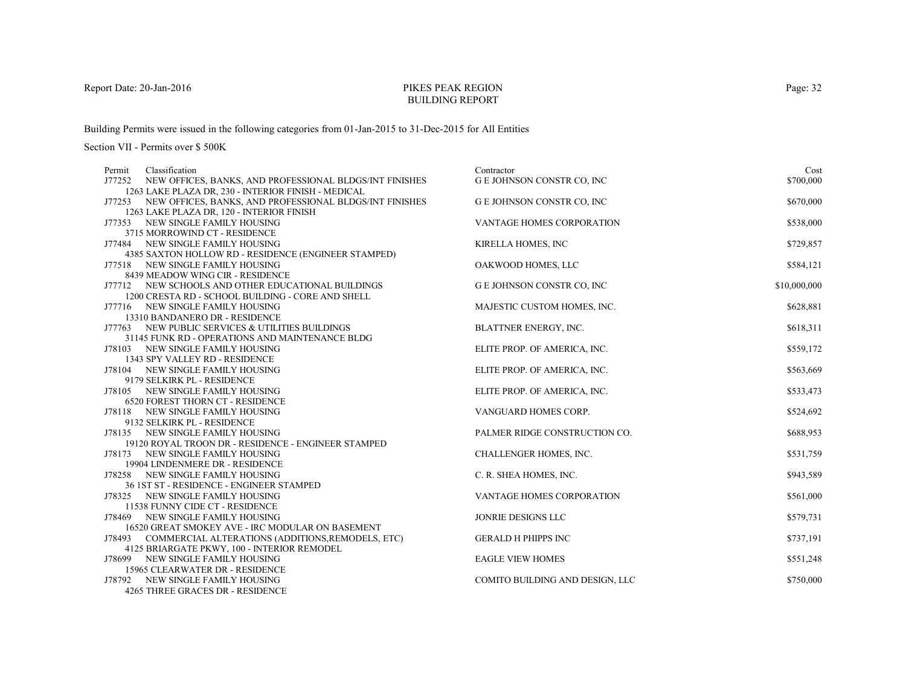# PIKES PEAK REGION
## BUILDING REPORT

Report Date: 20-Jan-2016

Building Permits were issued in the following categories from 01-Jan-2015 to 31-Dec-2015 for All Entities

Section VII - Permits over $ 500K

| Permit | Classification | Contractor | Cost |
|---|---|---|---|
| J77252 | NEW OFFICES, BANKS, AND PROFESSIONAL BLDGS/INT FINISHES<br>1263 LAKE PLAZA DR, 230 - INTERIOR FINISH - MEDICAL | G E JOHNSON CONSTR CO, INC | $700,000 |
| J77253 | NEW OFFICES, BANKS, AND PROFESSIONAL BLDGS/INT FINISHES<br>1263 LAKE PLAZA DR, 120 - INTERIOR FINISH | G E JOHNSON CONSTR CO, INC | $670,000 |
| J77353 | NEW SINGLE FAMILY HOUSING<br>3715 MORROWIND CT - RESIDENCE | VANTAGE HOMES CORPORATION | $538,000 |
| J77484 | NEW SINGLE FAMILY HOUSING<br>4385 SAXTON HOLLOW RD - RESIDENCE (ENGINEER STAMPED) | KIRELLA HOMES, INC | $729,857 |
| J77518 | NEW SINGLE FAMILY HOUSING<br>8439 MEADOW WING CIR - RESIDENCE | OAKWOOD HOMES, LLC | $584,121 |
| J77712 | NEW SCHOOLS AND OTHER EDUCATIONAL BUILDINGS<br>1200 CRESTA RD - SCHOOL BUILDING - CORE AND SHELL | G E JOHNSON CONSTR CO, INC | $10,000,000 |
| J77716 | NEW SINGLE FAMILY HOUSING<br>13310 BANDANERO DR - RESIDENCE | MAJESTIC CUSTOM HOMES, INC. | $628,881 |
| J77763 | NEW PUBLIC SERVICES & UTILITIES BUILDINGS<br>31145 FUNK RD - OPERATIONS AND MAINTENANCE BLDG | BLATTNER ENERGY, INC. | $618,311 |
| J78103 | NEW SINGLE FAMILY HOUSING<br>1343 SPY VALLEY RD - RESIDENCE | ELITE PROP. OF AMERICA, INC. | $559,172 |
| J78104 | NEW SINGLE FAMILY HOUSING<br>9179 SELKIRK PL - RESIDENCE | ELITE PROP. OF AMERICA, INC. | $563,669 |
| J78105 | NEW SINGLE FAMILY HOUSING<br>6520 FOREST THORN CT - RESIDENCE | ELITE PROP. OF AMERICA, INC. | $533,473 |
| J78118 | NEW SINGLE FAMILY HOUSING<br>9132 SELKIRK PL - RESIDENCE | VANGUARD HOMES CORP. | $524,692 |
| J78135 | NEW SINGLE FAMILY HOUSING<br>19120 ROYAL TROON DR - RESIDENCE - ENGINEER STAMPED | PALMER RIDGE CONSTRUCTION CO. | $688,953 |
| J78173 | NEW SINGLE FAMILY HOUSING<br>19904 LINDENMERE DR - RESIDENCE | CHALLENGER HOMES, INC. | $531,759 |
| J78258 | NEW SINGLE FAMILY HOUSING<br>36 1ST ST - RESIDENCE - ENGINEER STAMPED | C. R. SHEA HOMES, INC. | $943,589 |
| J78325 | NEW SINGLE FAMILY HOUSING<br>11538 FUNNY CIDE CT - RESIDENCE | VANTAGE HOMES CORPORATION | $561,000 |
| J78469 | NEW SINGLE FAMILY HOUSING<br>16520 GREAT SMOKEY AVE - IRC MODULAR ON BASEMENT | JONRIE DESIGNS LLC | $579,731 |
| J78493 | COMMERCIAL ALTERATIONS (ADDITIONS,REMODELS, ETC)<br>4125 BRIARGATE PKWY, 100 - INTERIOR REMODEL | GERALD H PHIPPS INC | $737,191 |
| J78699 | NEW SINGLE FAMILY HOUSING<br>15965 CLEARWATER DR - RESIDENCE | EAGLE VIEW HOMES | $551,248 |
| J78792 | NEW SINGLE FAMILY HOUSING<br>4265 THREE GRACES DR - RESIDENCE | COMITO BUILDING AND DESIGN, LLC | $750,000 |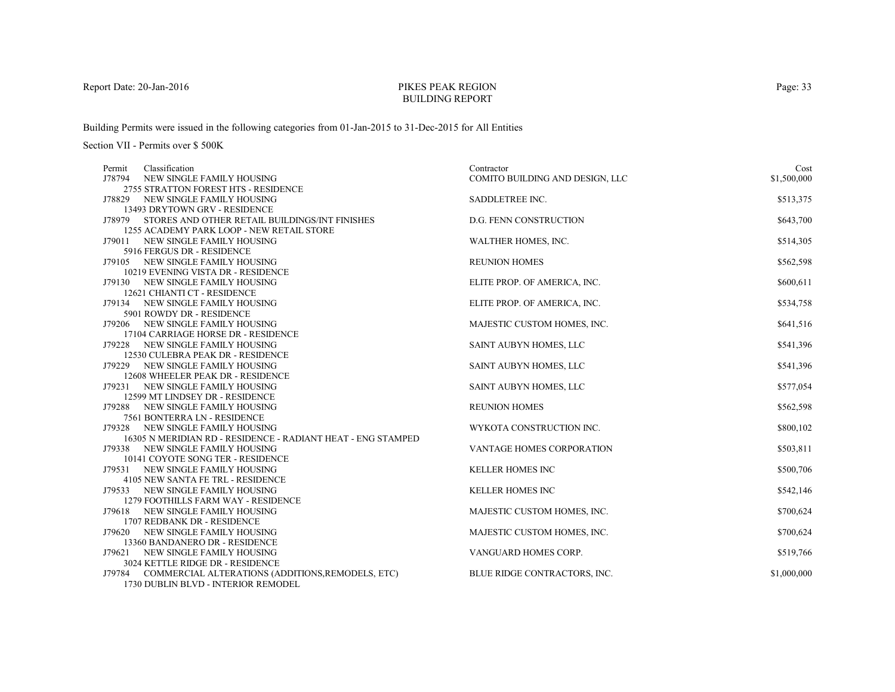# PIKES PEAK REGION
## BUILDING REPORT

Building Permits were issued in the following categories from 01-Jan-2015 to 31-Dec-2015 for All Entities

Section VII - Permits over $ 500K

| Permit | Classification | Contractor | Cost |
|---|---|---|---|
| J78794 | NEW SINGLE FAMILY HOUSING<br>2755 STRATTON FOREST HTS - RESIDENCE | COMITO BUILDING AND DESIGN, LLC | $1,500,000 |
| J78829 | NEW SINGLE FAMILY HOUSING<br>13493 DRYTOWN GRV - RESIDENCE | SADDLETREE INC. | $513,375 |
| J78979 | STORES AND OTHER RETAIL BUILDINGS/INT FINISHES<br>1255 ACADEMY PARK LOOP - NEW RETAIL STORE | D.G. FENN CONSTRUCTION | $643,700 |
| J79011 | NEW SINGLE FAMILY HOUSING<br>5916 FERGUS DR - RESIDENCE | WALTHER HOMES, INC. | $514,305 |
| J79105 | NEW SINGLE FAMILY HOUSING<br>10219 EVENING VISTA DR - RESIDENCE | REUNION HOMES | $562,598 |
| J79130 | NEW SINGLE FAMILY HOUSING<br>12621 CHIANTI CT - RESIDENCE | ELITE PROP. OF AMERICA, INC. | $600,611 |
| J79134 | NEW SINGLE FAMILY HOUSING<br>5901 ROWDY DR - RESIDENCE | ELITE PROP. OF AMERICA, INC. | $534,758 |
| J79206 | NEW SINGLE FAMILY HOUSING<br>17104 CARRIAGE HORSE DR - RESIDENCE | MAJESTIC CUSTOM HOMES, INC. | $641,516 |
| J79228 | NEW SINGLE FAMILY HOUSING<br>12530 CULEBRA PEAK DR - RESIDENCE | SAINT AUBYN HOMES, LLC | $541,396 |
| J79229 | NEW SINGLE FAMILY HOUSING<br>12608 WHEELER PEAK DR - RESIDENCE | SAINT AUBYN HOMES, LLC | $541,396 |
| J79231 | NEW SINGLE FAMILY HOUSING<br>12599 MT LINDSEY DR - RESIDENCE | SAINT AUBYN HOMES, LLC | $577,054 |
| J79288 | NEW SINGLE FAMILY HOUSING<br>7561 BONTERRA LN - RESIDENCE | REUNION HOMES | $562,598 |
| J79328 | NEW SINGLE FAMILY HOUSING<br>16305 N MERIDIAN RD - RESIDENCE - RADIANT HEAT - ENG STAMPED | WYKOTA CONSTRUCTION INC. | $800,102 |
| J79338 | NEW SINGLE FAMILY HOUSING<br>10141 COYOTE SONG TER - RESIDENCE | VANTAGE HOMES CORPORATION | $503,811 |
| J79531 | NEW SINGLE FAMILY HOUSING<br>4105 NEW SANTA FE TRL - RESIDENCE | KELLER HOMES INC | $500,706 |
| J79533 | NEW SINGLE FAMILY HOUSING<br>1279 FOOTHILLS FARM WAY - RESIDENCE | KELLER HOMES INC | $542,146 |
| J79618 | NEW SINGLE FAMILY HOUSING<br>1707 REDBANK DR - RESIDENCE | MAJESTIC CUSTOM HOMES, INC. | $700,624 |
| J79620 | NEW SINGLE FAMILY HOUSING<br>13360 BANDANERO DR - RESIDENCE | MAJESTIC CUSTOM HOMES, INC. | $700,624 |
| J79621 | NEW SINGLE FAMILY HOUSING<br>3024 KETTLE RIDGE DR - RESIDENCE | VANGUARD HOMES CORP. | $519,766 |
| J79784 | COMMERCIAL ALTERATIONS (ADDITIONS,REMODELS, ETC)<br>1730 DUBLIN BLVD - INTERIOR REMODEL | BLUE RIDGE CONTRACTORS, INC. | $1,000,000 |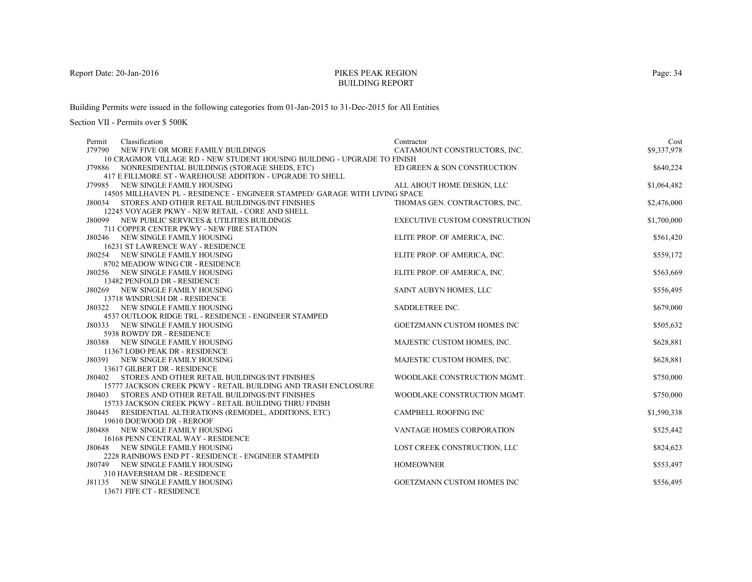# PIKES PEAK REGION BUILDING REPORT

Report Date: 20-Jan-2016

Building Permits were issued in the following categories from 01-Jan-2015 to 31-Dec-2015 for All Entities

Section VII - Permits over $ 500K

| Permit | Classification | Contractor | Cost |
|---|---|---|---|
| J79790 | NEW FIVE OR MORE FAMILY BUILDINGS<br>10 CRAGMOR VILLAGE RD - NEW STUDENT HOUSING BUILDING - UPGRADE TO FINISH | CATAMOUNT CONSTRUCTORS, INC. | $9,337,978 |
| J79886 | NONRESIDENTIAL BUILDINGS (STORAGE SHEDS, ETC)<br>417 E FILLMORE ST - WAREHOUSE ADDITION - UPGRADE TO SHELL | ED GREEN & SON CONSTRUCTION | $640,224 |
| J79985 | NEW SINGLE FAMILY HOUSING<br>14505 MILLHAVEN PL - RESIDENCE - ENGINEER STAMPED/ GARAGE WITH LIVING SPACE | ALL ABOUT HOME DESIGN, LLC | $1,064,482 |
| J80034 | STORES AND OTHER RETAIL BUILDINGS/INT FINISHES<br>12245 VOYAGER PKWY - NEW RETAIL - CORE AND SHELL | THOMAS GEN. CONTRACTORS, INC. | $2,476,000 |
| J80099 | NEW PUBLIC SERVICES & UTILITIES BUILDINGS<br>711 COPPER CENTER PKWY - NEW FIRE STATION | EXECUTIVE CUSTOM CONSTRUCTION | $1,700,000 |
| J80246 | NEW SINGLE FAMILY HOUSING<br>16231 ST LAWRENCE WAY - RESIDENCE | ELITE PROP. OF AMERICA, INC. | $561,420 |
| J80254 | NEW SINGLE FAMILY HOUSING<br>8702 MEADOW WING CIR - RESIDENCE | ELITE PROP. OF AMERICA, INC. | $559,172 |
| J80256 | NEW SINGLE FAMILY HOUSING<br>13482 PENFOLD DR - RESIDENCE | ELITE PROP. OF AMERICA, INC. | $563,669 |
| J80269 | NEW SINGLE FAMILY HOUSING<br>13718 WINDRUSH DR - RESIDENCE | SAINT AUBYN HOMES, LLC | $556,495 |
| J80322 | NEW SINGLE FAMILY HOUSING<br>4537 OUTLOOK RIDGE TRL - RESIDENCE - ENGINEER STAMPED | SADDLETREE INC. | $679,000 |
| J80333 | NEW SINGLE FAMILY HOUSING<br>5938 ROWDY DR - RESIDENCE | GOETZMANN CUSTOM HOMES INC | $505,632 |
| J80388 | NEW SINGLE FAMILY HOUSING<br>11367 LOBO PEAK DR - RESIDENCE | MAJESTIC CUSTOM HOMES, INC. | $628,881 |
| J80391 | NEW SINGLE FAMILY HOUSING<br>13617 GILBERT DR - RESIDENCE | MAJESTIC CUSTOM HOMES, INC. | $628,881 |
| J80402 | STORES AND OTHER RETAIL BUILDINGS/INT FINISHES<br>15777 JACKSON CREEK PKWY - RETAIL BUILDING AND TRASH ENCLOSURE | WOODLAKE CONSTRUCTION MGMT. | $750,000 |
| J80403 | STORES AND OTHER RETAIL BUILDINGS/INT FINISHES<br>15733 JACKSON CREEK PKWY - RETAIL BUILDING THRU FINISH | WOODLAKE CONSTRUCTION MGMT. | $750,000 |
| J80445 | RESIDENTIAL ALTERATIONS (REMODEL, ADDITIONS, ETC)<br>19610 DOEWOOD DR - REROOF | CAMPBELL ROOFING INC | $1,590,338 |
| J80488 | NEW SINGLE FAMILY HOUSING<br>16168 PENN CENTRAL WAY - RESIDENCE | VANTAGE HOMES CORPORATION | $525,442 |
| J80648 | NEW SINGLE FAMILY HOUSING<br>2228 RAINBOWS END PT - RESIDENCE - ENGINEER STAMPED | LOST CREEK CONSTRUCTION, LLC | $824,623 |
| J80749 | NEW SINGLE FAMILY HOUSING<br>310 HAVERSHAM DR - RESIDENCE | HOMEOWNER | $553,497 |
| J81135 | NEW SINGLE FAMILY HOUSING<br>13671 FIFE CT - RESIDENCE | GOETZMANN CUSTOM HOMES INC | $556,495 |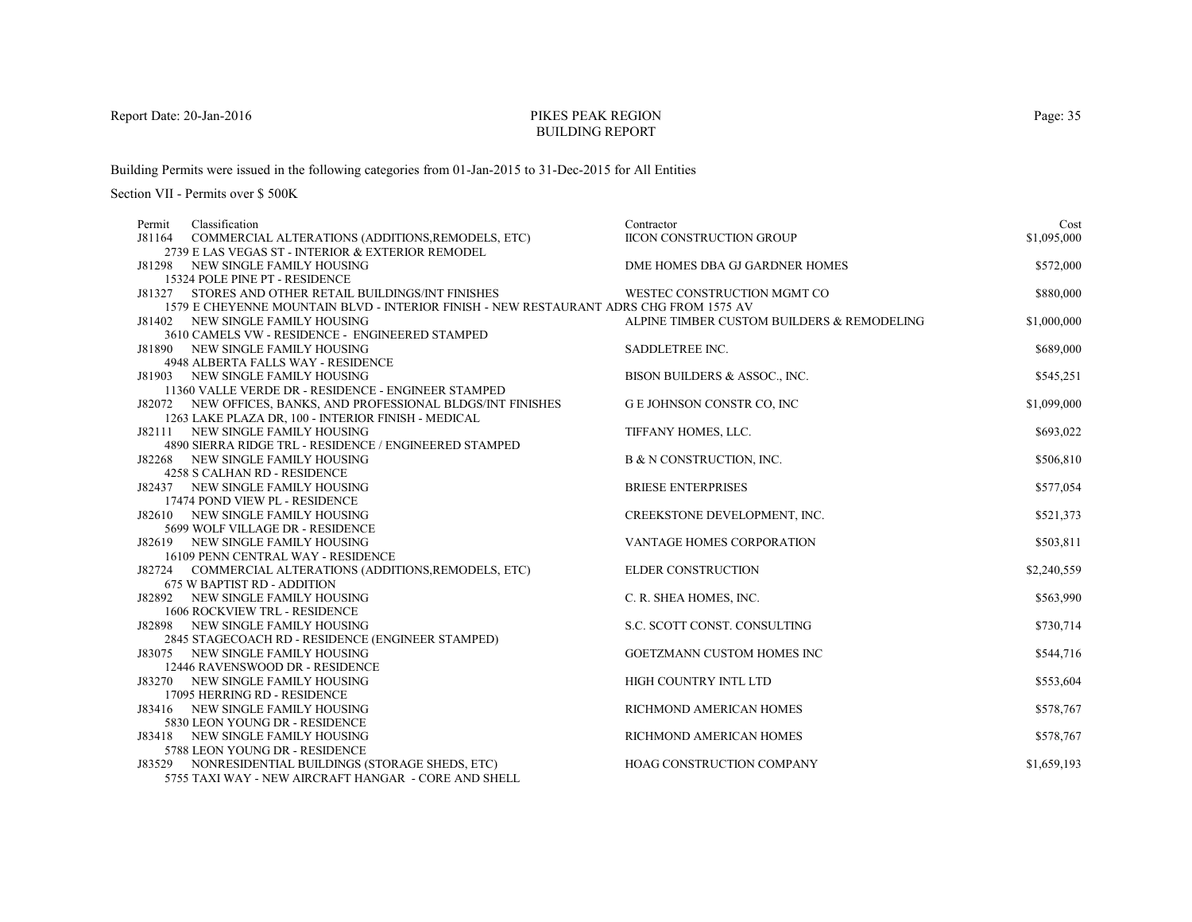Report Date: 20-Jan-2016

# PIKES PEAK REGION
## BUILDING REPORT

Building Permits were issued in the following categories from 01-Jan-2015 to 31-Dec-2015 for All Entities

Section VII - Permits over $ 500K

| Permit | Classification | Contractor | Cost |
|---|---|---|---|
| J81164 | COMMERCIAL ALTERATIONS (ADDITIONS,REMODELS, ETC)<br>2739 E LAS VEGAS ST - INTERIOR & EXTERIOR REMODEL | IICON CONSTRUCTION GROUP | $1,095,000 |
| J81298 | NEW SINGLE FAMILY HOUSING<br>15324 POLE PINE PT - RESIDENCE | DME HOMES DBA GJ GARDNER HOMES | $572,000 |
| J81327 | STORES AND OTHER RETAIL BUILDINGS/INT FINISHES<br>1579 E CHEYENNE MOUNTAIN BLVD - INTERIOR FINISH - NEW RESTAURANT ADRS CHG FROM 1575 AV | WESTEC CONSTRUCTION MGMT CO | $880,000 |
| J81402 | NEW SINGLE FAMILY HOUSING<br>3610 CAMELS VW - RESIDENCE - ENGINEERED STAMPED | ALPINE TIMBER CUSTOM BUILDERS & REMODELING | $1,000,000 |
| J81890 | NEW SINGLE FAMILY HOUSING<br>4948 ALBERTA FALLS WAY - RESIDENCE | SADDLETREE INC. | $689,000 |
| J81903 | NEW SINGLE FAMILY HOUSING<br>11360 VALLE VERDE DR - RESIDENCE - ENGINEER STAMPED | BISON BUILDERS & ASSOC., INC. | $545,251 |
| J82072 | NEW OFFICES, BANKS, AND PROFESSIONAL BLDGS/INT FINISHES<br>1263 LAKE PLAZA DR, 100 - INTERIOR FINISH - MEDICAL | G E JOHNSON CONSTR CO, INC | $1,099,000 |
| J82111 | NEW SINGLE FAMILY HOUSING<br>4890 SIERRA RIDGE TRL - RESIDENCE / ENGINEERED STAMPED | TIFFANY HOMES, LLC. | $693,022 |
| J82268 | NEW SINGLE FAMILY HOUSING<br>4258 S CALHAN RD - RESIDENCE | B & N CONSTRUCTION, INC. | $506,810 |
| J82437 | NEW SINGLE FAMILY HOUSING<br>17474 POND VIEW PL - RESIDENCE | BRIESE ENTERPRISES | $577,054 |
| J82610 | NEW SINGLE FAMILY HOUSING<br>5699 WOLF VILLAGE DR - RESIDENCE | CREEKSTONE DEVELOPMENT, INC. | $521,373 |
| J82619 | NEW SINGLE FAMILY HOUSING<br>16109 PENN CENTRAL WAY - RESIDENCE | VANTAGE HOMES CORPORATION | $503,811 |
| J82724 | COMMERCIAL ALTERATIONS (ADDITIONS,REMODELS, ETC)<br>675 W BAPTIST RD - ADDITION | ELDER CONSTRUCTION | $2,240,559 |
| J82892 | NEW SINGLE FAMILY HOUSING<br>1606 ROCKVIEW TRL - RESIDENCE | C. R. SHEA HOMES, INC. | $563,990 |
| J82898 | NEW SINGLE FAMILY HOUSING<br>2845 STAGECOACH RD - RESIDENCE (ENGINEER STAMPED) | S.C. SCOTT CONST. CONSULTING | $730,714 |
| J83075 | NEW SINGLE FAMILY HOUSING<br>12446 RAVENSWOOD DR - RESIDENCE | GOETZMANN CUSTOM HOMES INC | $544,716 |
| J83270 | NEW SINGLE FAMILY HOUSING<br>17095 HERRING RD - RESIDENCE | HIGH COUNTRY INTL LTD | $553,604 |
| J83416 | NEW SINGLE FAMILY HOUSING<br>5830 LEON YOUNG DR - RESIDENCE | RICHMOND AMERICAN HOMES | $578,767 |
| J83418 | NEW SINGLE FAMILY HOUSING<br>5788 LEON YOUNG DR - RESIDENCE | RICHMOND AMERICAN HOMES | $578,767 |
| J83529 | NONRESIDENTIAL BUILDINGS (STORAGE SHEDS, ETC)<br>5755 TAXI WAY - NEW AIRCRAFT HANGAR - CORE AND SHELL | HOAG CONSTRUCTION COMPANY | $1,659,193 |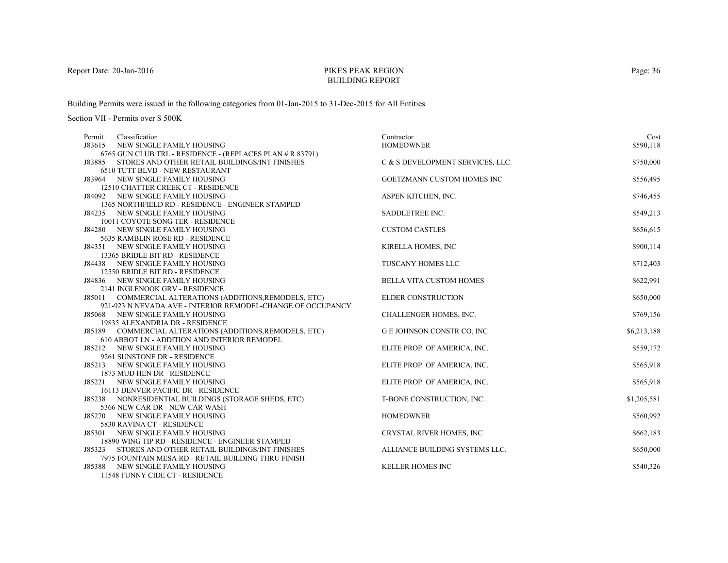PIKES PEAK REGION
BUILDING REPORT

Report Date: 20-Jan-2016

Building Permits were issued in the following categories from 01-Jan-2015 to 31-Dec-2015 for All Entities

Section VII - Permits over $ 500K

| Permit | Classification | Contractor | Cost |
|---|---|---|---|
| J83615 | NEW SINGLE FAMILY HOUSING<br>6765 GUN CLUB TRL - RESIDENCE - (REPLACES PLAN # R 83791) | HOMEOWNER | $590,118 |
| J83885 | STORES AND OTHER RETAIL BUILDINGS/INT FINISHES<br>6510 TUTT BLVD - NEW RESTAURANT | C & S DEVELOPMENT SERVICES, LLC. | $750,000 |
| J83964 | NEW SINGLE FAMILY HOUSING<br>12510 CHATTER CREEK CT - RESIDENCE | GOETZMANN CUSTOM HOMES INC | $556,495 |
| J84092 | NEW SINGLE FAMILY HOUSING<br>1365 NORTHFIELD RD - RESIDENCE - ENGINEER STAMPED | ASPEN KITCHEN, INC. | $746,455 |
| J84235 | NEW SINGLE FAMILY HOUSING<br>10011 COYOTE SONG TER - RESIDENCE | SADDLETREE INC. | $549,213 |
| J84280 | NEW SINGLE FAMILY HOUSING<br>5635 RAMBLIN ROSE RD - RESIDENCE | CUSTOM CASTLES | $656,615 |
| J84351 | NEW SINGLE FAMILY HOUSING<br>13365 BRIDLE BIT RD - RESIDENCE | KIRELLA HOMES, INC | $900,114 |
| J84438 | NEW SINGLE FAMILY HOUSING<br>12550 BRIDLE BIT RD - RESIDENCE | TUSCANY HOMES LLC | $712,403 |
| J84836 | NEW SINGLE FAMILY HOUSING<br>2141 INGLENOOK GRV - RESIDENCE | BELLA VITA CUSTOM HOMES | $622,991 |
| J85011 | COMMERCIAL ALTERATIONS (ADDITIONS,REMODELS, ETC)<br>921-923 N NEVADA AVE - INTERIOR REMODEL-CHANGE OF OCCUPANCY | ELDER CONSTRUCTION | $650,000 |
| J85068 | NEW SINGLE FAMILY HOUSING<br>19835 ALEXANDRIA DR - RESIDENCE | CHALLENGER HOMES, INC. | $769,156 |
| J85189 | COMMERCIAL ALTERATIONS (ADDITIONS,REMODELS, ETC)<br>610 ABBOT LN - ADDITION AND INTERIOR REMODEL | G E JOHNSON CONSTR CO, INC | $6,213,188 |
| J85212 | NEW SINGLE FAMILY HOUSING<br>9261 SUNSTONE DR - RESIDENCE | ELITE PROP. OF AMERICA, INC. | $559,172 |
| J85213 | NEW SINGLE FAMILY HOUSING<br>1873 MUD HEN DR - RESIDENCE | ELITE PROP. OF AMERICA, INC. | $565,918 |
| J85221 | NEW SINGLE FAMILY HOUSING<br>16113 DENVER PACIFIC DR - RESIDENCE | ELITE PROP. OF AMERICA, INC. | $565,918 |
| J85238 | NONRESIDENTIAL BUILDINGS (STORAGE SHEDS, ETC)<br>5366 NEW CAR DR - NEW CAR WASH | T-BONE CONSTRUCTION, INC. | $1,205,581 |
| J85270 | NEW SINGLE FAMILY HOUSING<br>5830 RAVINA CT - RESIDENCE | HOMEOWNER | $560,992 |
| J85301 | NEW SINGLE FAMILY HOUSING<br>18890 WING TIP RD - RESIDENCE - ENGINEER STAMPED | CRYSTAL RIVER HOMES, INC | $662,183 |
| J85323 | STORES AND OTHER RETAIL BUILDINGS/INT FINISHES<br>7975 FOUNTAIN MESA RD - RETAIL BUILDING THRU FINISH | ALLIANCE BUILDING SYSTEMS LLC. | $650,000 |
| J85388 | NEW SINGLE FAMILY HOUSING<br>11548 FUNNY CIDE CT - RESIDENCE | KELLER HOMES INC | $540,326 |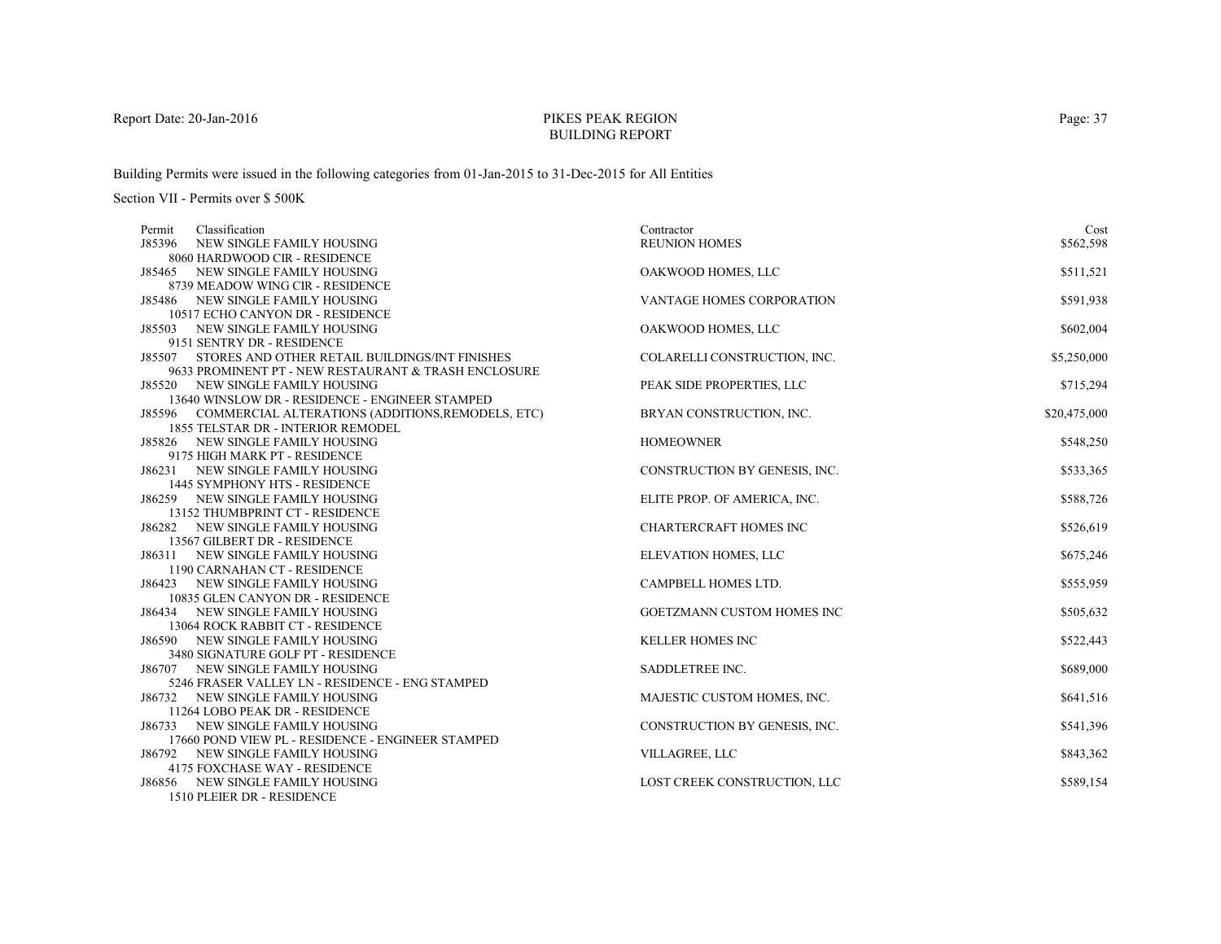Report Date: 20-Jan-2016

# PIKES PEAK REGION
## BUILDING REPORT

Building Permits were issued in the following categories from 01-Jan-2015 to 31-Dec-2015 for All Entities

Section VII - Permits over $ 500K

| Permit | Classification | Contractor | Cost |
|---|---|---|---|
| J85396 | NEW SINGLE FAMILY HOUSING<br>8060 HARDWOOD CIR - RESIDENCE | REUNION HOMES | $562,598 |
| J85465 | NEW SINGLE FAMILY HOUSING<br>8739 MEADOW WING CIR - RESIDENCE | OAKWOOD HOMES, LLC | $511,521 |
| J85486 | NEW SINGLE FAMILY HOUSING<br>10517 ECHO CANYON DR - RESIDENCE | VANTAGE HOMES CORPORATION | $591,938 |
| J85503 | NEW SINGLE FAMILY HOUSING<br>9151 SENTRY DR - RESIDENCE | OAKWOOD HOMES, LLC | $602,004 |
| J85507 | STORES AND OTHER RETAIL BUILDINGS/INT FINISHES<br>9633 PROMINENT PT - NEW RESTAURANT & TRASH ENCLOSURE | COLARELLI CONSTRUCTION, INC. | $5,250,000 |
| J85520 | NEW SINGLE FAMILY HOUSING<br>13640 WINSLOW DR - RESIDENCE - ENGINEER STAMPED | PEAK SIDE PROPERTIES, LLC | $715,294 |
| J85596 | COMMERCIAL ALTERATIONS (ADDITIONS,REMODELS, ETC)<br>1855 TELSTAR DR - INTERIOR REMODEL | BRYAN CONSTRUCTION, INC. | $20,475,000 |
| J85826 | NEW SINGLE FAMILY HOUSING<br>9175 HIGH MARK PT - RESIDENCE | HOMEOWNER | $548,250 |
| J86231 | NEW SINGLE FAMILY HOUSING<br>1445 SYMPHONY HTS - RESIDENCE | CONSTRUCTION BY GENESIS, INC. | $533,365 |
| J86259 | NEW SINGLE FAMILY HOUSING<br>13152 THUMBPRINT CT - RESIDENCE | ELITE PROP. OF AMERICA, INC. | $588,726 |
| J86282 | NEW SINGLE FAMILY HOUSING<br>13567 GILBERT DR - RESIDENCE | CHARTERCRAFT HOMES INC | $526,619 |
| J86311 | NEW SINGLE FAMILY HOUSING<br>1190 CARNAHAN CT - RESIDENCE | ELEVATION HOMES, LLC | $675,246 |
| J86423 | NEW SINGLE FAMILY HOUSING<br>10835 GLEN CANYON DR - RESIDENCE | CAMPBELL HOMES LTD. | $555,959 |
| J86434 | NEW SINGLE FAMILY HOUSING<br>13064 ROCK RABBIT CT - RESIDENCE | GOETZMANN CUSTOM HOMES INC | $505,632 |
| J86590 | NEW SINGLE FAMILY HOUSING<br>3480 SIGNATURE GOLF PT - RESIDENCE | KELLER HOMES INC | $522,443 |
| J86707 | NEW SINGLE FAMILY HOUSING<br>5246 FRASER VALLEY LN - RESIDENCE - ENG STAMPED | SADDLETREE INC. | $689,000 |
| J86732 | NEW SINGLE FAMILY HOUSING<br>11264 LOBO PEAK DR - RESIDENCE | MAJESTIC CUSTOM HOMES, INC. | $641,516 |
| J86733 | NEW SINGLE FAMILY HOUSING<br>17660 POND VIEW PL - RESIDENCE - ENGINEER STAMPED | CONSTRUCTION BY GENESIS, INC. | $541,396 |
| J86792 | NEW SINGLE FAMILY HOUSING<br>4175 FOXCHASE WAY - RESIDENCE | VILLAGREE, LLC | $843,362 |
| J86856 | NEW SINGLE FAMILY HOUSING<br>1510 PLEIER DR - RESIDENCE | LOST CREEK CONSTRUCTION, LLC | $589,154 |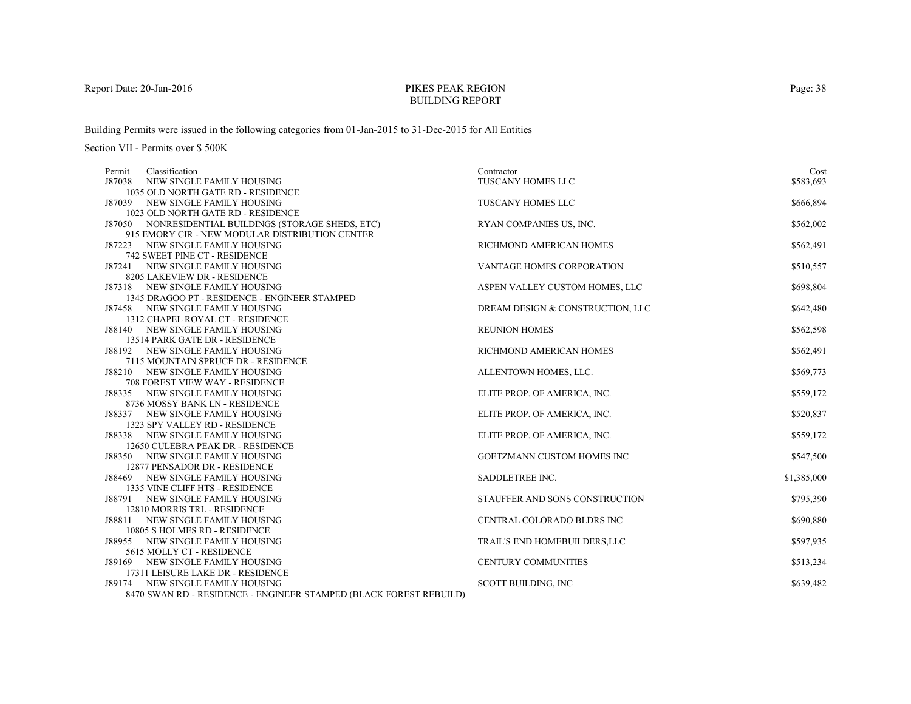Report Date: 20-Jan-2016

# PIKES PEAK REGION
## BUILDING REPORT

Building Permits were issued in the following categories from 01-Jan-2015 to 31-Dec-2015 for All Entities

Section VII - Permits over $ 500K

| Permit | Classification | Contractor | Cost |
|---|---|---|---|
| J87038 | NEW SINGLE FAMILY HOUSING<br>1035 OLD NORTH GATE RD - RESIDENCE | TUSCANY HOMES LLC | $583,693 |
| J87039 | NEW SINGLE FAMILY HOUSING<br>1023 OLD NORTH GATE RD - RESIDENCE | TUSCANY HOMES LLC | $666,894 |
| J87050 | NONRESIDENTIAL BUILDINGS (STORAGE SHEDS, ETC)<br>915 EMORY CIR - NEW MODULAR DISTRIBUTION CENTER | RYAN COMPANIES US, INC. | $562,002 |
| J87223 | NEW SINGLE FAMILY HOUSING<br>742 SWEET PINE CT - RESIDENCE | RICHMOND AMERICAN HOMES | $562,491 |
| J87241 | NEW SINGLE FAMILY HOUSING<br>8205 LAKEVIEW DR - RESIDENCE | VANTAGE HOMES CORPORATION | $510,557 |
| J87318 | NEW SINGLE FAMILY HOUSING<br>1345 DRAGOO PT - RESIDENCE - ENGINEER STAMPED | ASPEN VALLEY CUSTOM HOMES, LLC | $698,804 |
| J87458 | NEW SINGLE FAMILY HOUSING<br>1312 CHAPEL ROYAL CT - RESIDENCE | DREAM DESIGN & CONSTRUCTION, LLC | $642,480 |
| J88140 | NEW SINGLE FAMILY HOUSING<br>13514 PARK GATE DR - RESIDENCE | REUNION HOMES | $562,598 |
| J88192 | NEW SINGLE FAMILY HOUSING<br>7115 MOUNTAIN SPRUCE DR - RESIDENCE | RICHMOND AMERICAN HOMES | $562,491 |
| J88210 | NEW SINGLE FAMILY HOUSING<br>708 FOREST VIEW WAY - RESIDENCE | ALLENTOWN HOMES, LLC. | $569,773 |
| J88335 | NEW SINGLE FAMILY HOUSING<br>8736 MOSSY BANK LN - RESIDENCE | ELITE PROP. OF AMERICA, INC. | $559,172 |
| J88337 | NEW SINGLE FAMILY HOUSING<br>1323 SPY VALLEY RD - RESIDENCE | ELITE PROP. OF AMERICA, INC. | $520,837 |
| J88338 | NEW SINGLE FAMILY HOUSING<br>12650 CULEBRA PEAK DR - RESIDENCE | ELITE PROP. OF AMERICA, INC. | $559,172 |
| J88350 | NEW SINGLE FAMILY HOUSING<br>12877 PENSADOR DR - RESIDENCE | GOETZMANN CUSTOM HOMES INC | $547,500 |
| J88469 | NEW SINGLE FAMILY HOUSING<br>1335 VINE CLIFF HTS - RESIDENCE | SADDLETREE INC. | $1,385,000 |
| J88791 | NEW SINGLE FAMILY HOUSING<br>12810 MORRIS TRL - RESIDENCE | STAUFFER AND SONS CONSTRUCTION | $795,390 |
| J88811 | NEW SINGLE FAMILY HOUSING<br>10805 S HOLMES RD - RESIDENCE | CENTRAL COLORADO BLDRS INC | $690,880 |
| J88955 | NEW SINGLE FAMILY HOUSING<br>5615 MOLLY CT - RESIDENCE | TRAIL'S END HOMEBUILDERS,LLC | $597,935 |
| J89169 | NEW SINGLE FAMILY HOUSING<br>17311 LEISURE LAKE DR - RESIDENCE | CENTURY COMMUNITIES | $513,234 |
| J89174 | NEW SINGLE FAMILY HOUSING<br>8470 SWAN RD - RESIDENCE - ENGINEER STAMPED (BLACK FOREST REBUILD) | SCOTT BUILDING, INC | $639,482 |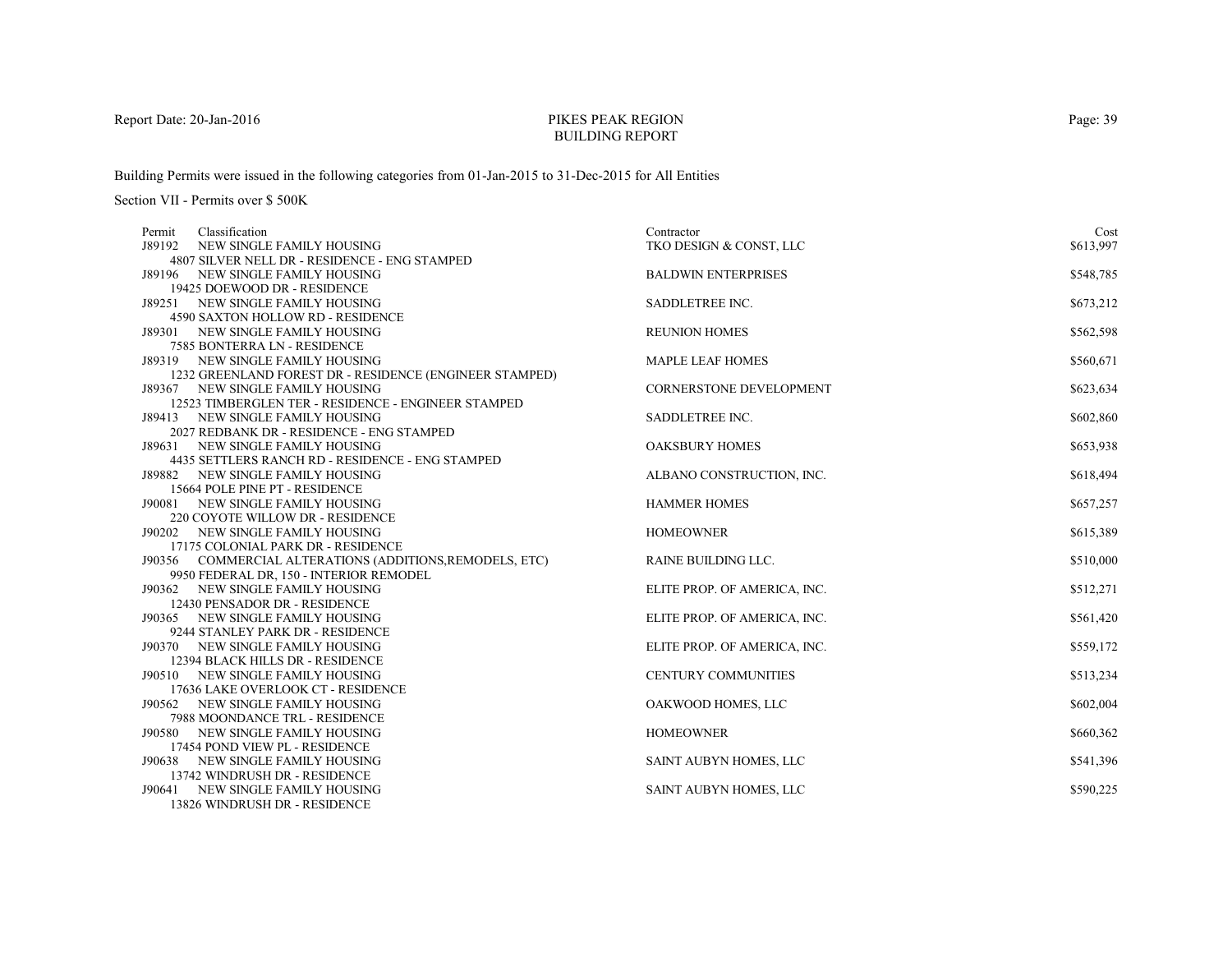PIKES PEAK REGION
BUILDING REPORT

Report Date: 20-Jan-2016

Building Permits were issued in the following categories from 01-Jan-2015 to 31-Dec-2015 for All Entities

Section VII - Permits over $ 500K

| Permit | Classification | Contractor | Cost |
|---|---|---|---|
| J89192 | NEW SINGLE FAMILY HOUSING<br>4807 SILVER NELL DR - RESIDENCE - ENG STAMPED | TKO DESIGN & CONST, LLC | $613,997 |
| J89196 | NEW SINGLE FAMILY HOUSING<br>19425 DOEWOOD DR - RESIDENCE | BALDWIN ENTERPRISES | $548,785 |
| J89251 | NEW SINGLE FAMILY HOUSING<br>4590 SAXTON HOLLOW RD - RESIDENCE | SADDLETREE INC. | $673,212 |
| J89301 | NEW SINGLE FAMILY HOUSING<br>7585 BONTERRA LN - RESIDENCE | REUNION HOMES | $562,598 |
| J89319 | NEW SINGLE FAMILY HOUSING<br>1232 GREENLAND FOREST DR - RESIDENCE (ENGINEER STAMPED) | MAPLE LEAF HOMES | $560,671 |
| J89367 | NEW SINGLE FAMILY HOUSING<br>12523 TIMBERGLEN TER - RESIDENCE - ENGINEER STAMPED | CORNERSTONE DEVELOPMENT | $623,634 |
| J89413 | NEW SINGLE FAMILY HOUSING<br>2027 REDBANK DR - RESIDENCE - ENG STAMPED | SADDLETREE INC. | $602,860 |
| J89631 | NEW SINGLE FAMILY HOUSING<br>4435 SETTLERS RANCH RD - RESIDENCE - ENG STAMPED | OAKSBURY HOMES | $653,938 |
| J89882 | NEW SINGLE FAMILY HOUSING<br>15664 POLE PINE PT - RESIDENCE | ALBANO CONSTRUCTION, INC. | $618,494 |
| J90081 | NEW SINGLE FAMILY HOUSING<br>220 COYOTE WILLOW DR - RESIDENCE | HAMMER HOMES | $657,257 |
| J90202 | NEW SINGLE FAMILY HOUSING<br>17175 COLONIAL PARK DR - RESIDENCE | HOMEOWNER | $615,389 |
| J90356 | COMMERCIAL ALTERATIONS (ADDITIONS,REMODELS, ETC)<br>9950 FEDERAL DR, 150 - INTERIOR REMODEL | RAINE BUILDING LLC. | $510,000 |
| J90362 | NEW SINGLE FAMILY HOUSING<br>12430 PENSADOR DR - RESIDENCE | ELITE PROP. OF AMERICA, INC. | $512,271 |
| J90365 | NEW SINGLE FAMILY HOUSING<br>9244 STANLEY PARK DR - RESIDENCE | ELITE PROP. OF AMERICA, INC. | $561,420 |
| J90370 | NEW SINGLE FAMILY HOUSING<br>12394 BLACK HILLS DR - RESIDENCE | ELITE PROP. OF AMERICA, INC. | $559,172 |
| J90510 | NEW SINGLE FAMILY HOUSING<br>17636 LAKE OVERLOOK CT - RESIDENCE | CENTURY COMMUNITIES | $513,234 |
| J90562 | NEW SINGLE FAMILY HOUSING<br>7988 MOONDANCE TRL - RESIDENCE | OAKWOOD HOMES, LLC | $602,004 |
| J90580 | NEW SINGLE FAMILY HOUSING<br>17454 POND VIEW PL - RESIDENCE | HOMEOWNER | $660,362 |
| J90638 | NEW SINGLE FAMILY HOUSING<br>13742 WINDRUSH DR - RESIDENCE | SAINT AUBYN HOMES, LLC | $541,396 |
| J90641 | NEW SINGLE FAMILY HOUSING<br>13826 WINDRUSH DR - RESIDENCE | SAINT AUBYN HOMES, LLC | $590,225 |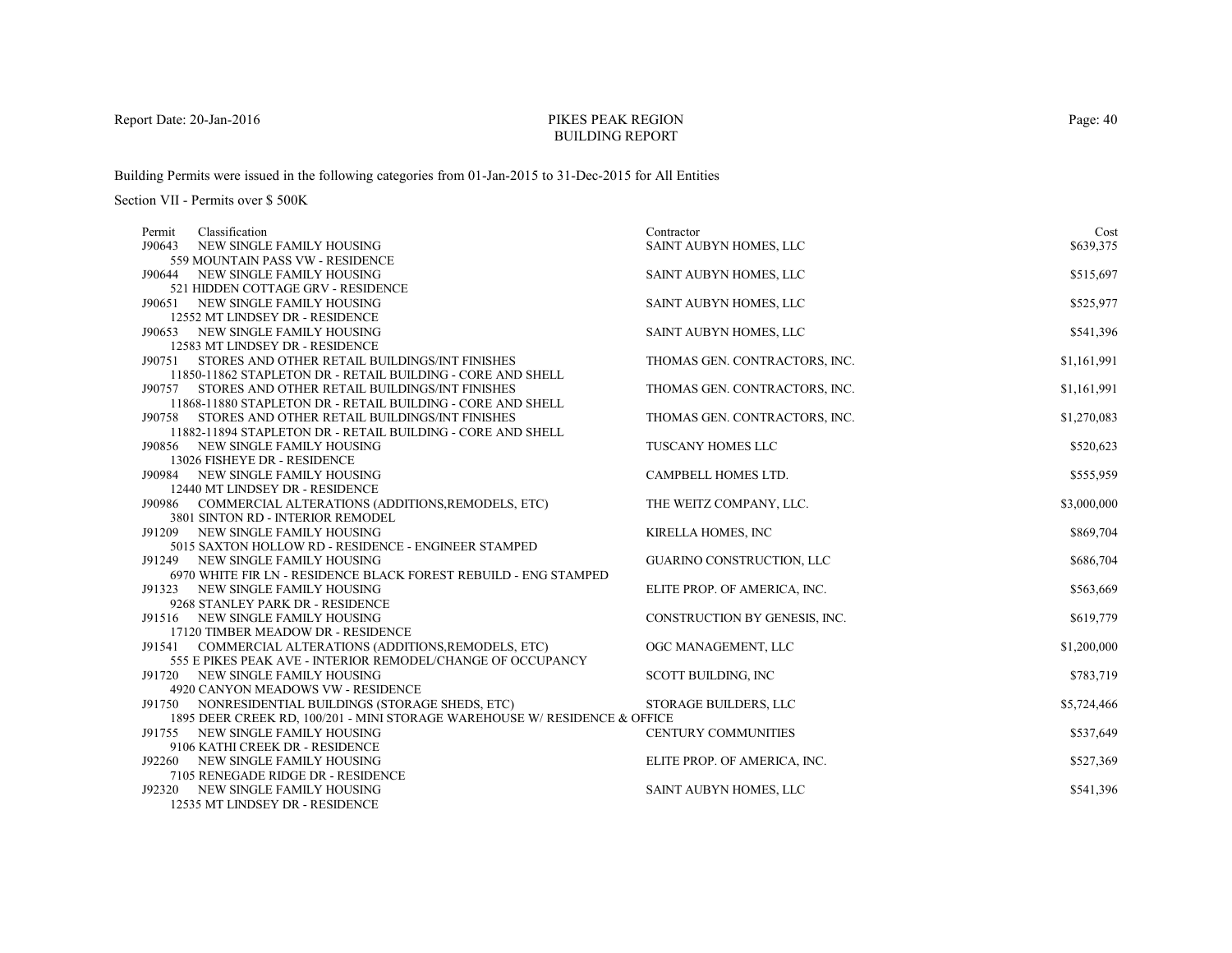Report Date: 20-Jan-2016

# PIKES PEAK REGION
## BUILDING REPORT

Building Permits were issued in the following categories from 01-Jan-2015 to 31-Dec-2015 for All Entities

Section VII - Permits over $ 500K

| Permit | Classification | Contractor | Cost |
|---|---|---|---|
| J90643 | NEW SINGLE FAMILY HOUSING<br>559 MOUNTAIN PASS VW - RESIDENCE | SAINT AUBYN HOMES, LLC | $639,375 |
| J90644 | NEW SINGLE FAMILY HOUSING<br>521 HIDDEN COTTAGE GRV - RESIDENCE | SAINT AUBYN HOMES, LLC | $515,697 |
| J90651 | NEW SINGLE FAMILY HOUSING<br>12552 MT LINDSEY DR - RESIDENCE | SAINT AUBYN HOMES, LLC | $525,977 |
| J90653 | NEW SINGLE FAMILY HOUSING<br>12583 MT LINDSEY DR - RESIDENCE | SAINT AUBYN HOMES, LLC | $541,396 |
| J90751 | STORES AND OTHER RETAIL BUILDINGS/INT FINISHES<br>11850-11862 STAPLETON DR - RETAIL BUILDING - CORE AND SHELL | THOMAS GEN. CONTRACTORS, INC. | $1,161,991 |
| J90757 | STORES AND OTHER RETAIL BUILDINGS/INT FINISHES<br>11868-11880 STAPLETON DR - RETAIL BUILDING - CORE AND SHELL | THOMAS GEN. CONTRACTORS, INC. | $1,161,991 |
| J90758 | STORES AND OTHER RETAIL BUILDINGS/INT FINISHES<br>11882-11894 STAPLETON DR - RETAIL BUILDING - CORE AND SHELL | THOMAS GEN. CONTRACTORS, INC. | $1,270,083 |
| J90856 | NEW SINGLE FAMILY HOUSING<br>13026 FISHEYE DR - RESIDENCE | TUSCANY HOMES LLC | $520,623 |
| J90984 | NEW SINGLE FAMILY HOUSING<br>12440 MT LINDSEY DR - RESIDENCE | CAMPBELL HOMES LTD. | $555,959 |
| J90986 | COMMERCIAL ALTERATIONS (ADDITIONS,REMODELS, ETC)<br>3801 SINTON RD - INTERIOR REMODEL | THE WEITZ COMPANY, LLC. | $3,000,000 |
| J91209 | NEW SINGLE FAMILY HOUSING<br>5015 SAXTON HOLLOW RD - RESIDENCE - ENGINEER STAMPED | KIRELLA HOMES, INC | $869,704 |
| J91249 | NEW SINGLE FAMILY HOUSING<br>6970 WHITE FIR LN - RESIDENCE BLACK FOREST REBUILD - ENG STAMPED | GUARINO CONSTRUCTION, LLC | $686,704 |
| J91323 | NEW SINGLE FAMILY HOUSING<br>9268 STANLEY PARK DR - RESIDENCE | ELITE PROP. OF AMERICA, INC. | $563,669 |
| J91516 | NEW SINGLE FAMILY HOUSING<br>17120 TIMBER MEADOW DR - RESIDENCE | CONSTRUCTION BY GENESIS, INC. | $619,779 |
| J91541 | COMMERCIAL ALTERATIONS (ADDITIONS,REMODELS, ETC)<br>555 E PIKES PEAK AVE - INTERIOR REMODEL/CHANGE OF OCCUPANCY | OGC MANAGEMENT, LLC | $1,200,000 |
| J91720 | NEW SINGLE FAMILY HOUSING<br>4920 CANYON MEADOWS VW - RESIDENCE | SCOTT BUILDING, INC | $783,719 |
| J91750 | NONRESIDENTIAL BUILDINGS (STORAGE SHEDS, ETC)<br>1895 DEER CREEK RD, 100/201 - MINI STORAGE WAREHOUSE W/ RESIDENCE & OFFICE | STORAGE BUILDERS, LLC | $5,724,466 |
| J91755 | NEW SINGLE FAMILY HOUSING<br>9106 KATHI CREEK DR - RESIDENCE | CENTURY COMMUNITIES | $537,649 |
| J92260 | NEW SINGLE FAMILY HOUSING<br>7105 RENEGADE RIDGE DR - RESIDENCE | ELITE PROP. OF AMERICA, INC. | $527,369 |
| J92320 | NEW SINGLE FAMILY HOUSING<br>12535 MT LINDSEY DR - RESIDENCE | SAINT AUBYN HOMES, LLC | $541,396 |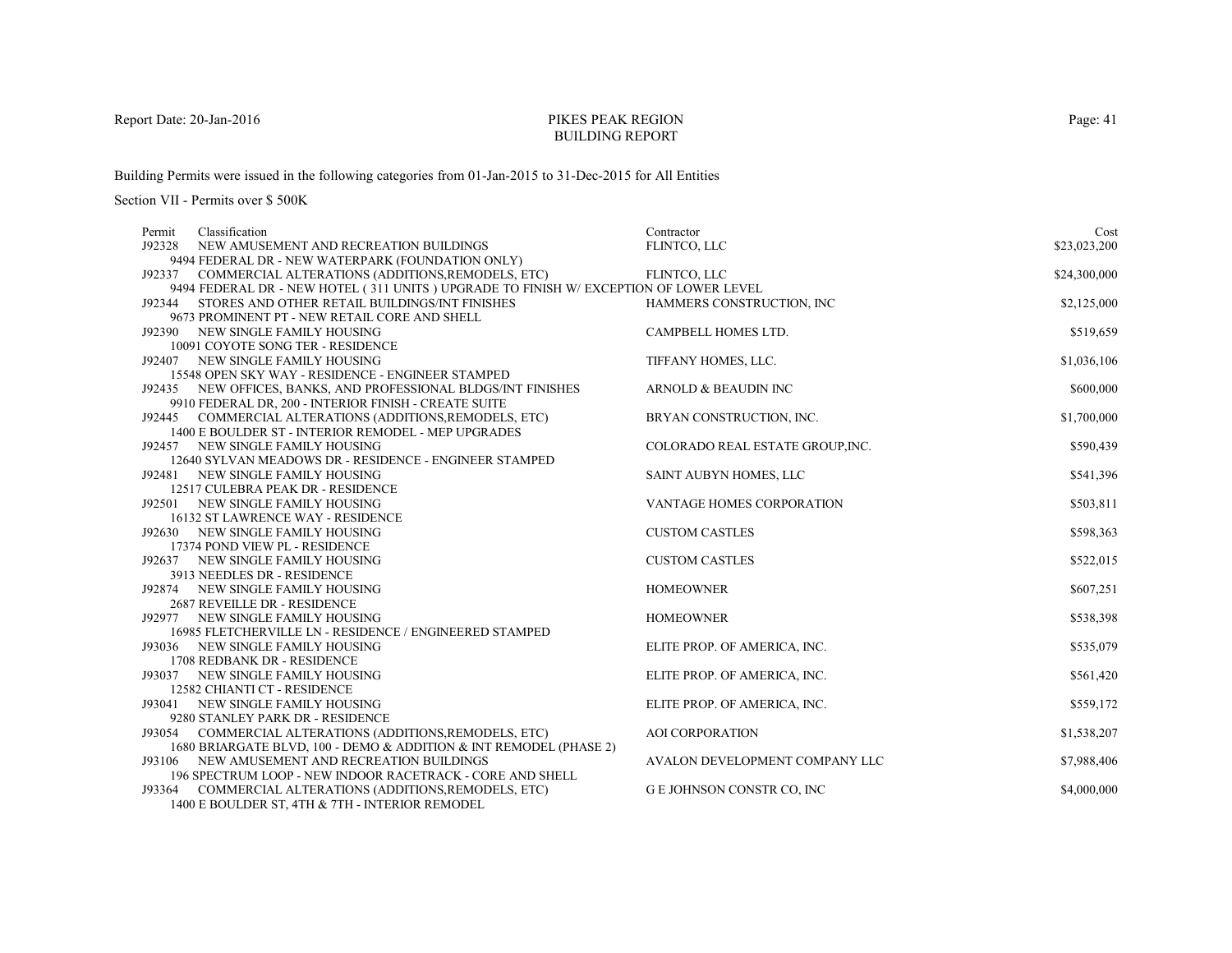Report Date: 20-Jan-2016

# PIKES PEAK REGION
## BUILDING REPORT

Building Permits were issued in the following categories from 01-Jan-2015 to 31-Dec-2015 for All Entities

Section VII - Permits over $ 500K

| Permit | Classification | Contractor | Cost |
|---|---|---|---|
| J92328 | NEW AMUSEMENT AND RECREATION BUILDINGS<br>9494 FEDERAL DR - NEW WATERPARK (FOUNDATION ONLY) | FLINTCO, LLC | $23,023,200 |
| J92337 | COMMERCIAL ALTERATIONS (ADDITIONS,REMODELS, ETC)<br>9494 FEDERAL DR - NEW HOTEL ( 311 UNITS ) UPGRADE TO FINISH W/ EXCEPTION OF LOWER LEVEL | FLINTCO, LLC | $24,300,000 |
| J92344 | STORES AND OTHER RETAIL BUILDINGS/INT FINISHES<br>9673 PROMINENT PT - NEW RETAIL CORE AND SHELL | HAMMERS CONSTRUCTION, INC | $2,125,000 |
| J92390 | NEW SINGLE FAMILY HOUSING<br>10091 COYOTE SONG TER - RESIDENCE | CAMPBELL HOMES LTD. | $519,659 |
| J92407 | NEW SINGLE FAMILY HOUSING<br>15548 OPEN SKY WAY - RESIDENCE - ENGINEER STAMPED | TIFFANY HOMES, LLC. | $1,036,106 |
| J92435 | NEW OFFICES, BANKS, AND PROFESSIONAL BLDGS/INT FINISHES<br>9910 FEDERAL DR, 200 - INTERIOR FINISH - CREATE SUITE | ARNOLD & BEAUDIN INC | $600,000 |
| J92445 | COMMERCIAL ALTERATIONS (ADDITIONS,REMODELS, ETC)<br>1400 E BOULDER ST - INTERIOR REMODEL - MEP UPGRADES | BRYAN CONSTRUCTION, INC. | $1,700,000 |
| J92457 | NEW SINGLE FAMILY HOUSING<br>12640 SYLVAN MEADOWS DR - RESIDENCE - ENGINEER STAMPED | COLORADO REAL ESTATE GROUP,INC. | $590,439 |
| J92481 | NEW SINGLE FAMILY HOUSING<br>12517 CULEBRA PEAK DR - RESIDENCE | SAINT AUBYN HOMES, LLC | $541,396 |
| J92501 | NEW SINGLE FAMILY HOUSING<br>16132 ST LAWRENCE WAY - RESIDENCE | VANTAGE HOMES CORPORATION | $503,811 |
| J92630 | NEW SINGLE FAMILY HOUSING<br>17374 POND VIEW PL - RESIDENCE | CUSTOM CASTLES | $598,363 |
| J92637 | NEW SINGLE FAMILY HOUSING<br>3913 NEEDLES DR - RESIDENCE | CUSTOM CASTLES | $522,015 |
| J92874 | NEW SINGLE FAMILY HOUSING<br>2687 REVEILLE DR - RESIDENCE | HOMEOWNER | $607,251 |
| J92977 | NEW SINGLE FAMILY HOUSING<br>16985 FLETCHERVILLE LN - RESIDENCE / ENGINEERED STAMPED | HOMEOWNER | $538,398 |
| J93036 | NEW SINGLE FAMILY HOUSING<br>1708 REDBANK DR - RESIDENCE | ELITE PROP. OF AMERICA, INC. | $535,079 |
| J93037 | NEW SINGLE FAMILY HOUSING<br>12582 CHIANTI CT - RESIDENCE | ELITE PROP. OF AMERICA, INC. | $561,420 |
| J93041 | NEW SINGLE FAMILY HOUSING<br>9280 STANLEY PARK DR - RESIDENCE | ELITE PROP. OF AMERICA, INC. | $559,172 |
| J93054 | COMMERCIAL ALTERATIONS (ADDITIONS,REMODELS, ETC)<br>1680 BRIARGATE BLVD, 100 - DEMO & ADDITION & INT REMODEL (PHASE 2) | AOI CORPORATION | $1,538,207 |
| J93106 | NEW AMUSEMENT AND RECREATION BUILDINGS<br>196 SPECTRUM LOOP - NEW INDOOR RACETRACK - CORE AND SHELL | AVALON DEVELOPMENT COMPANY LLC | $7,988,406 |
| J93364 | COMMERCIAL ALTERATIONS (ADDITIONS,REMODELS, ETC)<br>1400 E BOULDER ST, 4TH & 7TH - INTERIOR REMODEL | G E JOHNSON CONSTR CO, INC | $4,000,000 |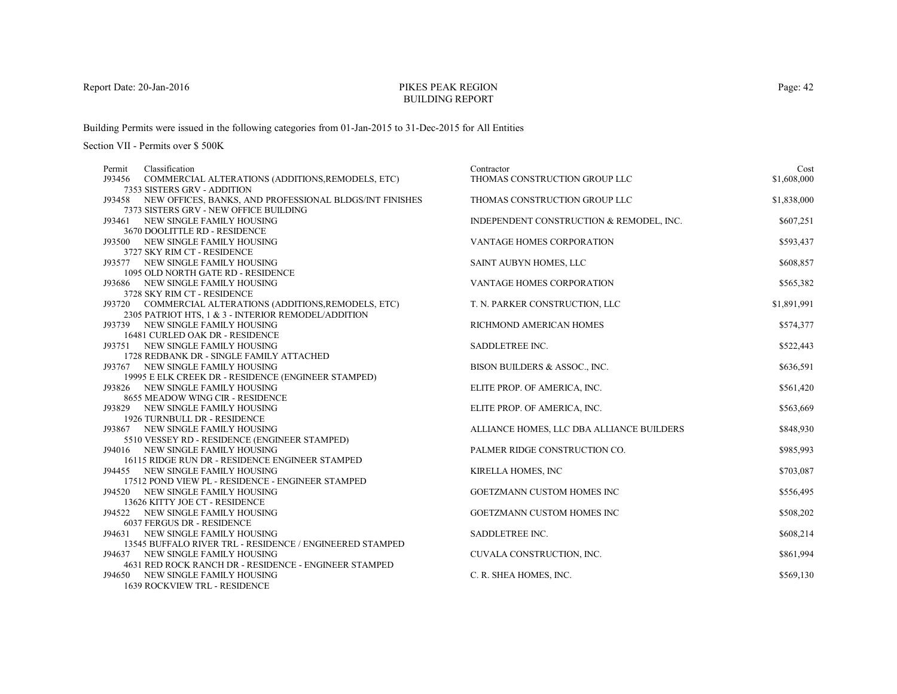# PIKES PEAK REGION
## BUILDING REPORT

Report Date: 20-Jan-2016

Building Permits were issued in the following categories from 01-Jan-2015 to 31-Dec-2015 for All Entities

Section VII - Permits over $ 500K

| Permit | Classification | Contractor | Cost |
|---|---|---|---|
| J93456 | COMMERCIAL ALTERATIONS (ADDITIONS,REMODELS, ETC)<br>7353 SISTERS GRV - ADDITION | THOMAS CONSTRUCTION GROUP LLC | $1,608,000 |
| J93458 | NEW OFFICES, BANKS, AND PROFESSIONAL BLDGS/INT FINISHES<br>7373 SISTERS GRV - NEW OFFICE BUILDING | THOMAS CONSTRUCTION GROUP LLC | $1,838,000 |
| J93461 | NEW SINGLE FAMILY HOUSING<br>3670 DOOLITTLE RD - RESIDENCE | INDEPENDENT CONSTRUCTION & REMODEL, INC. | $607,251 |
| J93500 | NEW SINGLE FAMILY HOUSING<br>3727 SKY RIM CT - RESIDENCE | VANTAGE HOMES CORPORATION | $593,437 |
| J93577 | NEW SINGLE FAMILY HOUSING<br>1095 OLD NORTH GATE RD - RESIDENCE | SAINT AUBYN HOMES, LLC | $608,857 |
| J93686 | NEW SINGLE FAMILY HOUSING<br>3728 SKY RIM CT - RESIDENCE | VANTAGE HOMES CORPORATION | $565,382 |
| J93720 | COMMERCIAL ALTERATIONS (ADDITIONS,REMODELS, ETC)<br>2305 PATRIOT HTS, 1 & 3 - INTERIOR REMODEL/ADDITION | T. N. PARKER CONSTRUCTION, LLC | $1,891,991 |
| J93739 | NEW SINGLE FAMILY HOUSING<br>16481 CURLED OAK DR - RESIDENCE | RICHMOND AMERICAN HOMES | $574,377 |
| J93751 | NEW SINGLE FAMILY HOUSING<br>1728 REDBANK DR - SINGLE FAMILY ATTACHED | SADDLETREE INC. | $522,443 |
| J93767 | NEW SINGLE FAMILY HOUSING<br>19995 E ELK CREEK DR - RESIDENCE (ENGINEER STAMPED) | BISON BUILDERS & ASSOC., INC. | $636,591 |
| J93826 | NEW SINGLE FAMILY HOUSING<br>8655 MEADOW WING CIR - RESIDENCE | ELITE PROP. OF AMERICA, INC. | $561,420 |
| J93829 | NEW SINGLE FAMILY HOUSING<br>1926 TURNBULL DR - RESIDENCE | ELITE PROP. OF AMERICA, INC. | $563,669 |
| J93867 | NEW SINGLE FAMILY HOUSING<br>5510 VESSEY RD - RESIDENCE (ENGINEER STAMPED) | ALLIANCE HOMES, LLC DBA ALLIANCE BUILDERS | $848,930 |
| J94016 | NEW SINGLE FAMILY HOUSING<br>16115 RIDGE RUN DR - RESIDENCE ENGINEER STAMPED | PALMER RIDGE CONSTRUCTION CO. | $985,993 |
| J94455 | NEW SINGLE FAMILY HOUSING<br>17512 POND VIEW PL - RESIDENCE - ENGINEER STAMPED | KIRELLA HOMES, INC | $703,087 |
| J94520 | NEW SINGLE FAMILY HOUSING<br>13626 KITTY JOE CT - RESIDENCE | GOETZMANN CUSTOM HOMES INC | $556,495 |
| J94522 | NEW SINGLE FAMILY HOUSING<br>6037 FERGUS DR - RESIDENCE | GOETZMANN CUSTOM HOMES INC | $508,202 |
| J94631 | NEW SINGLE FAMILY HOUSING<br>13545 BUFFALO RIVER TRL - RESIDENCE / ENGINEERED STAMPED | SADDLETREE INC. | $608,214 |
| J94637 | NEW SINGLE FAMILY HOUSING<br>4631 RED ROCK RANCH DR - RESIDENCE - ENGINEER STAMPED | CUVALA CONSTRUCTION, INC. | $861,994 |
| J94650 | NEW SINGLE FAMILY HOUSING<br>1639 ROCKVIEW TRL - RESIDENCE | C. R. SHEA HOMES, INC. | $569,130 |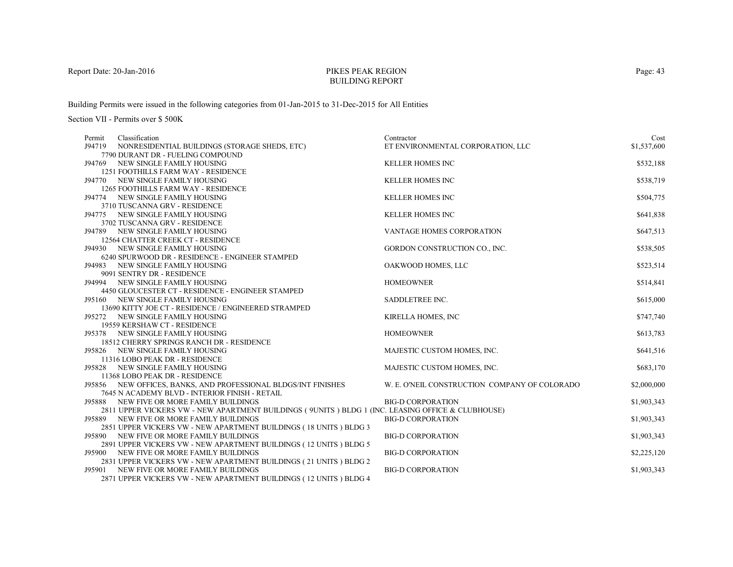Report Date: 20-Jan-2016

# PIKES PEAK REGION
## BUILDING REPORT

Building Permits were issued in the following categories from 01-Jan-2015 to 31-Dec-2015 for All Entities

Section VII - Permits over $ 500K

| Permit | Classification | Contractor | Cost |
|---|---|---|---|
| J94719 | NONRESIDENTIAL BUILDINGS (STORAGE SHEDS, ETC)<br>7790 DURANT DR - FUELING COMPOUND | ET ENVIRONMENTAL CORPORATION, LLC | $1,537,600 |
| J94769 | NEW SINGLE FAMILY HOUSING<br>1251 FOOTHILLS FARM WAY - RESIDENCE | KELLER HOMES INC | $532,188 |
| J94770 | NEW SINGLE FAMILY HOUSING<br>1265 FOOTHILLS FARM WAY - RESIDENCE | KELLER HOMES INC | $538,719 |
| J94774 | NEW SINGLE FAMILY HOUSING<br>3710 TUSCANNA GRV - RESIDENCE | KELLER HOMES INC | $504,775 |
| J94775 | NEW SINGLE FAMILY HOUSING<br>3702 TUSCANNA GRV - RESIDENCE | KELLER HOMES INC | $641,838 |
| J94789 | NEW SINGLE FAMILY HOUSING<br>12564 CHATTER CREEK CT - RESIDENCE | VANTAGE HOMES CORPORATION | $647,513 |
| J94930 | NEW SINGLE FAMILY HOUSING<br>6240 SPURWOOD DR - RESIDENCE - ENGINEER STAMPED | GORDON CONSTRUCTION CO., INC. | $538,505 |
| J94983 | NEW SINGLE FAMILY HOUSING<br>9091 SENTRY DR - RESIDENCE | OAKWOOD HOMES, LLC | $523,514 |
| J94994 | NEW SINGLE FAMILY HOUSING<br>4450 GLOUCESTER CT - RESIDENCE - ENGINEER STAMPED | HOMEOWNER | $514,841 |
| J95160 | NEW SINGLE FAMILY HOUSING<br>13690 KITTY JOE CT - RESIDENCE / ENGINEERED STRAMPED | SADDLETREE INC. | $615,000 |
| J95272 | NEW SINGLE FAMILY HOUSING<br>19559 KERSHAW CT - RESIDENCE | KIRELLA HOMES, INC | $747,740 |
| J95378 | NEW SINGLE FAMILY HOUSING<br>18512 CHERRY SPRINGS RANCH DR - RESIDENCE | HOMEOWNER | $613,783 |
| J95826 | NEW SINGLE FAMILY HOUSING<br>11316 LOBO PEAK DR - RESIDENCE | MAJESTIC CUSTOM HOMES, INC. | $641,516 |
| J95828 | NEW SINGLE FAMILY HOUSING<br>11368 LOBO PEAK DR - RESIDENCE | MAJESTIC CUSTOM HOMES, INC. | $683,170 |
| J95856 | NEW OFFICES, BANKS, AND PROFESSIONAL BLDGS/INT FINISHES<br>7645 N ACADEMY BLVD - INTERIOR FINISH - RETAIL | W. E. O'NEIL CONSTRUCTION COMPANY OF COLORADO | $2,000,000 |
| J95888 | NEW FIVE OR MORE FAMILY BUILDINGS<br>2811 UPPER VICKERS VW - NEW APARTMENT BUILDINGS ( 9UNITS ) BLDG 1 (INC. LEASING OFFICE & CLUBHOUSE) | BIG-D CORPORATION | $1,903,343 |
| J95889 | NEW FIVE OR MORE FAMILY BUILDINGS<br>2851 UPPER VICKERS VW - NEW APARTMENT BUILDINGS ( 18 UNITS ) BLDG 3 | BIG-D CORPORATION | $1,903,343 |
| J95890 | NEW FIVE OR MORE FAMILY BUILDINGS<br>2891 UPPER VICKERS VW - NEW APARTMENT BUILDINGS ( 12 UNITS ) BLDG 5 | BIG-D CORPORATION | $1,903,343 |
| J95900 | NEW FIVE OR MORE FAMILY BUILDINGS<br>2831 UPPER VICKERS VW - NEW APARTMENT BUILDINGS ( 21 UNITS ) BLDG 2 | BIG-D CORPORATION | $2,225,120 |
| J95901 | NEW FIVE OR MORE FAMILY BUILDINGS<br>2871 UPPER VICKERS VW - NEW APARTMENT BUILDINGS ( 12 UNITS ) BLDG 4 | BIG-D CORPORATION | $1,903,343 |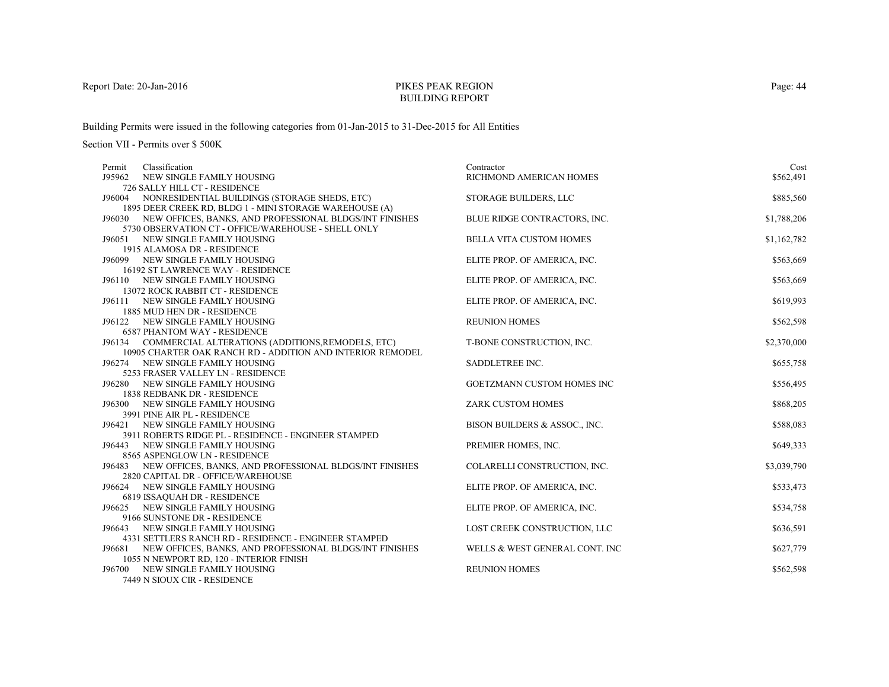Report Date: 20-Jan-2016

# PIKES PEAK REGION
## BUILDING REPORT

Building Permits were issued in the following categories from 01-Jan-2015 to 31-Dec-2015 for All Entities

Section VII - Permits over $ 500K

| Permit | Classification | Contractor | Cost |
|---|---|---|---|
| J95962 | NEW SINGLE FAMILY HOUSING<br>726 SALLY HILL CT - RESIDENCE | RICHMOND AMERICAN HOMES | $562,491 |
| J96004 | NONRESIDENTIAL BUILDINGS (STORAGE SHEDS, ETC)<br>1895 DEER CREEK RD, BLDG 1 - MINI STORAGE WAREHOUSE (A) | STORAGE BUILDERS, LLC | $885,560 |
| J96030 | NEW OFFICES, BANKS, AND PROFESSIONAL BLDGS/INT FINISHES<br>5730 OBSERVATION CT - OFFICE/WAREHOUSE - SHELL ONLY | BLUE RIDGE CONTRACTORS, INC. | $1,788,206 |
| J96051 | NEW SINGLE FAMILY HOUSING<br>1915 ALAMOSA DR - RESIDENCE | BELLA VITA CUSTOM HOMES | $1,162,782 |
| J96099 | NEW SINGLE FAMILY HOUSING<br>16192 ST LAWRENCE WAY - RESIDENCE | ELITE PROP. OF AMERICA, INC. | $563,669 |
| J96110 | NEW SINGLE FAMILY HOUSING<br>13072 ROCK RABBIT CT - RESIDENCE | ELITE PROP. OF AMERICA, INC. | $563,669 |
| J96111 | NEW SINGLE FAMILY HOUSING<br>1885 MUD HEN DR - RESIDENCE | ELITE PROP. OF AMERICA, INC. | $619,993 |
| J96122 | NEW SINGLE FAMILY HOUSING<br>6587 PHANTOM WAY - RESIDENCE | REUNION HOMES | $562,598 |
| J96134 | COMMERCIAL ALTERATIONS (ADDITIONS,REMODELS, ETC)<br>10905 CHARTER OAK RANCH RD - ADDITION AND INTERIOR REMODEL | T-BONE CONSTRUCTION, INC. | $2,370,000 |
| J96274 | NEW SINGLE FAMILY HOUSING<br>5253 FRASER VALLEY LN - RESIDENCE | SADDLETREE INC. | $655,758 |
| J96280 | NEW SINGLE FAMILY HOUSING<br>1838 REDBANK DR - RESIDENCE | GOETZMANN CUSTOM HOMES INC | $556,495 |
| J96300 | NEW SINGLE FAMILY HOUSING<br>3991 PINE AIR PL - RESIDENCE | ZARK CUSTOM HOMES | $868,205 |
| J96421 | NEW SINGLE FAMILY HOUSING<br>3911 ROBERTS RIDGE PL - RESIDENCE - ENGINEER STAMPED | BISON BUILDERS & ASSOC., INC. | $588,083 |
| J96443 | NEW SINGLE FAMILY HOUSING<br>8565 ASPENGLOW LN - RESIDENCE | PREMIER HOMES, INC. | $649,333 |
| J96483 | NEW OFFICES, BANKS, AND PROFESSIONAL BLDGS/INT FINISHES<br>2820 CAPITAL DR - OFFICE/WAREHOUSE | COLARELLI CONSTRUCTION, INC. | $3,039,790 |
| J96624 | NEW SINGLE FAMILY HOUSING<br>6819 ISSAQUAH DR - RESIDENCE | ELITE PROP. OF AMERICA, INC. | $533,473 |
| J96625 | NEW SINGLE FAMILY HOUSING<br>9166 SUNSTONE DR - RESIDENCE | ELITE PROP. OF AMERICA, INC. | $534,758 |
| J96643 | NEW SINGLE FAMILY HOUSING<br>4331 SETTLERS RANCH RD - RESIDENCE - ENGINEER STAMPED | LOST CREEK CONSTRUCTION, LLC | $636,591 |
| J96681 | NEW OFFICES, BANKS, AND PROFESSIONAL BLDGS/INT FINISHES<br>1055 N NEWPORT RD, 120 - INTERIOR FINISH | WELLS & WEST GENERAL CONT. INC | $627,779 |
| J96700 | NEW SINGLE FAMILY HOUSING<br>7449 N SIOUX CIR - RESIDENCE | REUNION HOMES | $562,598 |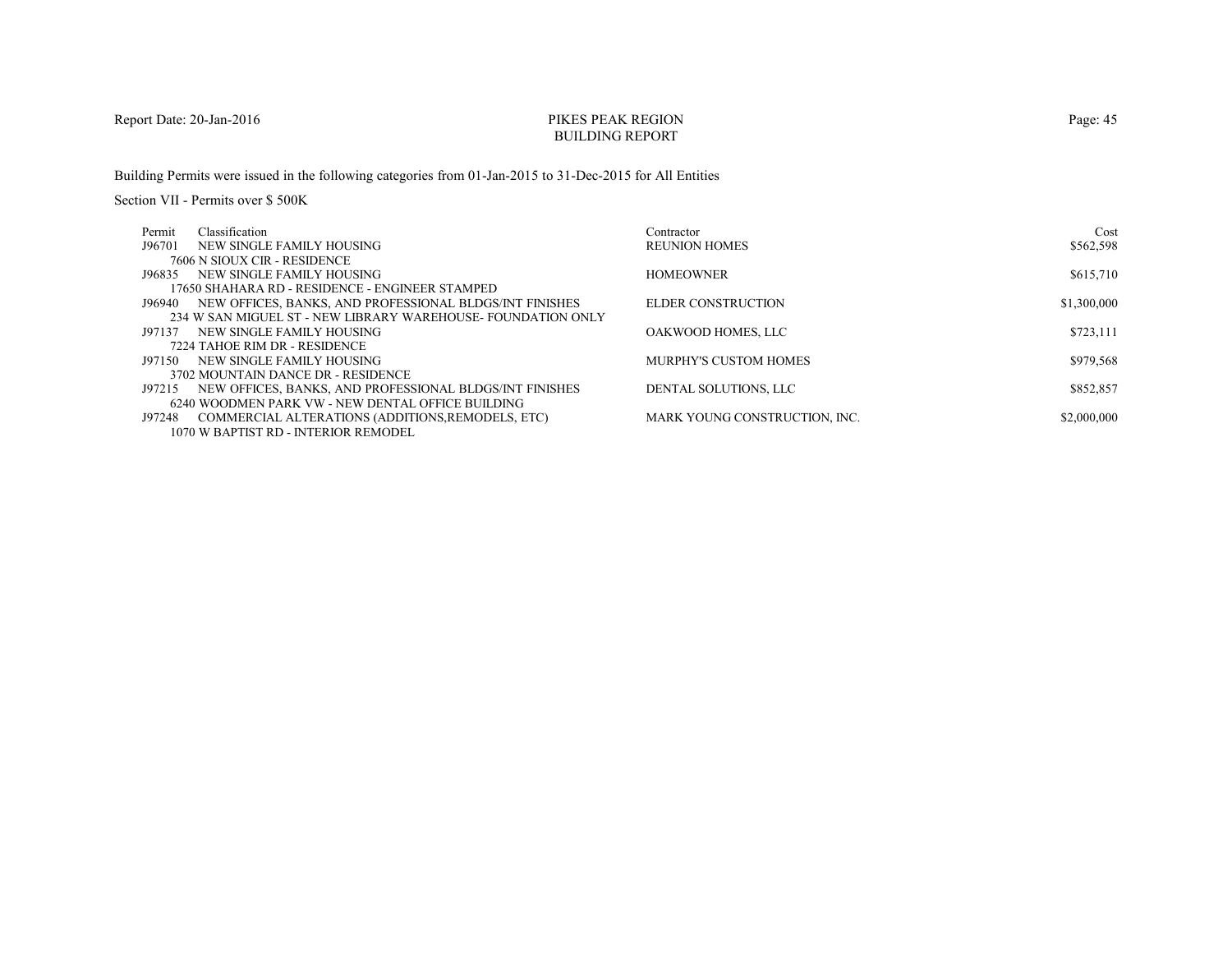# PIKES PEAK REGION
## BUILDING REPORT

Report Date: 20-Jan-2016

Building Permits were issued in the following categories from 01-Jan-2015 to 31-Dec-2015 for All Entities

Section VII - Permits over $ 500K

| Permit | Classification | Contractor | Cost |
|---|---|---|---|
| J96701 | NEW SINGLE FAMILY HOUSING<br>7606 N SIOUX CIR - RESIDENCE | REUNION HOMES | $562,598 |
| J96835 | NEW SINGLE FAMILY HOUSING<br>17650 SHAHARA RD - RESIDENCE - ENGINEER STAMPED | HOMEOWNER | $615,710 |
| J96940 | NEW OFFICES, BANKS, AND PROFESSIONAL BLDGS/INT FINISHES<br>234 W SAN MIGUEL ST - NEW LIBRARY WAREHOUSE- FOUNDATION ONLY | ELDER CONSTRUCTION | $1,300,000 |
| J97137 | NEW SINGLE FAMILY HOUSING<br>7224 TAHOE RIM DR - RESIDENCE | OAKWOOD HOMES, LLC | $723,111 |
| J97150 | NEW SINGLE FAMILY HOUSING<br>3702 MOUNTAIN DANCE DR - RESIDENCE | MURPHY'S CUSTOM HOMES | $979,568 |
| J97215 | NEW OFFICES, BANKS, AND PROFESSIONAL BLDGS/INT FINISHES<br>6240 WOODMEN PARK VW - NEW DENTAL OFFICE BUILDING | DENTAL SOLUTIONS, LLC | $852,857 |
| J97248 | COMMERCIAL ALTERATIONS (ADDITIONS,REMODELS, ETC)<br>1070 W BAPTIST RD - INTERIOR REMODEL | MARK YOUNG CONSTRUCTION, INC. | $2,000,000 |